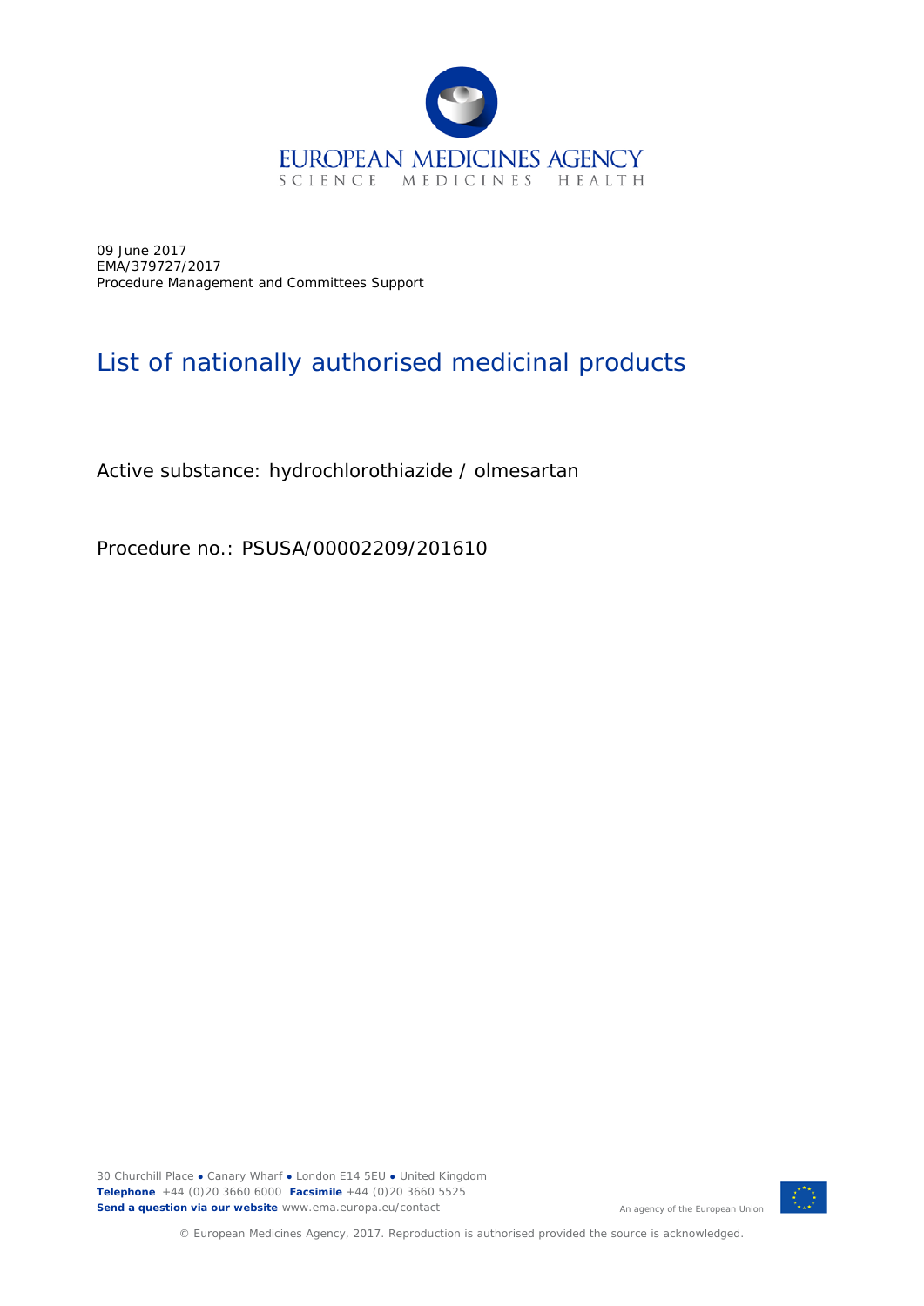09 June 2017
EMA/379727/2017
Procedure Management and Committees Support

# List of nationally authorised medicinal products

Active substance: hydrochlorothiazide / olmesartan

Procedure no.: PSUSA/00002209/201610

30 Churchill Place ● Canary Wharf ● London E14 5EU ● United Kingdom
**Telephone** +44 (0)20 3660 6000 **Facsimile** +44 (0)20 3660 5525
**Send a question via our website** www.ema.europa.eu/contact

An agency of the European Union

© European Medicines Agency, 2017. Reproduction is authorised provided the source is acknowledged.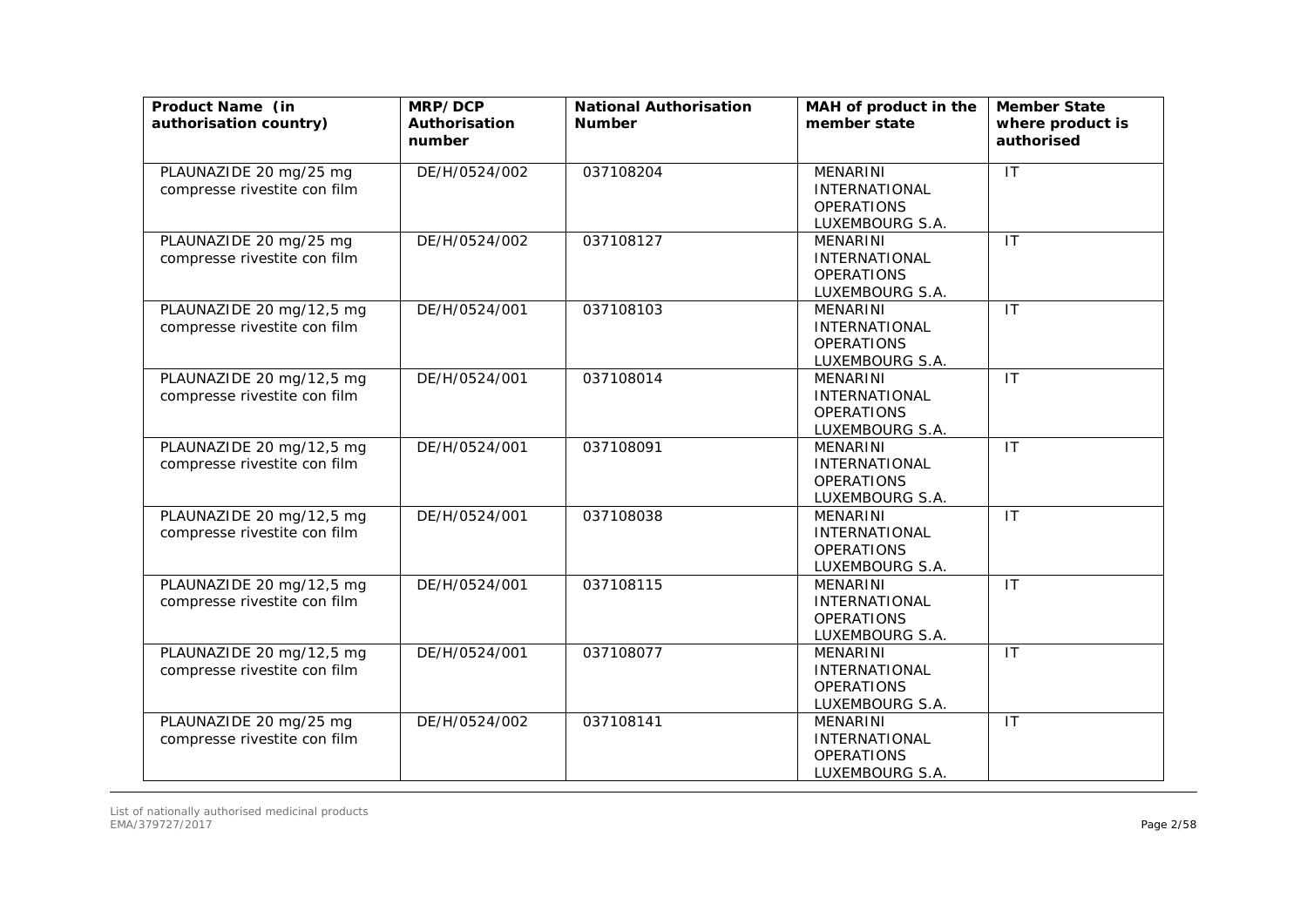| Product Name (in authorisation country) | MRP/DCP Authorisation number | National Authorisation Number | MAH of product in the member state | Member State where product is authorised |
| --- | --- | --- | --- | --- |
| PLAUNAZIDE 20 mg/25 mg compresse rivestite con film | DE/H/0524/002 | 037108204 | MENARINI INTERNATIONAL OPERATIONS LUXEMBOURG S.A. | IT |
| PLAUNAZIDE 20 mg/25 mg compresse rivestite con film | DE/H/0524/002 | 037108127 | MENARINI INTERNATIONAL OPERATIONS LUXEMBOURG S.A. | IT |
| PLAUNAZIDE 20 mg/12,5 mg compresse rivestite con film | DE/H/0524/001 | 037108103 | MENARINI INTERNATIONAL OPERATIONS LUXEMBOURG S.A. | IT |
| PLAUNAZIDE 20 mg/12,5 mg compresse rivestite con film | DE/H/0524/001 | 037108014 | MENARINI INTERNATIONAL OPERATIONS LUXEMBOURG S.A. | IT |
| PLAUNAZIDE 20 mg/12,5 mg compresse rivestite con film | DE/H/0524/001 | 037108091 | MENARINI INTERNATIONAL OPERATIONS LUXEMBOURG S.A. | IT |
| PLAUNAZIDE 20 mg/12,5 mg compresse rivestite con film | DE/H/0524/001 | 037108038 | MENARINI INTERNATIONAL OPERATIONS LUXEMBOURG S.A. | IT |
| PLAUNAZIDE 20 mg/12,5 mg compresse rivestite con film | DE/H/0524/001 | 037108115 | MENARINI INTERNATIONAL OPERATIONS LUXEMBOURG S.A. | IT |
| PLAUNAZIDE 20 mg/12,5 mg compresse rivestite con film | DE/H/0524/001 | 037108077 | MENARINI INTERNATIONAL OPERATIONS LUXEMBOURG S.A. | IT |
| PLAUNAZIDE 20 mg/25 mg compresse rivestite con film | DE/H/0524/002 | 037108141 | MENARINI INTERNATIONAL OPERATIONS LUXEMBOURG S.A. | IT |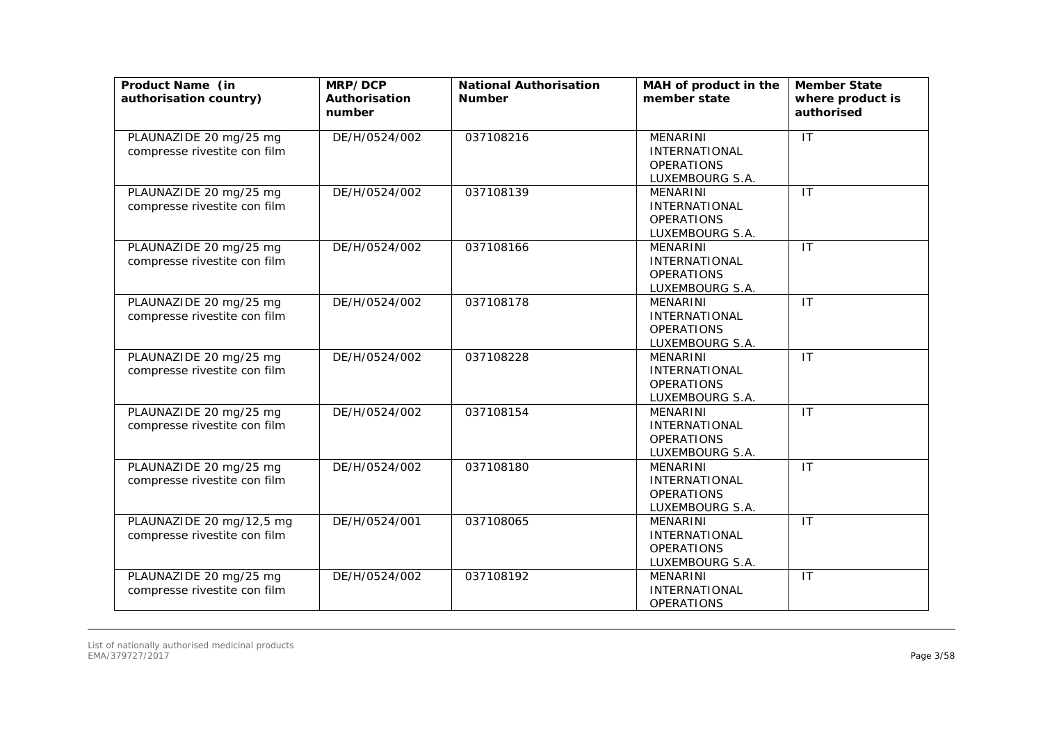| Product Name (in authorisation country) | MRP/DCP Authorisation number | National Authorisation Number | MAH of product in the member state | Member State where product is authorised |
| --- | --- | --- | --- | --- |
| PLAUNAZIDE 20 mg/25 mg compresse rivestite con film | DE/H/0524/002 | 037108216 | MENARINI INTERNATIONAL OPERATIONS LUXEMBOURG S.A. | IT |
| PLAUNAZIDE 20 mg/25 mg compresse rivestite con film | DE/H/0524/002 | 037108139 | MENARINI INTERNATIONAL OPERATIONS LUXEMBOURG S.A. | IT |
| PLAUNAZIDE 20 mg/25 mg compresse rivestite con film | DE/H/0524/002 | 037108166 | MENARINI INTERNATIONAL OPERATIONS LUXEMBOURG S.A. | IT |
| PLAUNAZIDE 20 mg/25 mg compresse rivestite con film | DE/H/0524/002 | 037108178 | MENARINI INTERNATIONAL OPERATIONS LUXEMBOURG S.A. | IT |
| PLAUNAZIDE 20 mg/25 mg compresse rivestite con film | DE/H/0524/002 | 037108228 | MENARINI INTERNATIONAL OPERATIONS LUXEMBOURG S.A. | IT |
| PLAUNAZIDE 20 mg/25 mg compresse rivestite con film | DE/H/0524/002 | 037108154 | MENARINI INTERNATIONAL OPERATIONS LUXEMBOURG S.A. | IT |
| PLAUNAZIDE 20 mg/25 mg compresse rivestite con film | DE/H/0524/002 | 037108180 | MENARINI INTERNATIONAL OPERATIONS LUXEMBOURG S.A. | IT |
| PLAUNAZIDE 20 mg/12,5 mg compresse rivestite con film | DE/H/0524/001 | 037108065 | MENARINI INTERNATIONAL OPERATIONS LUXEMBOURG S.A. | IT |
| PLAUNAZIDE 20 mg/25 mg compresse rivestite con film | DE/H/0524/002 | 037108192 | MENARINI INTERNATIONAL OPERATIONS | IT |

List of nationally authorised medicinal products
EMA/379727/2017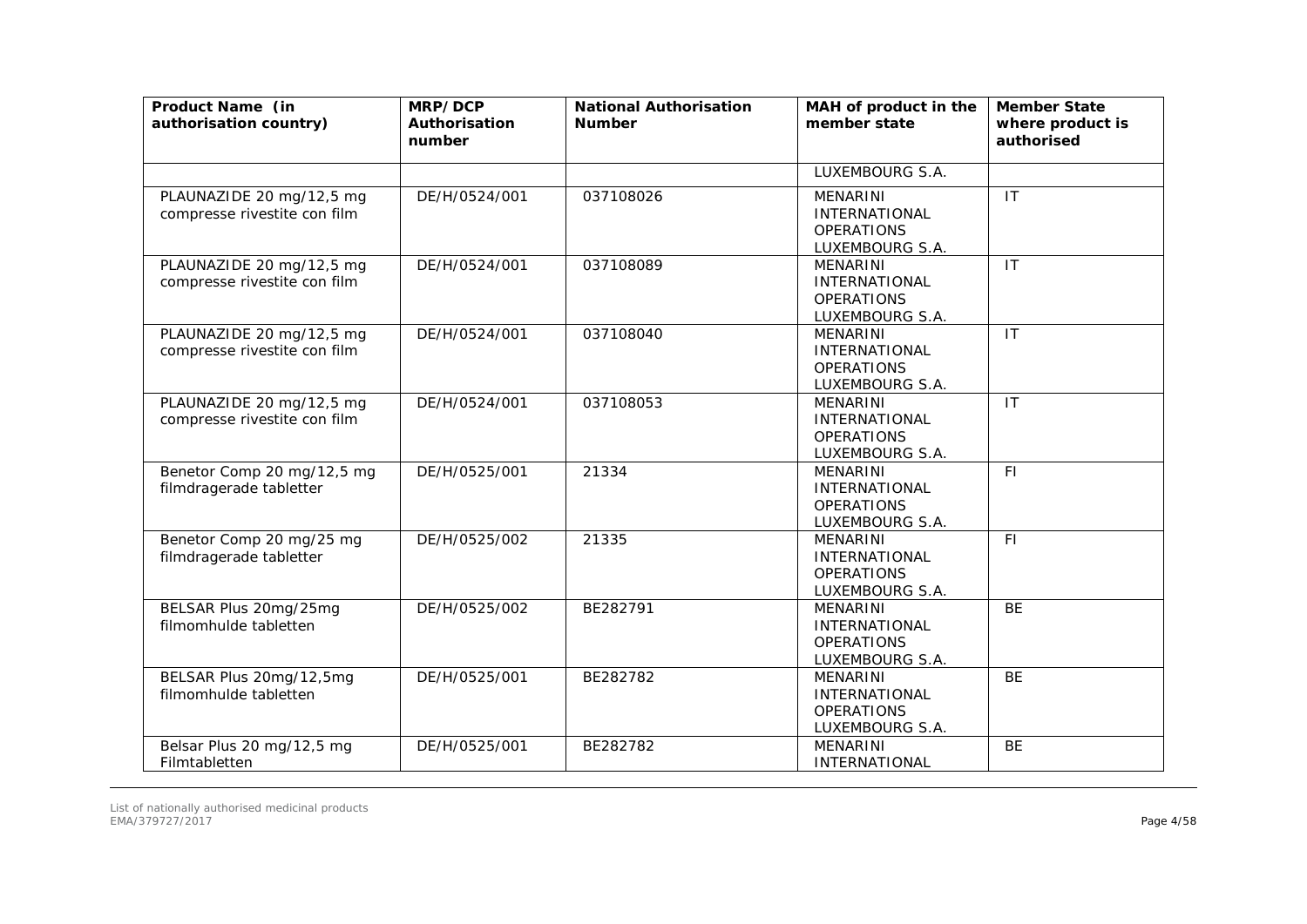| Product Name (in authorisation country) | MRP/DCP Authorisation number | National Authorisation Number | MAH of product in the member state | Member State where product is authorised |
| --- | --- | --- | --- | --- |
| | | | LUXEMBOURG S.A. | |
| PLAUNAZIDE 20 mg/12,5 mg compresse rivestite con film | DE/H/0524/001 | 037108026 | MENARINI INTERNATIONAL OPERATIONS LUXEMBOURG S.A. | IT |
| PLAUNAZIDE 20 mg/12,5 mg compresse rivestite con film | DE/H/0524/001 | 037108089 | MENARINI INTERNATIONAL OPERATIONS LUXEMBOURG S.A. | IT |
| PLAUNAZIDE 20 mg/12,5 mg compresse rivestite con film | DE/H/0524/001 | 037108040 | MENARINI INTERNATIONAL OPERATIONS LUXEMBOURG S.A. | IT |
| PLAUNAZIDE 20 mg/12,5 mg compresse rivestite con film | DE/H/0524/001 | 037108053 | MENARINI INTERNATIONAL OPERATIONS LUXEMBOURG S.A. | IT |
| Benetor Comp 20 mg/12,5 mg filmdragerade tabletter | DE/H/0525/001 | 21334 | MENARINI INTERNATIONAL OPERATIONS LUXEMBOURG S.A. | FI |
| Benetor Comp 20 mg/25 mg filmdragerade tabletter | DE/H/0525/002 | 21335 | MENARINI INTERNATIONAL OPERATIONS LUXEMBOURG S.A. | FI |
| BELSAR Plus 20mg/25mg filmomhulde tabletten | DE/H/0525/002 | BE282791 | MENARINI INTERNATIONAL OPERATIONS LUXEMBOURG S.A. | BE |
| BELSAR Plus 20mg/12,5mg filmomhulde tabletten | DE/H/0525/001 | BE282782 | MENARINI INTERNATIONAL OPERATIONS LUXEMBOURG S.A. | BE |
| Belsar Plus 20 mg/12,5 mg Filmtabletten | DE/H/0525/001 | BE282782 | MENARINI INTERNATIONAL | BE |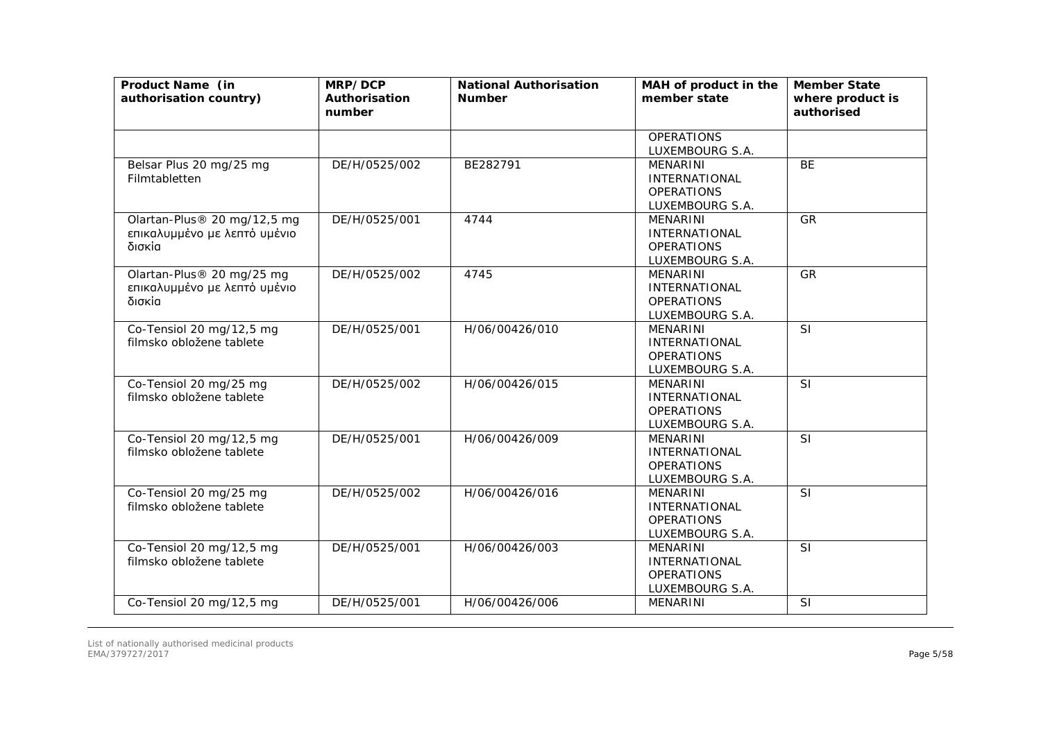| Product Name (in authorisation country) | MRP/DCP Authorisation number | National Authorisation Number | MAH of product in the member state | Member State where product is authorised |
| --- | --- | --- | --- | --- |
| | | | OPERATIONS LUXEMBOURG S.A. | |
| Belsar Plus 20 mg/25 mg Filmtabletten | DE/H/0525/002 | BE282791 | MENARINI INTERNATIONAL OPERATIONS LUXEMBOURG S.A. | BE |
| Olartan-Plus® 20 mg/12,5 mg επικαλυμμένο με λεπτό υμένιο δισκία | DE/H/0525/001 | 4744 | MENARINI INTERNATIONAL OPERATIONS LUXEMBOURG S.A. | GR |
| Olartan-Plus® 20 mg/25 mg επικαλυμμένο με λεπτό υμένιο δισκία | DE/H/0525/002 | 4745 | MENARINI INTERNATIONAL OPERATIONS LUXEMBOURG S.A. | GR |
| Co-Tensiol 20 mg/12,5 mg filmsko obložene tablete | DE/H/0525/001 | H/06/00426/010 | MENARINI INTERNATIONAL OPERATIONS LUXEMBOURG S.A. | SI |
| Co-Tensiol 20 mg/25 mg filmsko obložene tablete | DE/H/0525/002 | H/06/00426/015 | MENARINI INTERNATIONAL OPERATIONS LUXEMBOURG S.A. | SI |
| Co-Tensiol 20 mg/12,5 mg filmsko obložene tablete | DE/H/0525/001 | H/06/00426/009 | MENARINI INTERNATIONAL OPERATIONS LUXEMBOURG S.A. | SI |
| Co-Tensiol 20 mg/25 mg filmsko obložene tablete | DE/H/0525/002 | H/06/00426/016 | MENARINI INTERNATIONAL OPERATIONS LUXEMBOURG S.A. | SI |
| Co-Tensiol 20 mg/12,5 mg filmsko obložene tablete | DE/H/0525/001 | H/06/00426/003 | MENARINI INTERNATIONAL OPERATIONS LUXEMBOURG S.A. | SI |
| Co-Tensiol 20 mg/12,5 mg | DE/H/0525/001 | H/06/00426/006 | MENARINI | SI |

List of nationally authorised medicinal products
EMA/379727/2017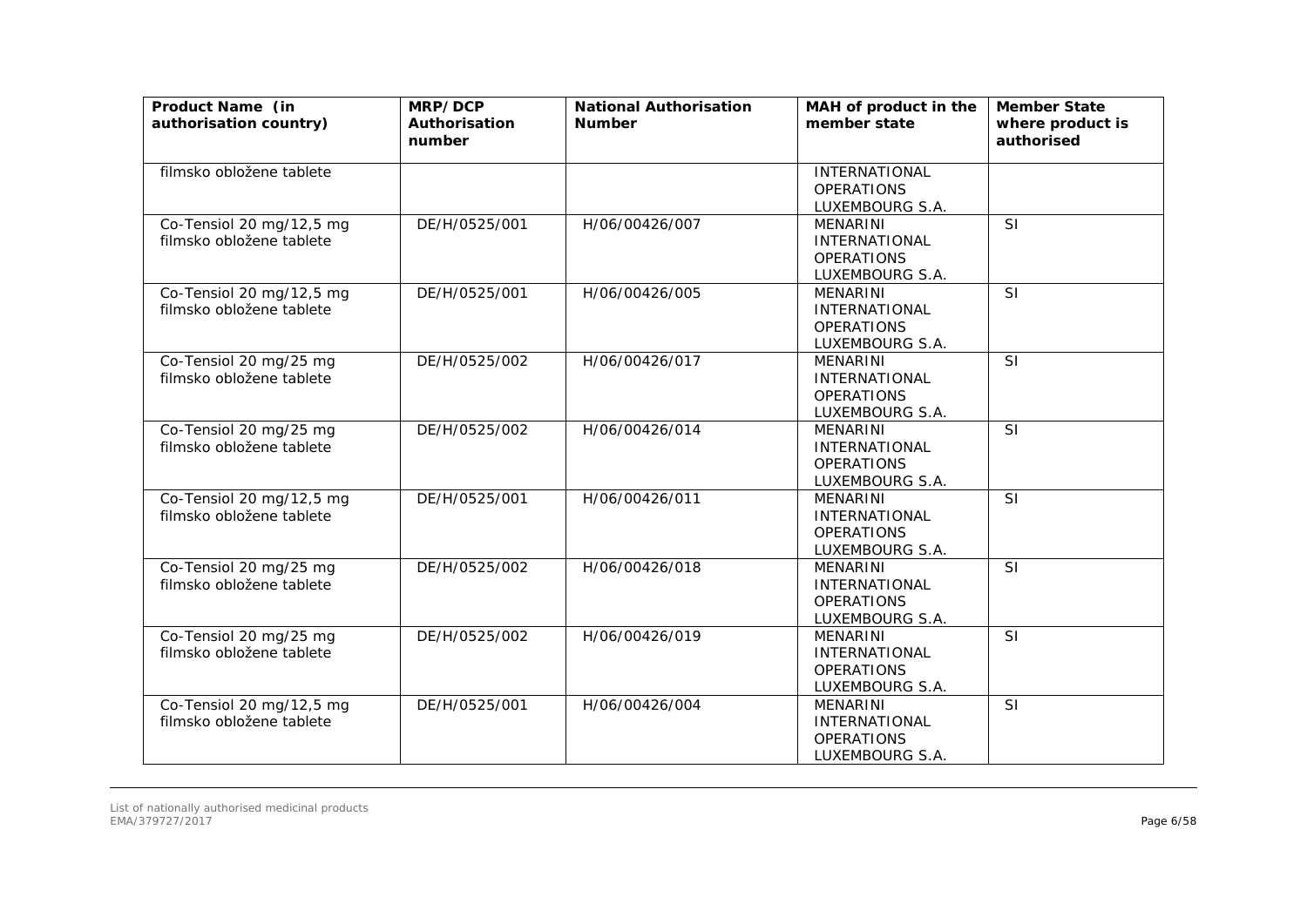| Product Name (in authorisation country) | MRP/DCP Authorisation number | National Authorisation Number | MAH of product in the member state | Member State where product is authorised |
| --- | --- | --- | --- | --- |
| filmsko obložene tablete | | | INTERNATIONAL OPERATIONS LUXEMBOURG S.A. | |
| Co-Tensiol 20 mg/12,5 mg filmsko obložene tablete | DE/H/0525/001 | H/06/00426/007 | MENARINI INTERNATIONAL OPERATIONS LUXEMBOURG S.A. | SI |
| Co-Tensiol 20 mg/12,5 mg filmsko obložene tablete | DE/H/0525/001 | H/06/00426/005 | MENARINI INTERNATIONAL OPERATIONS LUXEMBOURG S.A. | SI |
| Co-Tensiol 20 mg/25 mg filmsko obložene tablete | DE/H/0525/002 | H/06/00426/017 | MENARINI INTERNATIONAL OPERATIONS LUXEMBOURG S.A. | SI |
| Co-Tensiol 20 mg/25 mg filmsko obložene tablete | DE/H/0525/002 | H/06/00426/014 | MENARINI INTERNATIONAL OPERATIONS LUXEMBOURG S.A. | SI |
| Co-Tensiol 20 mg/12,5 mg filmsko obložene tablete | DE/H/0525/001 | H/06/00426/011 | MENARINI INTERNATIONAL OPERATIONS LUXEMBOURG S.A. | SI |
| Co-Tensiol 20 mg/25 mg filmsko obložene tablete | DE/H/0525/002 | H/06/00426/018 | MENARINI INTERNATIONAL OPERATIONS LUXEMBOURG S.A. | SI |
| Co-Tensiol 20 mg/25 mg filmsko obložene tablete | DE/H/0525/002 | H/06/00426/019 | MENARINI INTERNATIONAL OPERATIONS LUXEMBOURG S.A. | SI |
| Co-Tensiol 20 mg/12,5 mg filmsko obložene tablete | DE/H/0525/001 | H/06/00426/004 | MENARINI INTERNATIONAL OPERATIONS LUXEMBOURG S.A. | SI |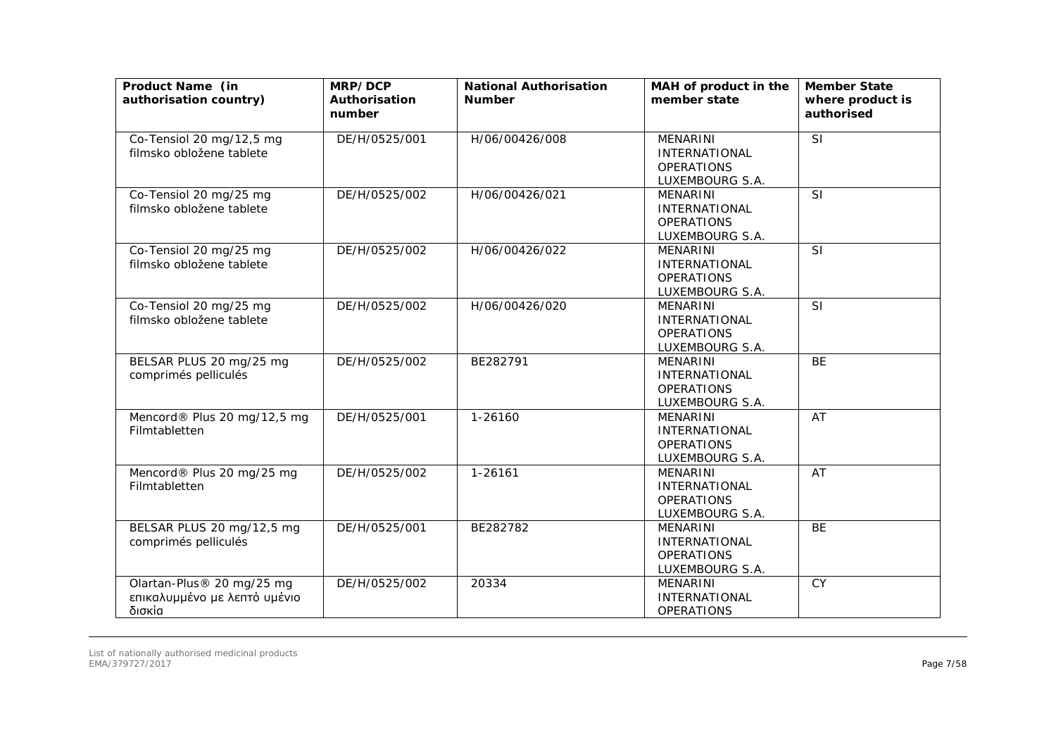| Product Name (in authorisation country) | MRP/DCP Authorisation number | National Authorisation Number | MAH of product in the member state | Member State where product is authorised |
|---|---|---|---|---|
| Co-Tensiol 20 mg/12,5 mg filmsko obložene tablete | DE/H/0525/001 | H/06/00426/008 | MENARINI INTERNATIONAL OPERATIONS LUXEMBOURG S.A. | SI |
| Co-Tensiol 20 mg/25 mg filmsko obložene tablete | DE/H/0525/002 | H/06/00426/021 | MENARINI INTERNATIONAL OPERATIONS LUXEMBOURG S.A. | SI |
| Co-Tensiol 20 mg/25 mg filmsko obložene tablete | DE/H/0525/002 | H/06/00426/022 | MENARINI INTERNATIONAL OPERATIONS LUXEMBOURG S.A. | SI |
| Co-Tensiol 20 mg/25 mg filmsko obložene tablete | DE/H/0525/002 | H/06/00426/020 | MENARINI INTERNATIONAL OPERATIONS LUXEMBOURG S.A. | SI |
| BELSAR PLUS 20 mg/25 mg comprimés pelliculés | DE/H/0525/002 | BE282791 | MENARINI INTERNATIONAL OPERATIONS LUXEMBOURG S.A. | BE |
| Mencord® Plus 20 mg/12,5 mg Filmtabletten | DE/H/0525/001 | 1-26160 | MENARINI INTERNATIONAL OPERATIONS LUXEMBOURG S.A. | AT |
| Mencord® Plus 20 mg/25 mg Filmtabletten | DE/H/0525/002 | 1-26161 | MENARINI INTERNATIONAL OPERATIONS LUXEMBOURG S.A. | AT |
| BELSAR PLUS 20 mg/12,5 mg comprimés pelliculés | DE/H/0525/001 | BE282782 | MENARINI INTERNATIONAL OPERATIONS LUXEMBOURG S.A. | BE |
| Olartan-Plus® 20 mg/25 mg επικαλυμμένο με λεπτό υμένιο δισκία | DE/H/0525/002 | 20334 | MENARINI INTERNATIONAL OPERATIONS | CY |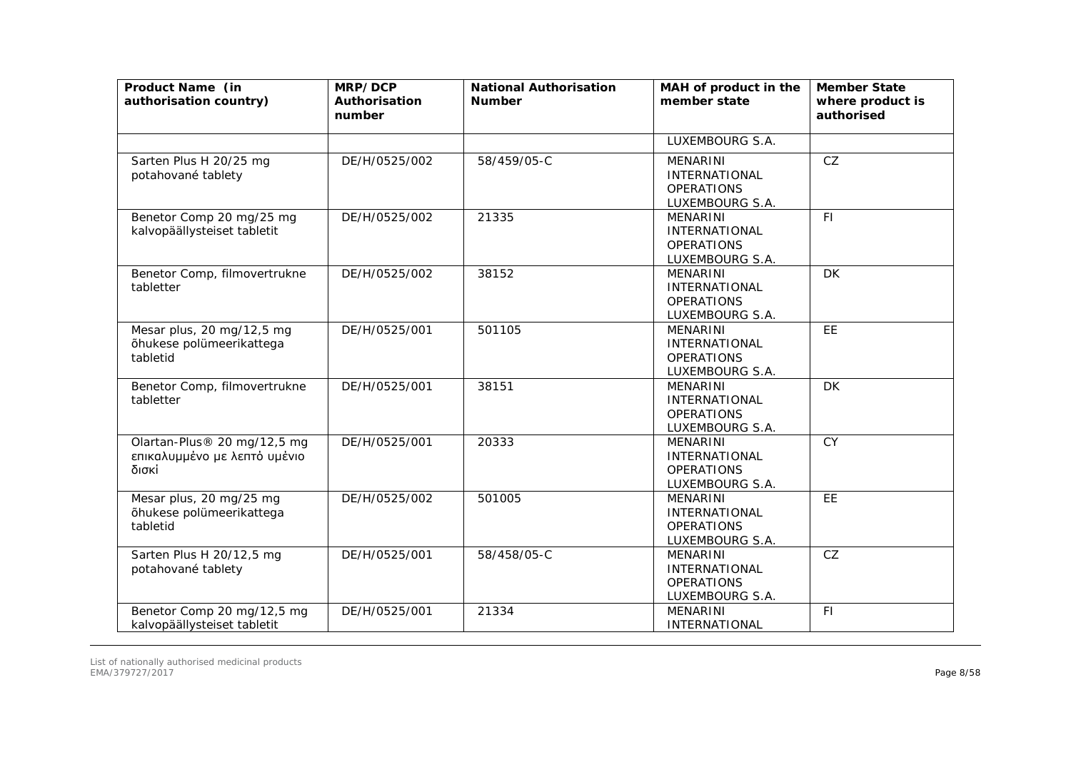| Product Name (in authorisation country) | MRP/DCP Authorisation number | National Authorisation Number | MAH of product in the member state | Member State where product is authorised |
|---|---|---|---|---|
| | | | LUXEMBOURG S.A. | |
| Sarten Plus H 20/25 mg potahované tablety | DE/H/0525/002 | 58/459/05-C | MENARINI INTERNATIONAL OPERATIONS LUXEMBOURG S.A. | CZ |
| Benetor Comp 20 mg/25 mg kalvopäällysteiset tabletit | DE/H/0525/002 | 21335 | MENARINI INTERNATIONAL OPERATIONS LUXEMBOURG S.A. | FI |
| Benetor Comp, filmovertrukne tabletter | DE/H/0525/002 | 38152 | MENARINI INTERNATIONAL OPERATIONS LUXEMBOURG S.A. | DK |
| Mesar plus, 20 mg/12,5 mg õhukese polümeerikattega tabletid | DE/H/0525/001 | 501105 | MENARINI INTERNATIONAL OPERATIONS LUXEMBOURG S.A. | EE |
| Benetor Comp, filmovertrukne tabletter | DE/H/0525/001 | 38151 | MENARINI INTERNATIONAL OPERATIONS LUXEMBOURG S.A. | DK |
| Olartan-Plus® 20 mg/12,5 mg επικαλυμμένο με λεπτό υμένιο δισκί | DE/H/0525/001 | 20333 | MENARINI INTERNATIONAL OPERATIONS LUXEMBOURG S.A. | CY |
| Mesar plus, 20 mg/25 mg õhukese polümeerikattega tabletid | DE/H/0525/002 | 501005 | MENARINI INTERNATIONAL OPERATIONS LUXEMBOURG S.A. | EE |
| Sarten Plus H 20/12,5 mg potahované tablety | DE/H/0525/001 | 58/458/05-C | MENARINI INTERNATIONAL OPERATIONS LUXEMBOURG S.A. | CZ |
| Benetor Comp 20 mg/12,5 mg kalvopäällysteiset tabletit | DE/H/0525/001 | 21334 | MENARINI INTERNATIONAL | FI |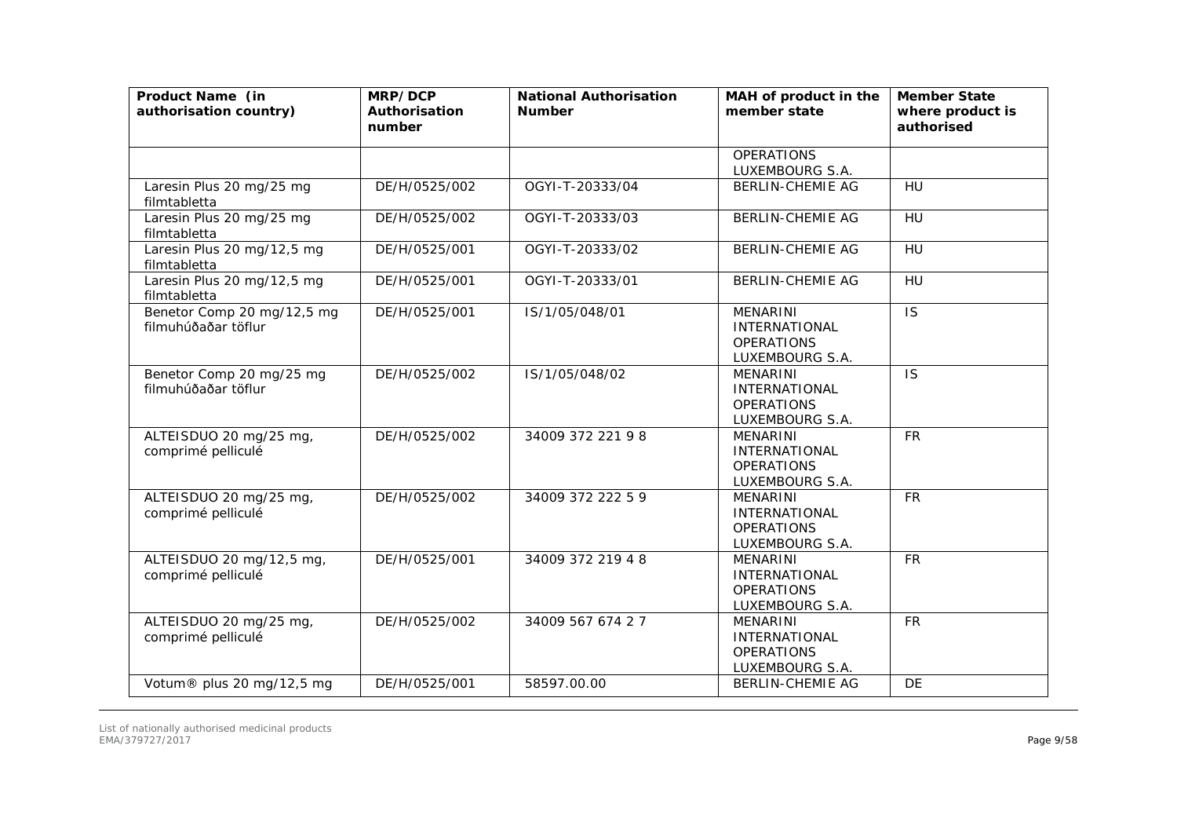| Product Name (in authorisation country) | MRP/DCP Authorisation number | National Authorisation Number | MAH of product in the member state | Member State where product is authorised |
|---|---|---|---|---|
| | | | OPERATIONS LUXEMBOURG S.A. | |
| Laresin Plus 20 mg/25 mg filmtabletta | DE/H/0525/002 | OGYI-T-20333/04 | BERLIN-CHEMIE AG | HU |
| Laresin Plus 20 mg/25 mg filmtabletta | DE/H/0525/002 | OGYI-T-20333/03 | BERLIN-CHEMIE AG | HU |
| Laresin Plus 20 mg/12,5 mg filmtabletta | DE/H/0525/001 | OGYI-T-20333/02 | BERLIN-CHEMIE AG | HU |
| Laresin Plus 20 mg/12,5 mg filmtabletta | DE/H/0525/001 | OGYI-T-20333/01 | BERLIN-CHEMIE AG | HU |
| Benetor Comp 20 mg/12,5 mg filmuhúðaðar töflur | DE/H/0525/001 | IS/1/05/048/01 | MENARINI INTERNATIONAL OPERATIONS LUXEMBOURG S.A. | IS |
| Benetor Comp 20 mg/25 mg filmuhúðaðar töflur | DE/H/0525/002 | IS/1/05/048/02 | MENARINI INTERNATIONAL OPERATIONS LUXEMBOURG S.A. | IS |
| ALTEISDUO 20 mg/25 mg, comprimé pelliculé | DE/H/0525/002 | 34009 372 221 9 8 | MENARINI INTERNATIONAL OPERATIONS LUXEMBOURG S.A. | FR |
| ALTEISDUO 20 mg/25 mg, comprimé pelliculé | DE/H/0525/002 | 34009 372 222 5 9 | MENARINI INTERNATIONAL OPERATIONS LUXEMBOURG S.A. | FR |
| ALTEISDUO 20 mg/12,5 mg, comprimé pelliculé | DE/H/0525/001 | 34009 372 219 4 8 | MENARINI INTERNATIONAL OPERATIONS LUXEMBOURG S.A. | FR |
| ALTEISDUO 20 mg/25 mg, comprimé pelliculé | DE/H/0525/002 | 34009 567 674 2 7 | MENARINI INTERNATIONAL OPERATIONS LUXEMBOURG S.A. | FR |
| Votum® plus 20 mg/12,5 mg | DE/H/0525/001 | 58597.00.00 | BERLIN-CHEMIE AG | DE |

List of nationally authorised medicinal products
EMA/379727/2017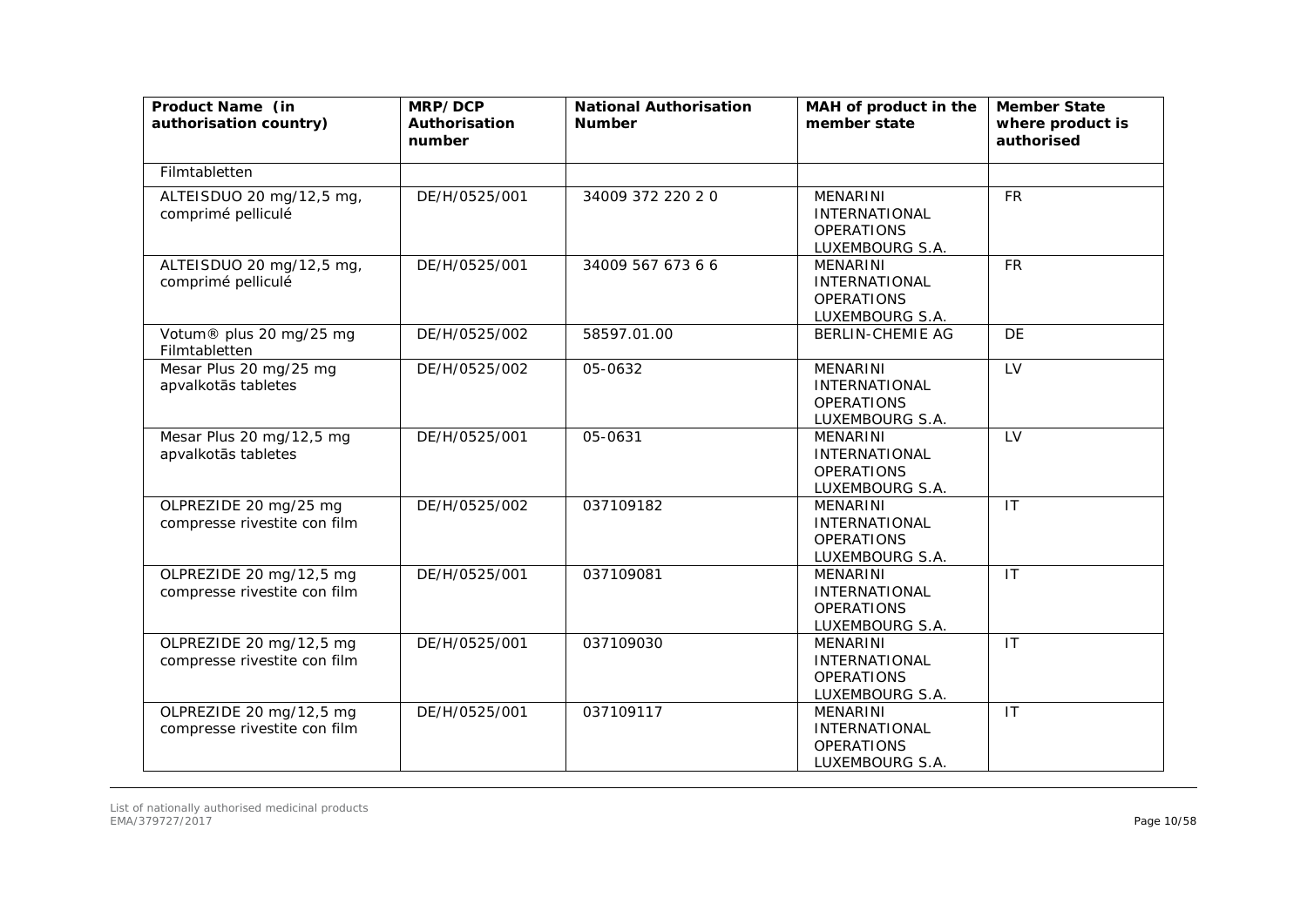| Product Name (in authorisation country) | MRP/DCP Authorisation number | National Authorisation Number | MAH of product in the member state | Member State where product is authorised |
|---|---|---|---|---|
| Filmtabletten | | | | |
| ALTEISDUO 20 mg/12,5 mg, comprimé pelliculé | DE/H/0525/001 | 34009 372 220 2 0 | MENARINI INTERNATIONAL OPERATIONS LUXEMBOURG S.A. | FR |
| ALTEISDUO 20 mg/12,5 mg, comprimé pelliculé | DE/H/0525/001 | 34009 567 673 6 6 | MENARINI INTERNATIONAL OPERATIONS LUXEMBOURG S.A. | FR |
| Votum® plus 20 mg/25 mg Filmtabletten | DE/H/0525/002 | 58597.01.00 | BERLIN-CHEMIE AG | DE |
| Mesar Plus 20 mg/25 mg apvalkotās tabletes | DE/H/0525/002 | 05-0632 | MENARINI INTERNATIONAL OPERATIONS LUXEMBOURG S.A. | LV |
| Mesar Plus 20 mg/12,5 mg apvalkotās tabletes | DE/H/0525/001 | 05-0631 | MENARINI INTERNATIONAL OPERATIONS LUXEMBOURG S.A. | LV |
| OLPREZIDE 20 mg/25 mg compresse rivestite con film | DE/H/0525/002 | 037109182 | MENARINI INTERNATIONAL OPERATIONS LUXEMBOURG S.A. | IT |
| OLPREZIDE 20 mg/12,5 mg compresse rivestite con film | DE/H/0525/001 | 037109081 | MENARINI INTERNATIONAL OPERATIONS LUXEMBOURG S.A. | IT |
| OLPREZIDE 20 mg/12,5 mg compresse rivestite con film | DE/H/0525/001 | 037109030 | MENARINI INTERNATIONAL OPERATIONS LUXEMBOURG S.A. | IT |
| OLPREZIDE 20 mg/12,5 mg compresse rivestite con film | DE/H/0525/001 | 037109117 | MENARINI INTERNATIONAL OPERATIONS LUXEMBOURG S.A. | IT |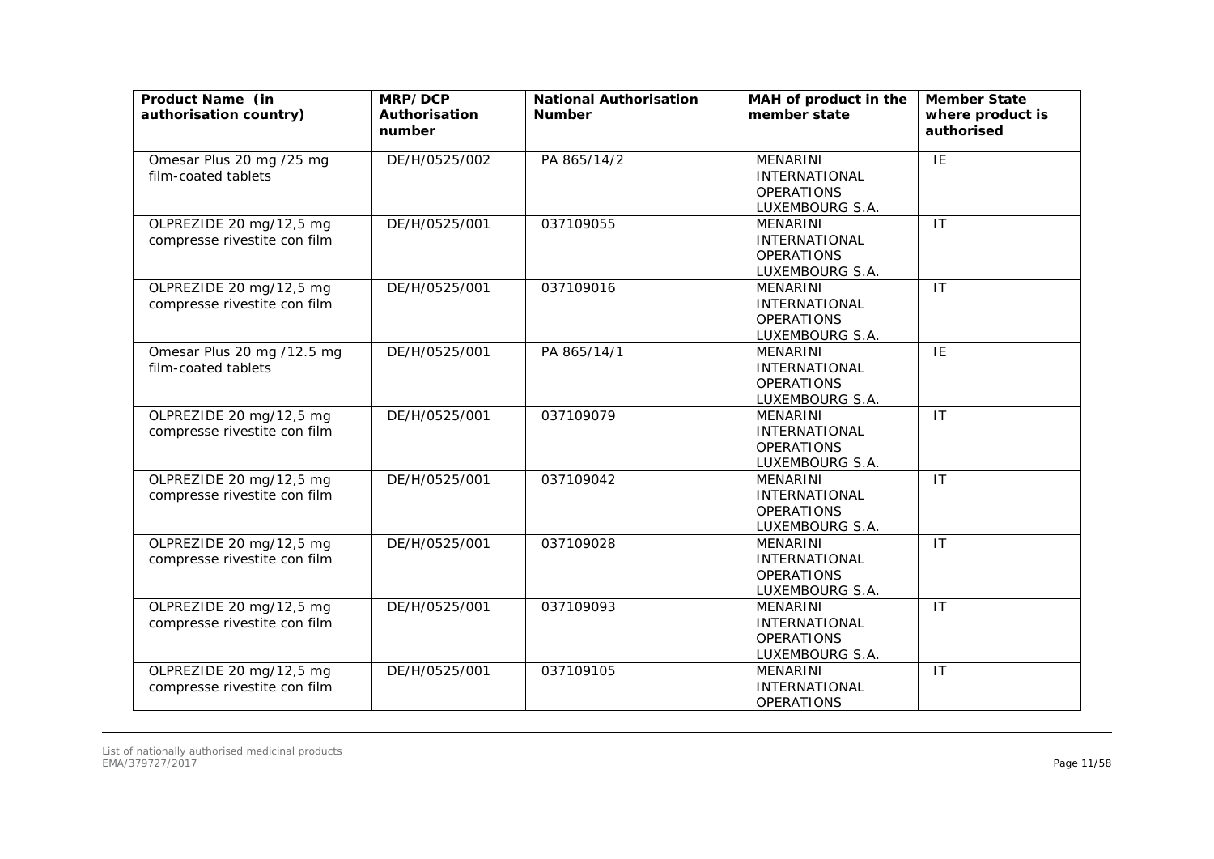| Product Name (in authorisation country) | MRP/DCP Authorisation number | National Authorisation Number | MAH of product in the member state | Member State where product is authorised |
|---|---|---|---|---|
| Omesar Plus 20 mg /25 mg film-coated tablets | DE/H/0525/002 | PA 865/14/2 | MENARINI INTERNATIONAL OPERATIONS LUXEMBOURG S.A. | IE |
| OLPREZIDE 20 mg/12,5 mg compresse rivestite con film | DE/H/0525/001 | 037109055 | MENARINI INTERNATIONAL OPERATIONS LUXEMBOURG S.A. | IT |
| OLPREZIDE 20 mg/12,5 mg compresse rivestite con film | DE/H/0525/001 | 037109016 | MENARINI INTERNATIONAL OPERATIONS LUXEMBOURG S.A. | IT |
| Omesar Plus 20 mg /12.5 mg film-coated tablets | DE/H/0525/001 | PA 865/14/1 | MENARINI INTERNATIONAL OPERATIONS LUXEMBOURG S.A. | IE |
| OLPREZIDE 20 mg/12,5 mg compresse rivestite con film | DE/H/0525/001 | 037109079 | MENARINI INTERNATIONAL OPERATIONS LUXEMBOURG S.A. | IT |
| OLPREZIDE 20 mg/12,5 mg compresse rivestite con film | DE/H/0525/001 | 037109042 | MENARINI INTERNATIONAL OPERATIONS LUXEMBOURG S.A. | IT |
| OLPREZIDE 20 mg/12,5 mg compresse rivestite con film | DE/H/0525/001 | 037109028 | MENARINI INTERNATIONAL OPERATIONS LUXEMBOURG S.A. | IT |
| OLPREZIDE 20 mg/12,5 mg compresse rivestite con film | DE/H/0525/001 | 037109093 | MENARINI INTERNATIONAL OPERATIONS LUXEMBOURG S.A. | IT |
| OLPREZIDE 20 mg/12,5 mg compresse rivestite con film | DE/H/0525/001 | 037109105 | MENARINI INTERNATIONAL OPERATIONS | IT |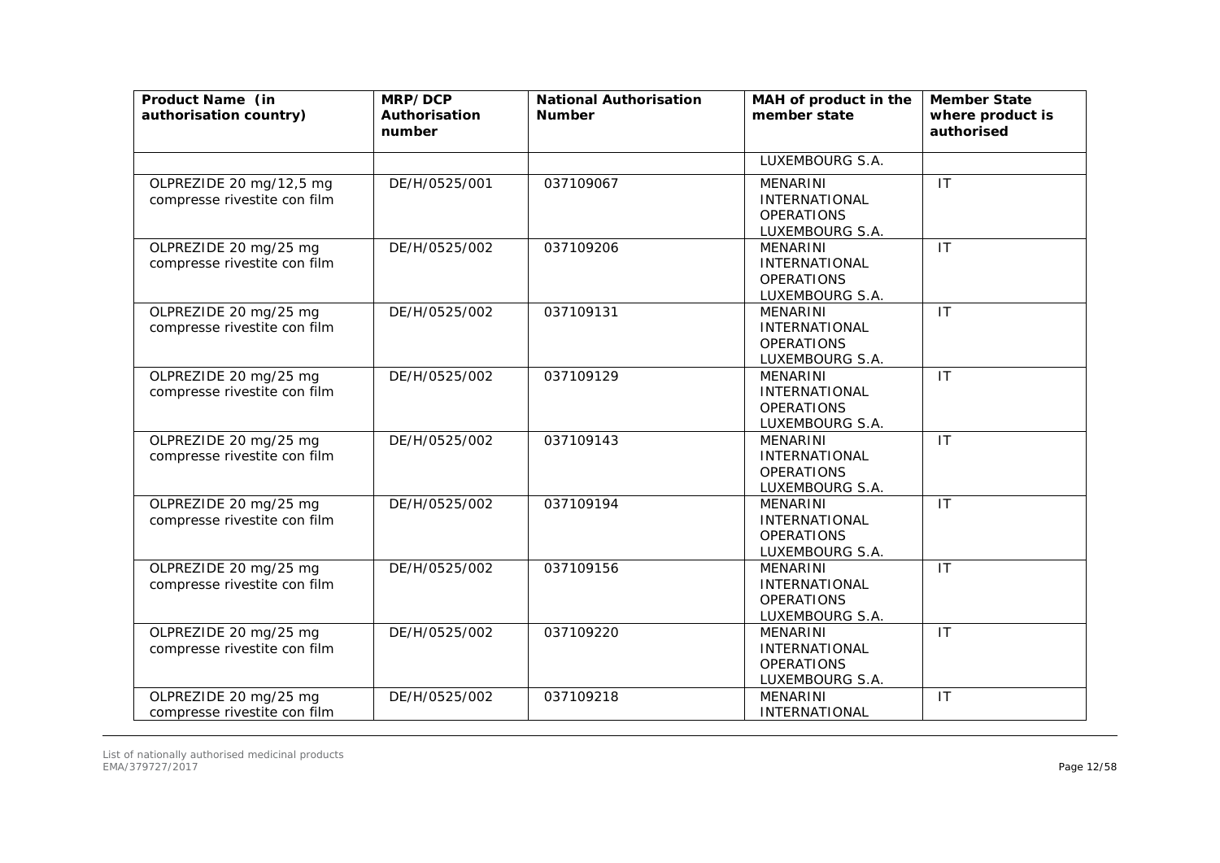| Product Name (in authorisation country) | MRP/DCP Authorisation number | National Authorisation Number | MAH of product in the member state | Member State where product is authorised |
|---|---|---|---|---|
| | | | LUXEMBOURG S.A. | |
| OLPREZIDE 20 mg/12,5 mg compresse rivestite con film | DE/H/0525/001 | 037109067 | MENARINI INTERNATIONAL OPERATIONS LUXEMBOURG S.A. | IT |
| OLPREZIDE 20 mg/25 mg compresse rivestite con film | DE/H/0525/002 | 037109206 | MENARINI INTERNATIONAL OPERATIONS LUXEMBOURG S.A. | IT |
| OLPREZIDE 20 mg/25 mg compresse rivestite con film | DE/H/0525/002 | 037109131 | MENARINI INTERNATIONAL OPERATIONS LUXEMBOURG S.A. | IT |
| OLPREZIDE 20 mg/25 mg compresse rivestite con film | DE/H/0525/002 | 037109129 | MENARINI INTERNATIONAL OPERATIONS LUXEMBOURG S.A. | IT |
| OLPREZIDE 20 mg/25 mg compresse rivestite con film | DE/H/0525/002 | 037109143 | MENARINI INTERNATIONAL OPERATIONS LUXEMBOURG S.A. | IT |
| OLPREZIDE 20 mg/25 mg compresse rivestite con film | DE/H/0525/002 | 037109194 | MENARINI INTERNATIONAL OPERATIONS LUXEMBOURG S.A. | IT |
| OLPREZIDE 20 mg/25 mg compresse rivestite con film | DE/H/0525/002 | 037109156 | MENARINI INTERNATIONAL OPERATIONS LUXEMBOURG S.A. | IT |
| OLPREZIDE 20 mg/25 mg compresse rivestite con film | DE/H/0525/002 | 037109220 | MENARINI INTERNATIONAL OPERATIONS LUXEMBOURG S.A. | IT |
| OLPREZIDE 20 mg/25 mg compresse rivestite con film | DE/H/0525/002 | 037109218 | MENARINI INTERNATIONAL | IT |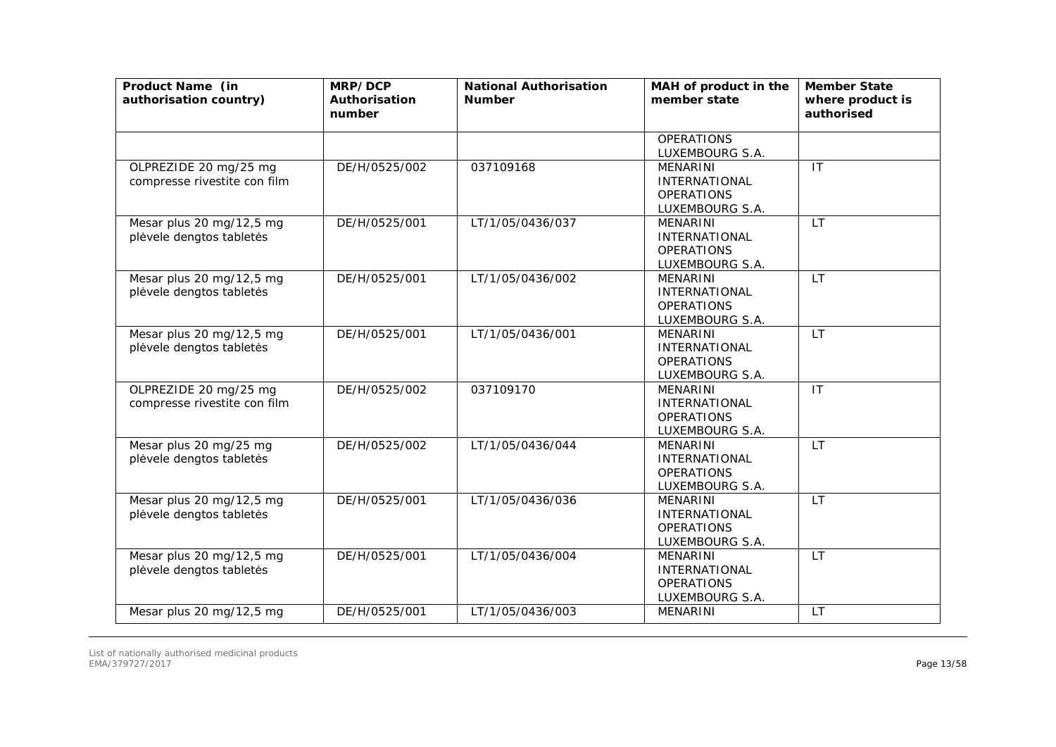| Product Name (in authorisation country) | MRP/DCP Authorisation number | National Authorisation Number | MAH of product in the member state | Member State where product is authorised |
|---|---|---|---|---|
| | | | OPERATIONS LUXEMBOURG S.A. | |
| OLPREZIDE 20 mg/25 mg compresse rivestite con film | DE/H/0525/002 | 037109168 | MENARINI INTERNATIONAL OPERATIONS LUXEMBOURG S.A. | IT |
| Mesar plus 20 mg/12,5 mg plėvele dengtos tabletės | DE/H/0525/001 | LT/1/05/0436/037 | MENARINI INTERNATIONAL OPERATIONS LUXEMBOURG S.A. | LT |
| Mesar plus 20 mg/12,5 mg plėvele dengtos tabletės | DE/H/0525/001 | LT/1/05/0436/002 | MENARINI INTERNATIONAL OPERATIONS LUXEMBOURG S.A. | LT |
| Mesar plus 20 mg/12,5 mg plėvele dengtos tabletės | DE/H/0525/001 | LT/1/05/0436/001 | MENARINI INTERNATIONAL OPERATIONS LUXEMBOURG S.A. | LT |
| OLPREZIDE 20 mg/25 mg compresse rivestite con film | DE/H/0525/002 | 037109170 | MENARINI INTERNATIONAL OPERATIONS LUXEMBOURG S.A. | IT |
| Mesar plus 20 mg/25 mg plėvele dengtos tabletės | DE/H/0525/002 | LT/1/05/0436/044 | MENARINI INTERNATIONAL OPERATIONS LUXEMBOURG S.A. | LT |
| Mesar plus 20 mg/12,5 mg plėvele dengtos tabletės | DE/H/0525/001 | LT/1/05/0436/036 | MENARINI INTERNATIONAL OPERATIONS LUXEMBOURG S.A. | LT |
| Mesar plus 20 mg/12,5 mg plėvele dengtos tabletės | DE/H/0525/001 | LT/1/05/0436/004 | MENARINI INTERNATIONAL OPERATIONS LUXEMBOURG S.A. | LT |
| Mesar plus 20 mg/12,5 mg | DE/H/0525/001 | LT/1/05/0436/003 | MENARINI | LT |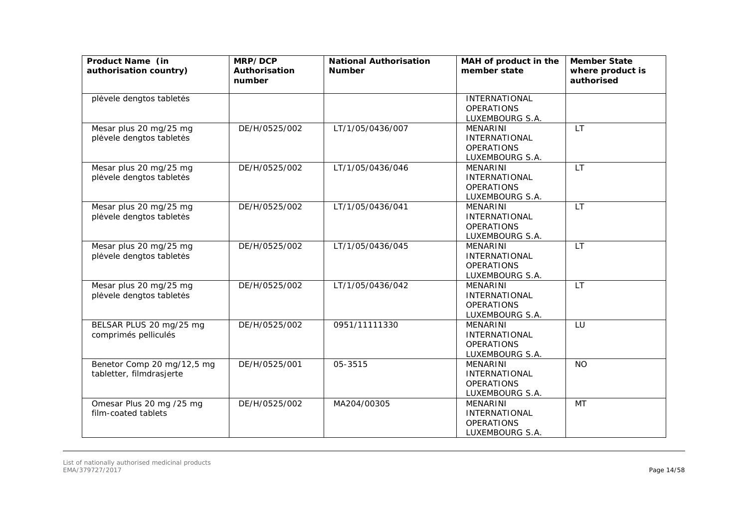| Product Name (in authorisation country) | MRP/DCP Authorisation number | National Authorisation Number | MAH of product in the member state | Member State where product is authorised |
| --- | --- | --- | --- | --- |
| plėvele dengtos tabletės | | | INTERNATIONAL OPERATIONS LUXEMBOURG S.A. | |
| Mesar plus 20 mg/25 mg plėvele dengtos tabletės | DE/H/0525/002 | LT/1/05/0436/007 | MENARINI INTERNATIONAL OPERATIONS LUXEMBOURG S.A. | LT |
| Mesar plus 20 mg/25 mg plėvele dengtos tabletės | DE/H/0525/002 | LT/1/05/0436/046 | MENARINI INTERNATIONAL OPERATIONS LUXEMBOURG S.A. | LT |
| Mesar plus 20 mg/25 mg plėvele dengtos tabletės | DE/H/0525/002 | LT/1/05/0436/041 | MENARINI INTERNATIONAL OPERATIONS LUXEMBOURG S.A. | LT |
| Mesar plus 20 mg/25 mg plėvele dengtos tabletės | DE/H/0525/002 | LT/1/05/0436/045 | MENARINI INTERNATIONAL OPERATIONS LUXEMBOURG S.A. | LT |
| Mesar plus 20 mg/25 mg plėvele dengtos tabletės | DE/H/0525/002 | LT/1/05/0436/042 | MENARINI INTERNATIONAL OPERATIONS LUXEMBOURG S.A. | LT |
| BELSAR PLUS 20 mg/25 mg comprimés pelliculés | DE/H/0525/002 | 0951/11111330 | MENARINI INTERNATIONAL OPERATIONS LUXEMBOURG S.A. | LU |
| Benetor Comp 20 mg/12,5 mg tabletter, filmdrasjerte | DE/H/0525/001 | 05-3515 | MENARINI INTERNATIONAL OPERATIONS LUXEMBOURG S.A. | NO |
| Omesar Plus 20 mg /25 mg film-coated tablets | DE/H/0525/002 | MA204/00305 | MENARINI INTERNATIONAL OPERATIONS LUXEMBOURG S.A. | MT |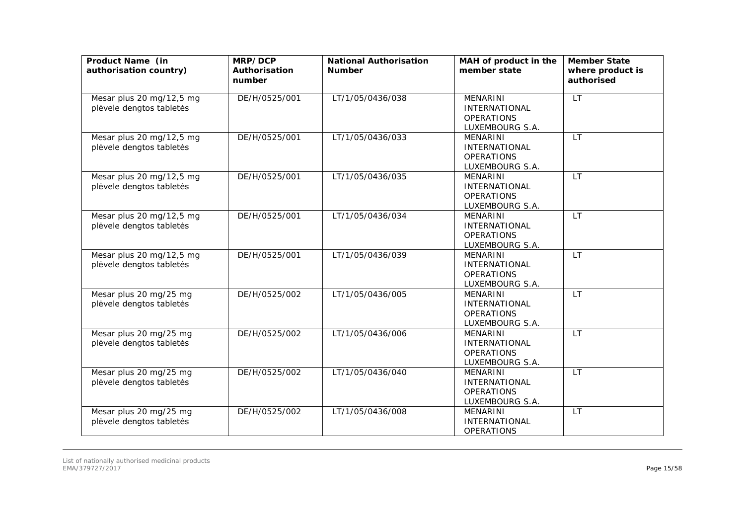| Product Name (in authorisation country) | MRP/DCP Authorisation number | National Authorisation Number | MAH of product in the member state | Member State where product is authorised |
|---|---|---|---|---|
| Mesar plus 20 mg/12,5 mg plėvele dengtos tabletės | DE/H/0525/001 | LT/1/05/0436/038 | MENARINI INTERNATIONAL OPERATIONS LUXEMBOURG S.A. | LT |
| Mesar plus 20 mg/12,5 mg plėvele dengtos tabletės | DE/H/0525/001 | LT/1/05/0436/033 | MENARINI INTERNATIONAL OPERATIONS LUXEMBOURG S.A. | LT |
| Mesar plus 20 mg/12,5 mg plėvele dengtos tabletės | DE/H/0525/001 | LT/1/05/0436/035 | MENARINI INTERNATIONAL OPERATIONS LUXEMBOURG S.A. | LT |
| Mesar plus 20 mg/12,5 mg plėvele dengtos tabletės | DE/H/0525/001 | LT/1/05/0436/034 | MENARINI INTERNATIONAL OPERATIONS LUXEMBOURG S.A. | LT |
| Mesar plus 20 mg/12,5 mg plėvele dengtos tabletės | DE/H/0525/001 | LT/1/05/0436/039 | MENARINI INTERNATIONAL OPERATIONS LUXEMBOURG S.A. | LT |
| Mesar plus 20 mg/25 mg plėvele dengtos tabletės | DE/H/0525/002 | LT/1/05/0436/005 | MENARINI INTERNATIONAL OPERATIONS LUXEMBOURG S.A. | LT |
| Mesar plus 20 mg/25 mg plėvele dengtos tabletės | DE/H/0525/002 | LT/1/05/0436/006 | MENARINI INTERNATIONAL OPERATIONS LUXEMBOURG S.A. | LT |
| Mesar plus 20 mg/25 mg plėvele dengtos tabletės | DE/H/0525/002 | LT/1/05/0436/040 | MENARINI INTERNATIONAL OPERATIONS LUXEMBOURG S.A. | LT |
| Mesar plus 20 mg/25 mg plėvele dengtos tabletės | DE/H/0525/002 | LT/1/05/0436/008 | MENARINI INTERNATIONAL OPERATIONS | LT |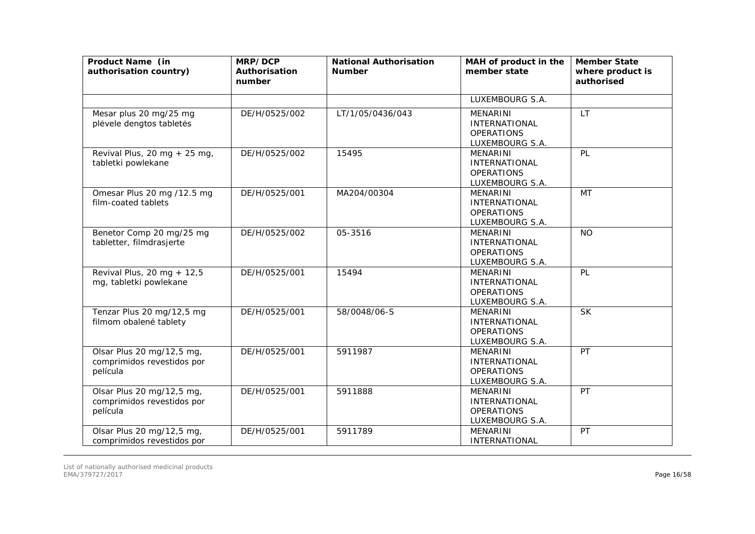| Product Name (in authorisation country) | MRP/DCP Authorisation number | National Authorisation Number | MAH of product in the member state | Member State where product is authorised |
|---|---|---|---|---|
| | | | LUXEMBOURG S.A. | |
| Mesar plus 20 mg/25 mg plėvele dengtos tabletės | DE/H/0525/002 | LT/1/05/0436/043 | MENARINI INTERNATIONAL OPERATIONS LUXEMBOURG S.A. | LT |
| Revival Plus, 20 mg + 25 mg, tabletki powlekane | DE/H/0525/002 | 15495 | MENARINI INTERNATIONAL OPERATIONS LUXEMBOURG S.A. | PL |
| Omesar Plus 20 mg /12.5 mg film-coated tablets | DE/H/0525/001 | MA204/00304 | MENARINI INTERNATIONAL OPERATIONS LUXEMBOURG S.A. | MT |
| Benetor Comp 20 mg/25 mg tabletter, filmdrasjerte | DE/H/0525/002 | 05-3516 | MENARINI INTERNATIONAL OPERATIONS LUXEMBOURG S.A. | NO |
| Revival Plus, 20 mg + 12,5 mg, tabletki powlekane | DE/H/0525/001 | 15494 | MENARINI INTERNATIONAL OPERATIONS LUXEMBOURG S.A. | PL |
| Tenzar Plus 20 mg/12,5 mg filmom obalené tablety | DE/H/0525/001 | 58/0048/06-S | MENARINI INTERNATIONAL OPERATIONS LUXEMBOURG S.A. | SK |
| Olsar Plus 20 mg/12,5 mg, comprimidos revestidos por película | DE/H/0525/001 | 5911987 | MENARINI INTERNATIONAL OPERATIONS LUXEMBOURG S.A. | PT |
| Olsar Plus 20 mg/12,5 mg, comprimidos revestidos por película | DE/H/0525/001 | 5911888 | MENARINI INTERNATIONAL OPERATIONS LUXEMBOURG S.A. | PT |
| Olsar Plus 20 mg/12,5 mg, comprimidos revestidos por | DE/H/0525/001 | 5911789 | MENARINI INTERNATIONAL | PT |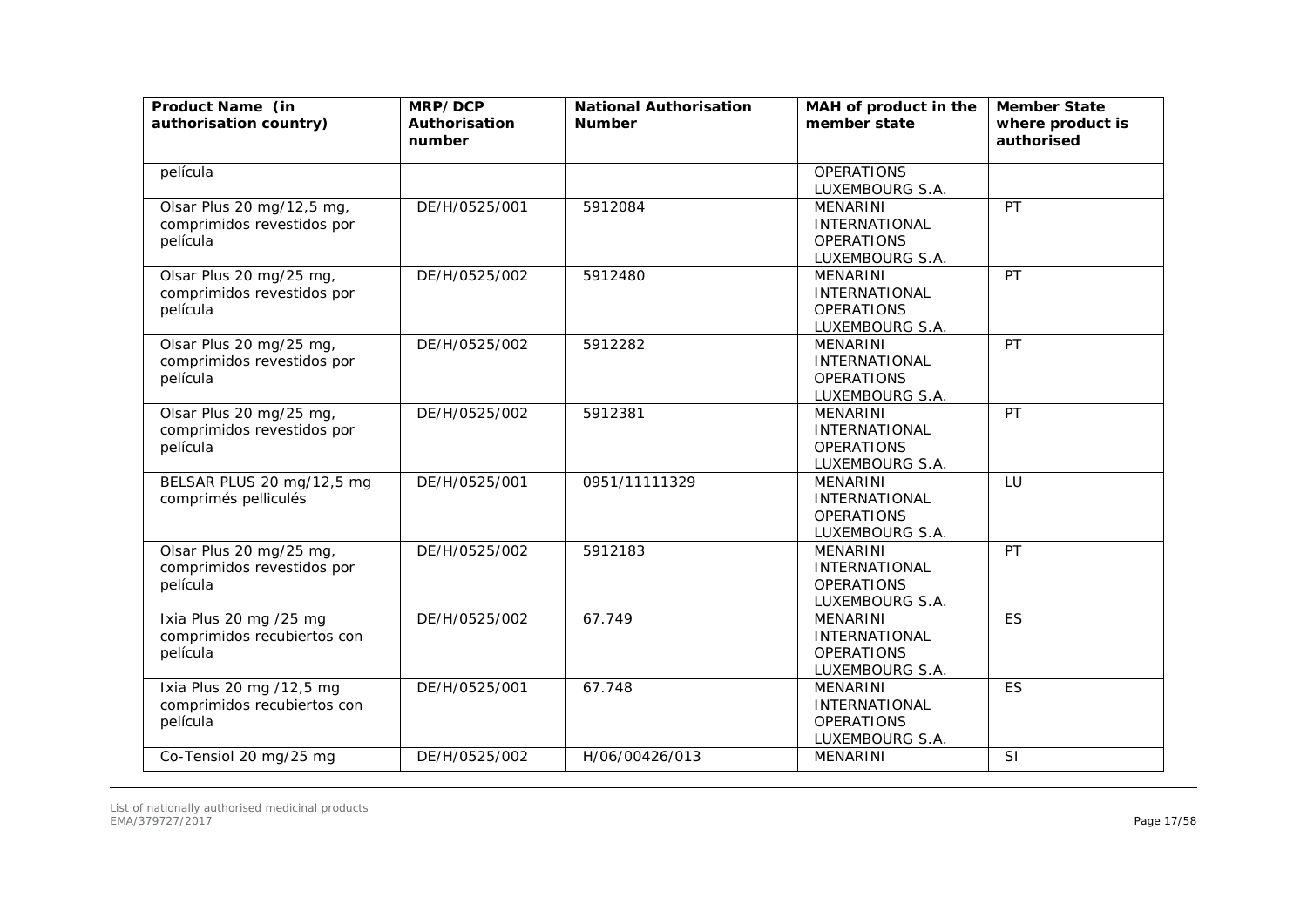| Product Name (in authorisation country) | MRP/DCP Authorisation number | National Authorisation Number | MAH of product in the member state | Member State where product is authorised |
|---|---|---|---|---|
| película | | | OPERATIONS LUXEMBOURG S.A. | |
| Olsar Plus 20 mg/12,5 mg, comprimidos revestidos por película | DE/H/0525/001 | 5912084 | MENARINI INTERNATIONAL OPERATIONS LUXEMBOURG S.A. | PT |
| Olsar Plus 20 mg/25 mg, comprimidos revestidos por película | DE/H/0525/002 | 5912480 | MENARINI INTERNATIONAL OPERATIONS LUXEMBOURG S.A. | PT |
| Olsar Plus 20 mg/25 mg, comprimidos revestidos por película | DE/H/0525/002 | 5912282 | MENARINI INTERNATIONAL OPERATIONS LUXEMBOURG S.A. | PT |
| Olsar Plus 20 mg/25 mg, comprimidos revestidos por película | DE/H/0525/002 | 5912381 | MENARINI INTERNATIONAL OPERATIONS LUXEMBOURG S.A. | PT |
| BELSAR PLUS 20 mg/12,5 mg comprimés pelliculés | DE/H/0525/001 | 0951/11111329 | MENARINI INTERNATIONAL OPERATIONS LUXEMBOURG S.A. | LU |
| Olsar Plus 20 mg/25 mg, comprimidos revestidos por película | DE/H/0525/002 | 5912183 | MENARINI INTERNATIONAL OPERATIONS LUXEMBOURG S.A. | PT |
| Ixia Plus 20 mg /25 mg comprimidos recubiertos con película | DE/H/0525/002 | 67.749 | MENARINI INTERNATIONAL OPERATIONS LUXEMBOURG S.A. | ES |
| Ixia Plus 20 mg /12,5 mg comprimidos recubiertos con película | DE/H/0525/001 | 67.748 | MENARINI INTERNATIONAL OPERATIONS LUXEMBOURG S.A. | ES |
| Co-Tensiol 20 mg/25 mg | DE/H/0525/002 | H/06/00426/013 | MENARINI | SI |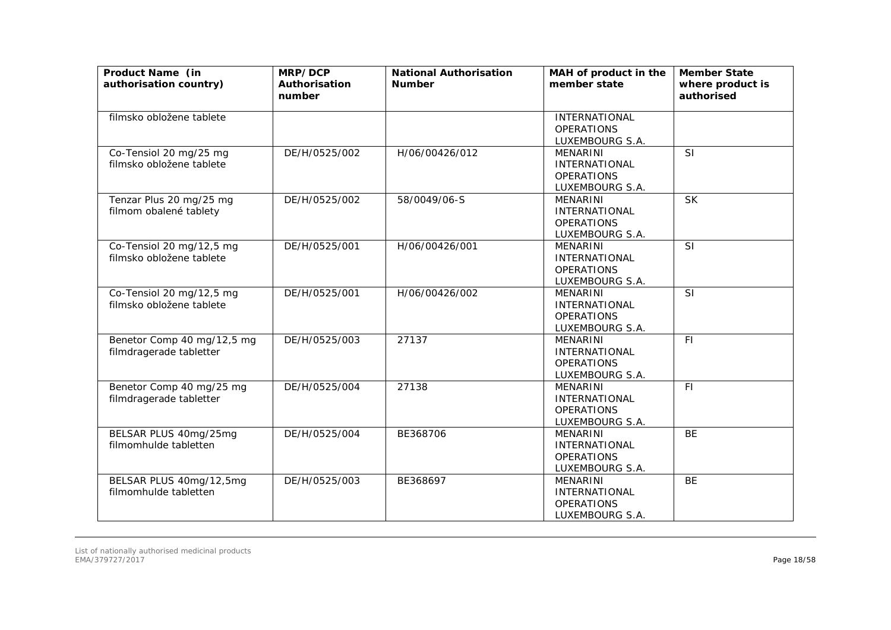| Product Name (in authorisation country) | MRP/DCP Authorisation number | National Authorisation Number | MAH of product in the member state | Member State where product is authorised |
| --- | --- | --- | --- | --- |
| filmsko obložene tablete | | | INTERNATIONAL OPERATIONS LUXEMBOURG S.A. | |
| Co-Tensiol 20 mg/25 mg filmsko obložene tablete | DE/H/0525/002 | H/06/00426/012 | MENARINI INTERNATIONAL OPERATIONS LUXEMBOURG S.A. | SI |
| Tenzar Plus 20 mg/25 mg filmom obalené tablety | DE/H/0525/002 | 58/0049/06-S | MENARINI INTERNATIONAL OPERATIONS LUXEMBOURG S.A. | SK |
| Co-Tensiol 20 mg/12,5 mg filmsko obložene tablete | DE/H/0525/001 | H/06/00426/001 | MENARINI INTERNATIONAL OPERATIONS LUXEMBOURG S.A. | SI |
| Co-Tensiol 20 mg/12,5 mg filmsko obložene tablete | DE/H/0525/001 | H/06/00426/002 | MENARINI INTERNATIONAL OPERATIONS LUXEMBOURG S.A. | SI |
| Benetor Comp 40 mg/12,5 mg filmdragerade tabletter | DE/H/0525/003 | 27137 | MENARINI INTERNATIONAL OPERATIONS LUXEMBOURG S.A. | FI |
| Benetor Comp 40 mg/25 mg filmdragerade tabletter | DE/H/0525/004 | 27138 | MENARINI INTERNATIONAL OPERATIONS LUXEMBOURG S.A. | FI |
| BELSAR PLUS 40mg/25mg filmomhulde tabletten | DE/H/0525/004 | BE368706 | MENARINI INTERNATIONAL OPERATIONS LUXEMBOURG S.A. | BE |
| BELSAR PLUS 40mg/12,5mg filmomhulde tabletten | DE/H/0525/003 | BE368697 | MENARINI INTERNATIONAL OPERATIONS LUXEMBOURG S.A. | BE |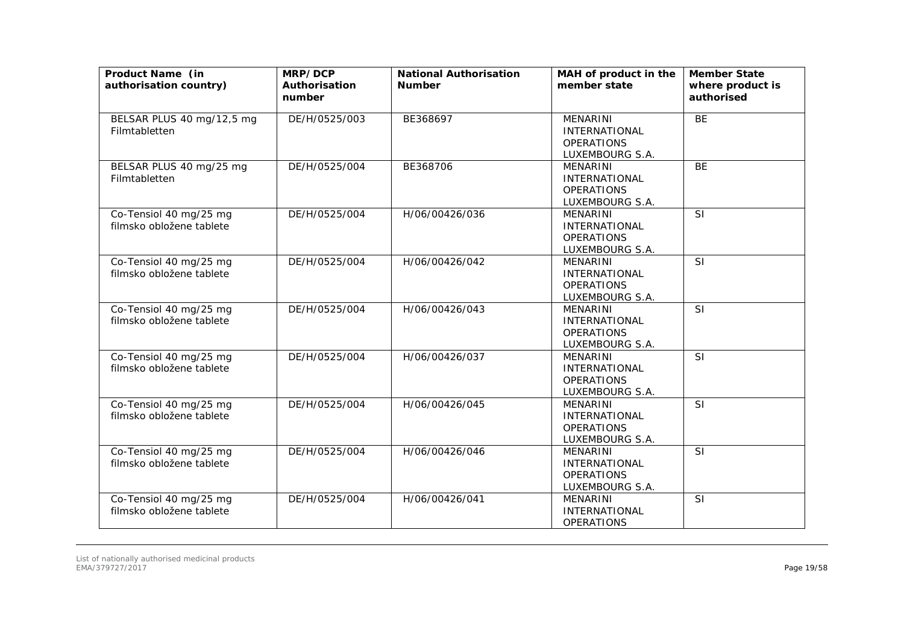| Product Name (in authorisation country) | MRP/DCP Authorisation number | National Authorisation Number | MAH of product in the member state | Member State where product is authorised |
|---|---|---|---|---|
| BELSAR PLUS 40 mg/12,5 mg Filmtabletten | DE/H/0525/003 | BE368697 | MENARINI INTERNATIONAL OPERATIONS LUXEMBOURG S.A. | BE |
| BELSAR PLUS 40 mg/25 mg Filmtabletten | DE/H/0525/004 | BE368706 | MENARINI INTERNATIONAL OPERATIONS LUXEMBOURG S.A. | BE |
| Co-Tensiol 40 mg/25 mg filmsko obložene tablete | DE/H/0525/004 | H/06/00426/036 | MENARINI INTERNATIONAL OPERATIONS LUXEMBOURG S.A. | SI |
| Co-Tensiol 40 mg/25 mg filmsko obložene tablete | DE/H/0525/004 | H/06/00426/042 | MENARINI INTERNATIONAL OPERATIONS LUXEMBOURG S.A. | SI |
| Co-Tensiol 40 mg/25 mg filmsko obložene tablete | DE/H/0525/004 | H/06/00426/043 | MENARINI INTERNATIONAL OPERATIONS LUXEMBOURG S.A. | SI |
| Co-Tensiol 40 mg/25 mg filmsko obložene tablete | DE/H/0525/004 | H/06/00426/037 | MENARINI INTERNATIONAL OPERATIONS LUXEMBOURG S.A. | SI |
| Co-Tensiol 40 mg/25 mg filmsko obložene tablete | DE/H/0525/004 | H/06/00426/045 | MENARINI INTERNATIONAL OPERATIONS LUXEMBOURG S.A. | SI |
| Co-Tensiol 40 mg/25 mg filmsko obložene tablete | DE/H/0525/004 | H/06/00426/046 | MENARINI INTERNATIONAL OPERATIONS LUXEMBOURG S.A. | SI |
| Co-Tensiol 40 mg/25 mg filmsko obložene tablete | DE/H/0525/004 | H/06/00426/041 | MENARINI INTERNATIONAL OPERATIONS | SI |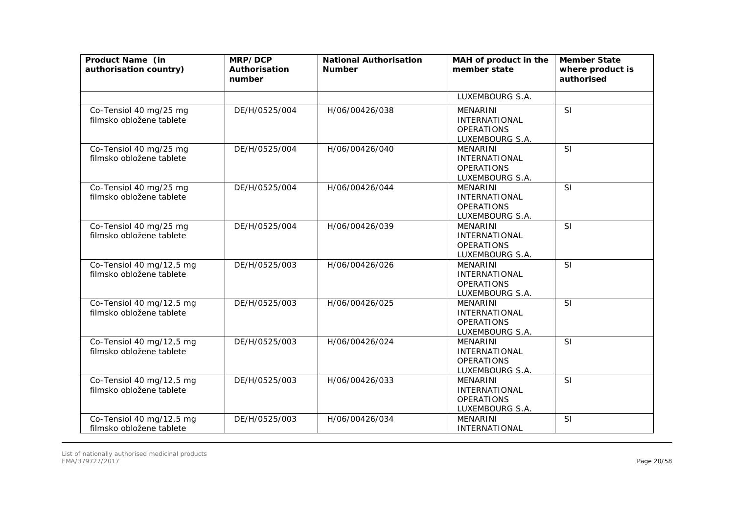| Product Name (in authorisation country) | MRP/DCP Authorisation number | National Authorisation Number | MAH of product in the member state | Member State where product is authorised |
|---|---|---|---|---|
| | | | LUXEMBOURG S.A. | |
| Co-Tensiol 40 mg/25 mg filmsko obložene tablete | DE/H/0525/004 | H/06/00426/038 | MENARINI INTERNATIONAL OPERATIONS LUXEMBOURG S.A. | SI |
| Co-Tensiol 40 mg/25 mg filmsko obložene tablete | DE/H/0525/004 | H/06/00426/040 | MENARINI INTERNATIONAL OPERATIONS LUXEMBOURG S.A. | SI |
| Co-Tensiol 40 mg/25 mg filmsko obložene tablete | DE/H/0525/004 | H/06/00426/044 | MENARINI INTERNATIONAL OPERATIONS LUXEMBOURG S.A. | SI |
| Co-Tensiol 40 mg/25 mg filmsko obložene tablete | DE/H/0525/004 | H/06/00426/039 | MENARINI INTERNATIONAL OPERATIONS LUXEMBOURG S.A. | SI |
| Co-Tensiol 40 mg/12,5 mg filmsko obložene tablete | DE/H/0525/003 | H/06/00426/026 | MENARINI INTERNATIONAL OPERATIONS LUXEMBOURG S.A. | SI |
| Co-Tensiol 40 mg/12,5 mg filmsko obložene tablete | DE/H/0525/003 | H/06/00426/025 | MENARINI INTERNATIONAL OPERATIONS LUXEMBOURG S.A. | SI |
| Co-Tensiol 40 mg/12,5 mg filmsko obložene tablete | DE/H/0525/003 | H/06/00426/024 | MENARINI INTERNATIONAL OPERATIONS LUXEMBOURG S.A. | SI |
| Co-Tensiol 40 mg/12,5 mg filmsko obložene tablete | DE/H/0525/003 | H/06/00426/033 | MENARINI INTERNATIONAL OPERATIONS LUXEMBOURG S.A. | SI |
| Co-Tensiol 40 mg/12,5 mg filmsko obložene tablete | DE/H/0525/003 | H/06/00426/034 | MENARINI INTERNATIONAL | SI |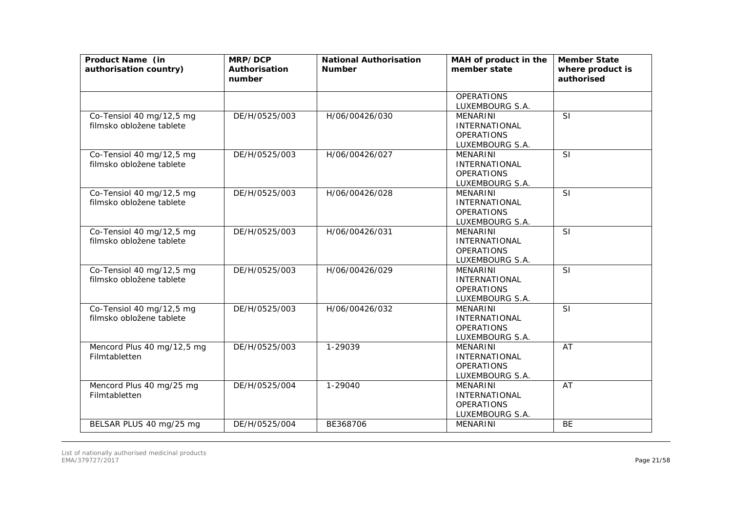| Product Name (in authorisation country) | MRP/DCP Authorisation number | National Authorisation Number | MAH of product in the member state | Member State where product is authorised |
|---|---|---|---|---|
| | | | OPERATIONS LUXEMBOURG S.A. | |
| Co-Tensiol 40 mg/12,5 mg filmsko obložene tablete | DE/H/0525/003 | H/06/00426/030 | MENARINI INTERNATIONAL OPERATIONS LUXEMBOURG S.A. | SI |
| Co-Tensiol 40 mg/12,5 mg filmsko obložene tablete | DE/H/0525/003 | H/06/00426/027 | MENARINI INTERNATIONAL OPERATIONS LUXEMBOURG S.A. | SI |
| Co-Tensiol 40 mg/12,5 mg filmsko obložene tablete | DE/H/0525/003 | H/06/00426/028 | MENARINI INTERNATIONAL OPERATIONS LUXEMBOURG S.A. | SI |
| Co-Tensiol 40 mg/12,5 mg filmsko obložene tablete | DE/H/0525/003 | H/06/00426/031 | MENARINI INTERNATIONAL OPERATIONS LUXEMBOURG S.A. | SI |
| Co-Tensiol 40 mg/12,5 mg filmsko obložene tablete | DE/H/0525/003 | H/06/00426/029 | MENARINI INTERNATIONAL OPERATIONS LUXEMBOURG S.A. | SI |
| Co-Tensiol 40 mg/12,5 mg filmsko obložene tablete | DE/H/0525/003 | H/06/00426/032 | MENARINI INTERNATIONAL OPERATIONS LUXEMBOURG S.A. | SI |
| Mencord Plus 40 mg/12,5 mg Filmtabletten | DE/H/0525/003 | 1-29039 | MENARINI INTERNATIONAL OPERATIONS LUXEMBOURG S.A. | AT |
| Mencord Plus 40 mg/25 mg Filmtabletten | DE/H/0525/004 | 1-29040 | MENARINI INTERNATIONAL OPERATIONS LUXEMBOURG S.A. | AT |
| BELSAR PLUS 40 mg/25 mg | DE/H/0525/004 | BE368706 | MENARINI | BE |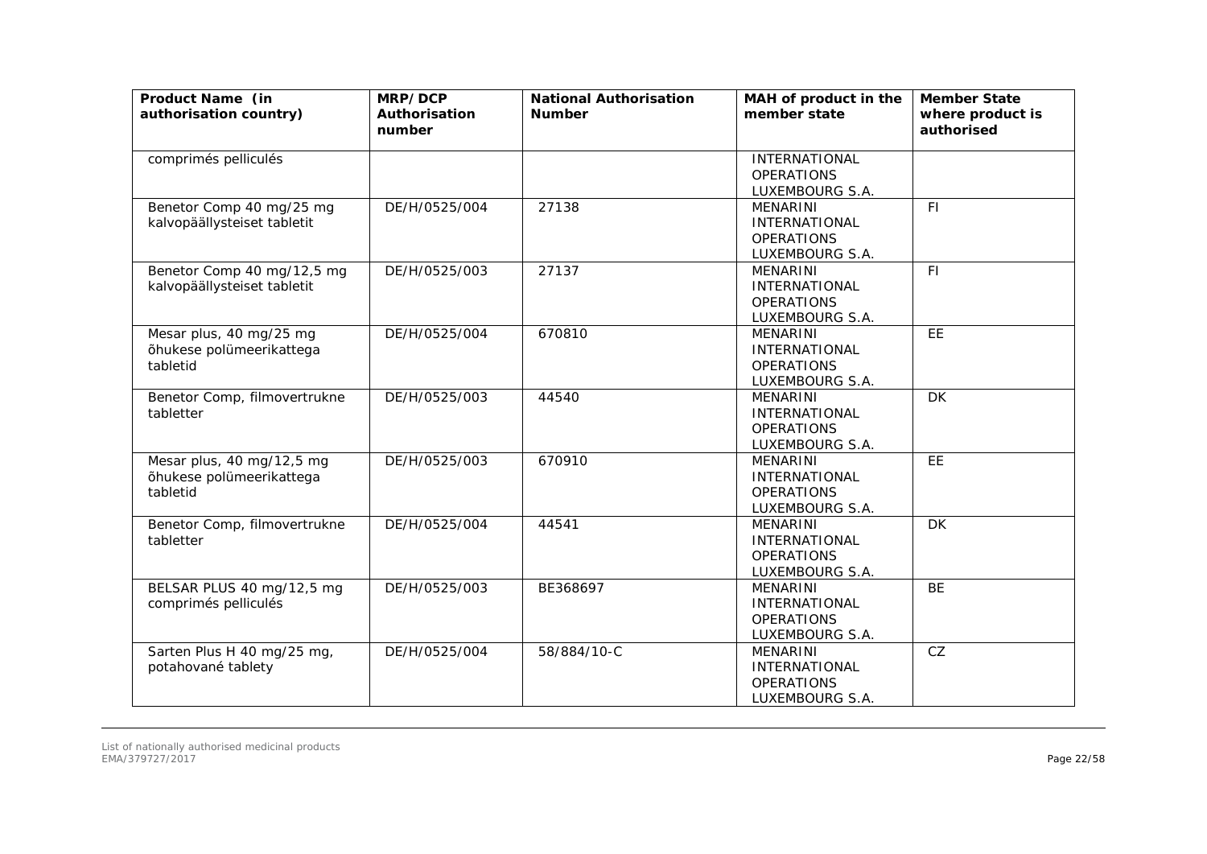| Product Name (in authorisation country) | MRP/DCP Authorisation number | National Authorisation Number | MAH of product in the member state | Member State where product is authorised |
|---|---|---|---|---|
| comprimés pelliculés | | | INTERNATIONAL OPERATIONS LUXEMBOURG S.A. | |
| Benetor Comp 40 mg/25 mg kalvopäällysteiset tabletit | DE/H/0525/004 | 27138 | MENARINI INTERNATIONAL OPERATIONS LUXEMBOURG S.A. | FI |
| Benetor Comp 40 mg/12,5 mg kalvopäällysteiset tabletit | DE/H/0525/003 | 27137 | MENARINI INTERNATIONAL OPERATIONS LUXEMBOURG S.A. | FI |
| Mesar plus, 40 mg/25 mg õhukese polümeerikattega tabletid | DE/H/0525/004 | 670810 | MENARINI INTERNATIONAL OPERATIONS LUXEMBOURG S.A. | EE |
| Benetor Comp, filmovertrukne tabletter | DE/H/0525/003 | 44540 | MENARINI INTERNATIONAL OPERATIONS LUXEMBOURG S.A. | DK |
| Mesar plus, 40 mg/12,5 mg õhukese polümeerikattega tabletid | DE/H/0525/003 | 670910 | MENARINI INTERNATIONAL OPERATIONS LUXEMBOURG S.A. | EE |
| Benetor Comp, filmovertrukne tabletter | DE/H/0525/004 | 44541 | MENARINI INTERNATIONAL OPERATIONS LUXEMBOURG S.A. | DK |
| BELSAR PLUS 40 mg/12,5 mg comprimés pelliculés | DE/H/0525/003 | BE368697 | MENARINI INTERNATIONAL OPERATIONS LUXEMBOURG S.A. | BE |
| Sarten Plus H 40 mg/25 mg, potahované tablety | DE/H/0525/004 | 58/884/10-C | MENARINI INTERNATIONAL OPERATIONS LUXEMBOURG S.A. | CZ |

List of nationally authorised medicinal products
EMA/379727/2017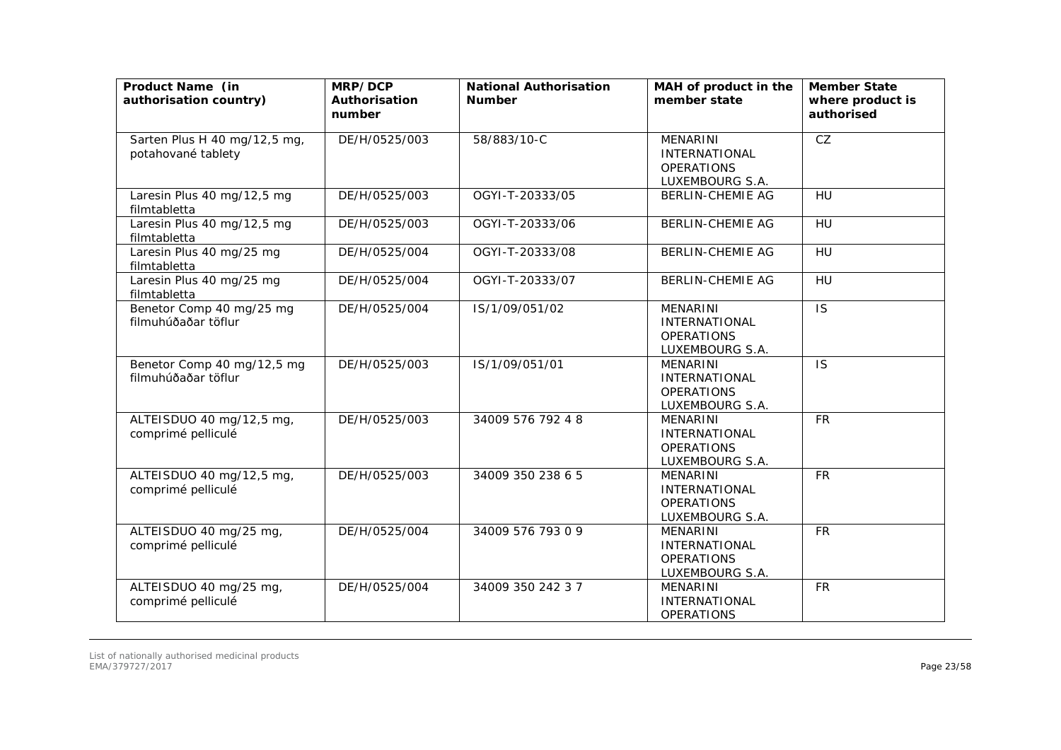| Product Name (in authorisation country) | MRP/DCP Authorisation number | National Authorisation Number | MAH of product in the member state | Member State where product is authorised |
|---|---|---|---|---|
| Sarten Plus H 40 mg/12,5 mg, potahované tablety | DE/H/0525/003 | 58/883/10-C | MENARINI INTERNATIONAL OPERATIONS LUXEMBOURG S.A. | CZ |
| Laresin Plus 40 mg/12,5 mg filmtabletta | DE/H/0525/003 | OGYI-T-20333/05 | BERLIN-CHEMIE AG | HU |
| Laresin Plus 40 mg/12,5 mg filmtabletta | DE/H/0525/003 | OGYI-T-20333/06 | BERLIN-CHEMIE AG | HU |
| Laresin Plus 40 mg/25 mg filmtabletta | DE/H/0525/004 | OGYI-T-20333/08 | BERLIN-CHEMIE AG | HU |
| Laresin Plus 40 mg/25 mg filmtabletta | DE/H/0525/004 | OGYI-T-20333/07 | BERLIN-CHEMIE AG | HU |
| Benetor Comp 40 mg/25 mg filmuhúðaðar töflur | DE/H/0525/004 | IS/1/09/051/02 | MENARINI INTERNATIONAL OPERATIONS LUXEMBOURG S.A. | IS |
| Benetor Comp 40 mg/12,5 mg filmuhúðaðar töflur | DE/H/0525/003 | IS/1/09/051/01 | MENARINI INTERNATIONAL OPERATIONS LUXEMBOURG S.A. | IS |
| ALTEISDUO 40 mg/12,5 mg, comprimé pelliculé | DE/H/0525/003 | 34009 576 792 4 8 | MENARINI INTERNATIONAL OPERATIONS LUXEMBOURG S.A. | FR |
| ALTEISDUO 40 mg/12,5 mg, comprimé pelliculé | DE/H/0525/003 | 34009 350 238 6 5 | MENARINI INTERNATIONAL OPERATIONS LUXEMBOURG S.A. | FR |
| ALTEISDUO 40 mg/25 mg, comprimé pelliculé | DE/H/0525/004 | 34009 576 793 0 9 | MENARINI INTERNATIONAL OPERATIONS LUXEMBOURG S.A. | FR |
| ALTEISDUO 40 mg/25 mg, comprimé pelliculé | DE/H/0525/004 | 34009 350 242 3 7 | MENARINI INTERNATIONAL OPERATIONS | FR |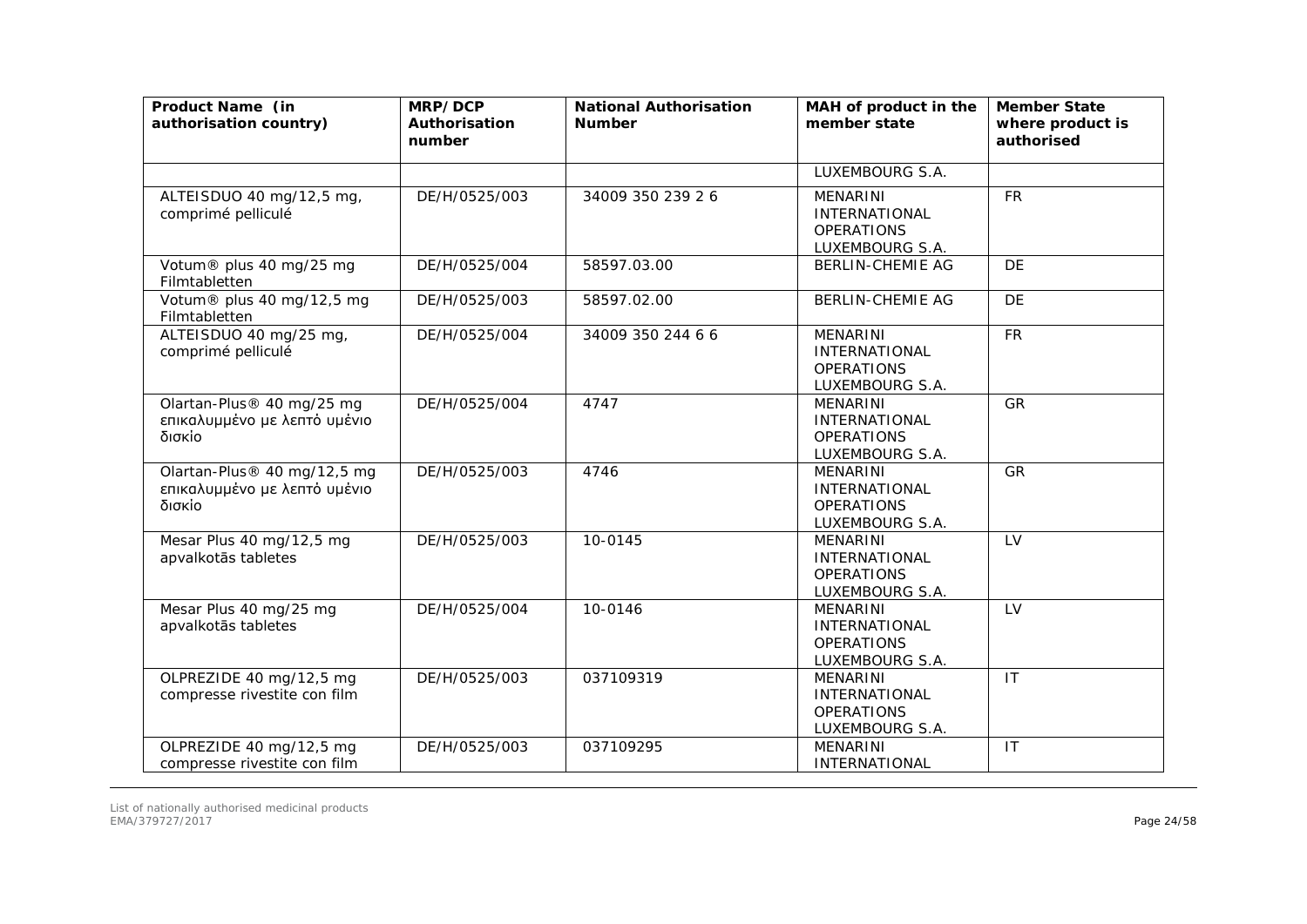| Product Name (in authorisation country) | MRP/DCP Authorisation number | National Authorisation Number | MAH of product in the member state | Member State where product is authorised |
|---|---|---|---|---|
| | | | LUXEMBOURG S.A. | |
| ALTEISDUO 40 mg/12,5 mg, comprimé pelliculé | DE/H/0525/003 | 34009 350 239 2 6 | MENARINI INTERNATIONAL OPERATIONS LUXEMBOURG S.A. | FR |
| Votum® plus 40 mg/25 mg Filmtabletten | DE/H/0525/004 | 58597.03.00 | BERLIN-CHEMIE AG | DE |
| Votum® plus 40 mg/12,5 mg Filmtabletten | DE/H/0525/003 | 58597.02.00 | BERLIN-CHEMIE AG | DE |
| ALTEISDUO 40 mg/25 mg, comprimé pelliculé | DE/H/0525/004 | 34009 350 244 6 6 | MENARINI INTERNATIONAL OPERATIONS LUXEMBOURG S.A. | FR |
| Olartan-Plus® 40 mg/25 mg επικαλυμμένο με λεπτό υμένιο δισκίο | DE/H/0525/004 | 4747 | MENARINI INTERNATIONAL OPERATIONS LUXEMBOURG S.A. | GR |
| Olartan-Plus® 40 mg/12,5 mg επικαλυμμένο με λεπτό υμένιο δισκίο | DE/H/0525/003 | 4746 | MENARINI INTERNATIONAL OPERATIONS LUXEMBOURG S.A. | GR |
| Mesar Plus 40 mg/12,5 mg apvalkotās tabletes | DE/H/0525/003 | 10-0145 | MENARINI INTERNATIONAL OPERATIONS LUXEMBOURG S.A. | LV |
| Mesar Plus 40 mg/25 mg apvalkotās tabletes | DE/H/0525/004 | 10-0146 | MENARINI INTERNATIONAL OPERATIONS LUXEMBOURG S.A. | LV |
| OLPREZIDE 40 mg/12,5 mg compresse rivestite con film | DE/H/0525/003 | 037109319 | MENARINI INTERNATIONAL OPERATIONS LUXEMBOURG S.A. | IT |
| OLPREZIDE 40 mg/12,5 mg compresse rivestite con film | DE/H/0525/003 | 037109295 | MENARINI INTERNATIONAL | IT |

List of nationally authorised medicinal products
EMA/379727/2017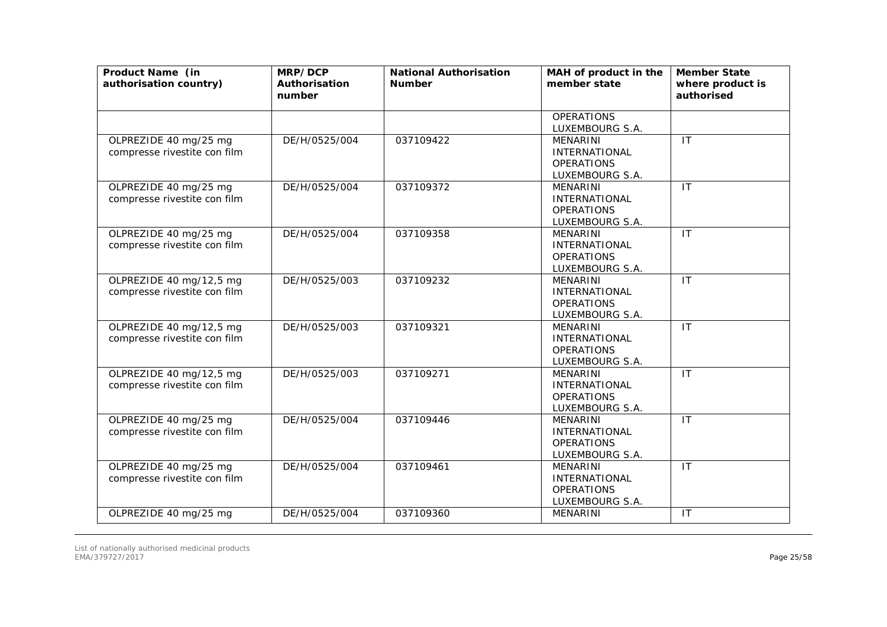| Product Name (in authorisation country) | MRP/DCP Authorisation number | National Authorisation Number | MAH of product in the member state | Member State where product is authorised |
|---|---|---|---|---|
| | | | OPERATIONS LUXEMBOURG S.A. | |
| OLPREZIDE 40 mg/25 mg compresse rivestite con film | DE/H/0525/004 | 037109422 | MENARINI INTERNATIONAL OPERATIONS LUXEMBOURG S.A. | IT |
| OLPREZIDE 40 mg/25 mg compresse rivestite con film | DE/H/0525/004 | 037109372 | MENARINI INTERNATIONAL OPERATIONS LUXEMBOURG S.A. | IT |
| OLPREZIDE 40 mg/25 mg compresse rivestite con film | DE/H/0525/004 | 037109358 | MENARINI INTERNATIONAL OPERATIONS LUXEMBOURG S.A. | IT |
| OLPREZIDE 40 mg/12,5 mg compresse rivestite con film | DE/H/0525/003 | 037109232 | MENARINI INTERNATIONAL OPERATIONS LUXEMBOURG S.A. | IT |
| OLPREZIDE 40 mg/12,5 mg compresse rivestite con film | DE/H/0525/003 | 037109321 | MENARINI INTERNATIONAL OPERATIONS LUXEMBOURG S.A. | IT |
| OLPREZIDE 40 mg/12,5 mg compresse rivestite con film | DE/H/0525/003 | 037109271 | MENARINI INTERNATIONAL OPERATIONS LUXEMBOURG S.A. | IT |
| OLPREZIDE 40 mg/25 mg compresse rivestite con film | DE/H/0525/004 | 037109446 | MENARINI INTERNATIONAL OPERATIONS LUXEMBOURG S.A. | IT |
| OLPREZIDE 40 mg/25 mg compresse rivestite con film | DE/H/0525/004 | 037109461 | MENARINI INTERNATIONAL OPERATIONS LUXEMBOURG S.A. | IT |
| OLPREZIDE 40 mg/25 mg | DE/H/0525/004 | 037109360 | MENARINI | IT |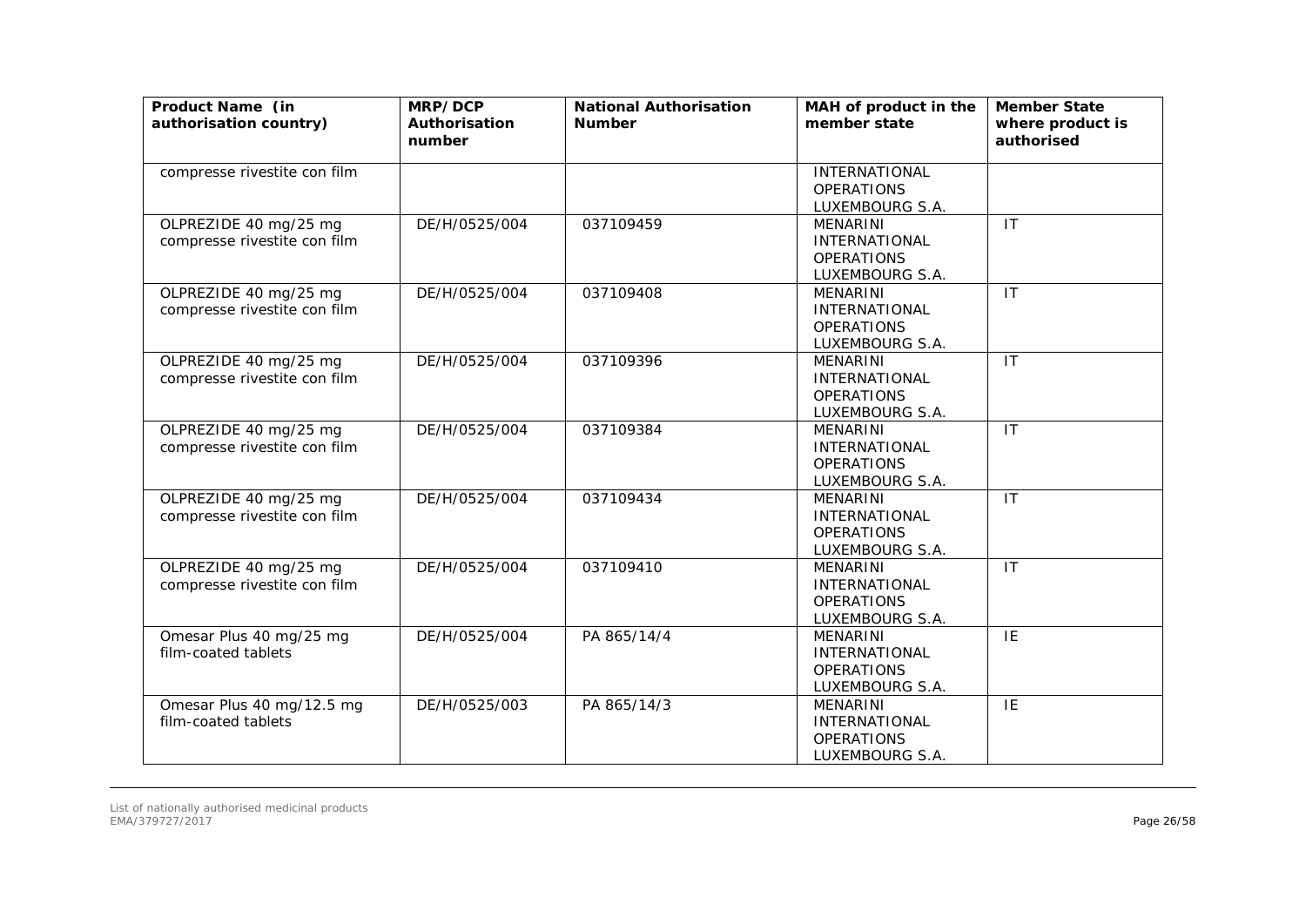| Product Name (in authorisation country) | MRP/DCP Authorisation number | National Authorisation Number | MAH of product in the member state | Member State where product is authorised |
|---|---|---|---|---|
| compresse rivestite con film | | | INTERNATIONAL OPERATIONS LUXEMBOURG S.A. | |
| OLPREZIDE 40 mg/25 mg compresse rivestite con film | DE/H/0525/004 | 037109459 | MENARINI INTERNATIONAL OPERATIONS LUXEMBOURG S.A. | IT |
| OLPREZIDE 40 mg/25 mg compresse rivestite con film | DE/H/0525/004 | 037109408 | MENARINI INTERNATIONAL OPERATIONS LUXEMBOURG S.A. | IT |
| OLPREZIDE 40 mg/25 mg compresse rivestite con film | DE/H/0525/004 | 037109396 | MENARINI INTERNATIONAL OPERATIONS LUXEMBOURG S.A. | IT |
| OLPREZIDE 40 mg/25 mg compresse rivestite con film | DE/H/0525/004 | 037109384 | MENARINI INTERNATIONAL OPERATIONS LUXEMBOURG S.A. | IT |
| OLPREZIDE 40 mg/25 mg compresse rivestite con film | DE/H/0525/004 | 037109434 | MENARINI INTERNATIONAL OPERATIONS LUXEMBOURG S.A. | IT |
| OLPREZIDE 40 mg/25 mg compresse rivestite con film | DE/H/0525/004 | 037109410 | MENARINI INTERNATIONAL OPERATIONS LUXEMBOURG S.A. | IT |
| Omesar Plus 40 mg/25 mg film-coated tablets | DE/H/0525/004 | PA 865/14/4 | MENARINI INTERNATIONAL OPERATIONS LUXEMBOURG S.A. | IE |
| Omesar Plus 40 mg/12.5 mg film-coated tablets | DE/H/0525/003 | PA 865/14/3 | MENARINI INTERNATIONAL OPERATIONS LUXEMBOURG S.A. | IE |

List of nationally authorised medicinal products
EMA/379727/2017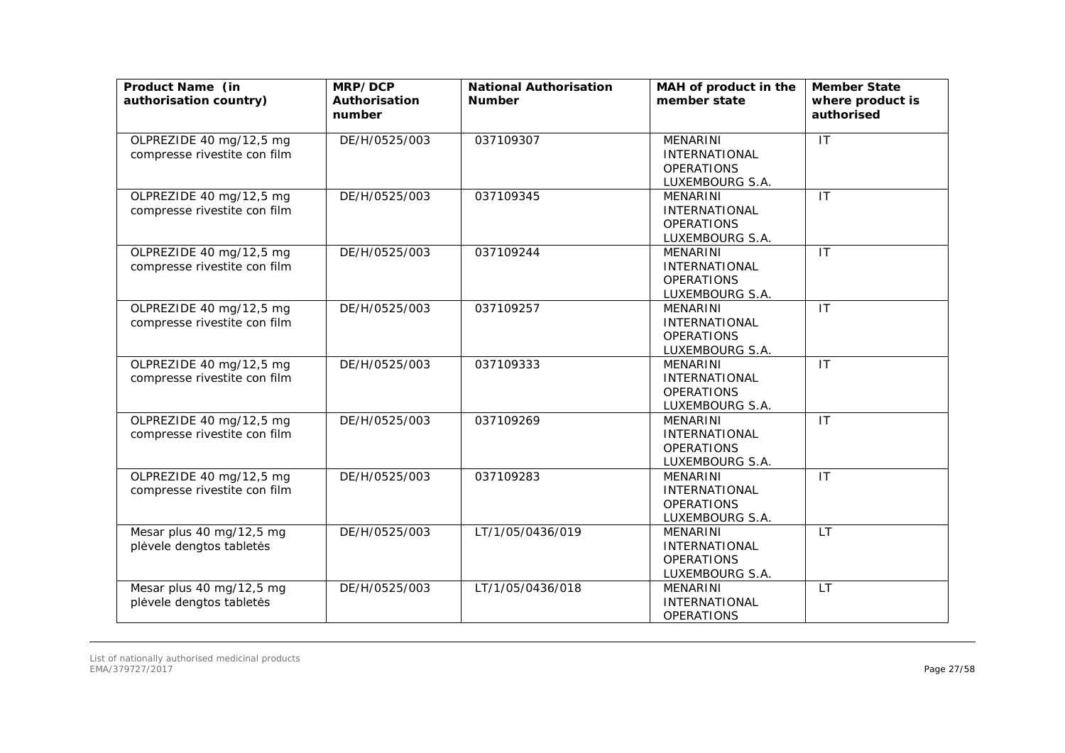| Product Name (in authorisation country) | MRP/DCP Authorisation number | National Authorisation Number | MAH of product in the member state | Member State where product is authorised |
|---|---|---|---|---|
| OLPREZIDE 40 mg/12,5 mg compresse rivestite con film | DE/H/0525/003 | 037109307 | MENARINI INTERNATIONAL OPERATIONS LUXEMBOURG S.A. | IT |
| OLPREZIDE 40 mg/12,5 mg compresse rivestite con film | DE/H/0525/003 | 037109345 | MENARINI INTERNATIONAL OPERATIONS LUXEMBOURG S.A. | IT |
| OLPREZIDE 40 mg/12,5 mg compresse rivestite con film | DE/H/0525/003 | 037109244 | MENARINI INTERNATIONAL OPERATIONS LUXEMBOURG S.A. | IT |
| OLPREZIDE 40 mg/12,5 mg compresse rivestite con film | DE/H/0525/003 | 037109257 | MENARINI INTERNATIONAL OPERATIONS LUXEMBOURG S.A. | IT |
| OLPREZIDE 40 mg/12,5 mg compresse rivestite con film | DE/H/0525/003 | 037109333 | MENARINI INTERNATIONAL OPERATIONS LUXEMBOURG S.A. | IT |
| OLPREZIDE 40 mg/12,5 mg compresse rivestite con film | DE/H/0525/003 | 037109269 | MENARINI INTERNATIONAL OPERATIONS LUXEMBOURG S.A. | IT |
| OLPREZIDE 40 mg/12,5 mg compresse rivestite con film | DE/H/0525/003 | 037109283 | MENARINI INTERNATIONAL OPERATIONS LUXEMBOURG S.A. | IT |
| Mesar plus 40 mg/12,5 mg plėvele dengtos tabletės | DE/H/0525/003 | LT/1/05/0436/019 | MENARINI INTERNATIONAL OPERATIONS LUXEMBOURG S.A. | LT |
| Mesar plus 40 mg/12,5 mg plėvele dengtos tabletės | DE/H/0525/003 | LT/1/05/0436/018 | MENARINI INTERNATIONAL OPERATIONS | LT |

List of nationally authorised medicinal products
EMA/379727/2017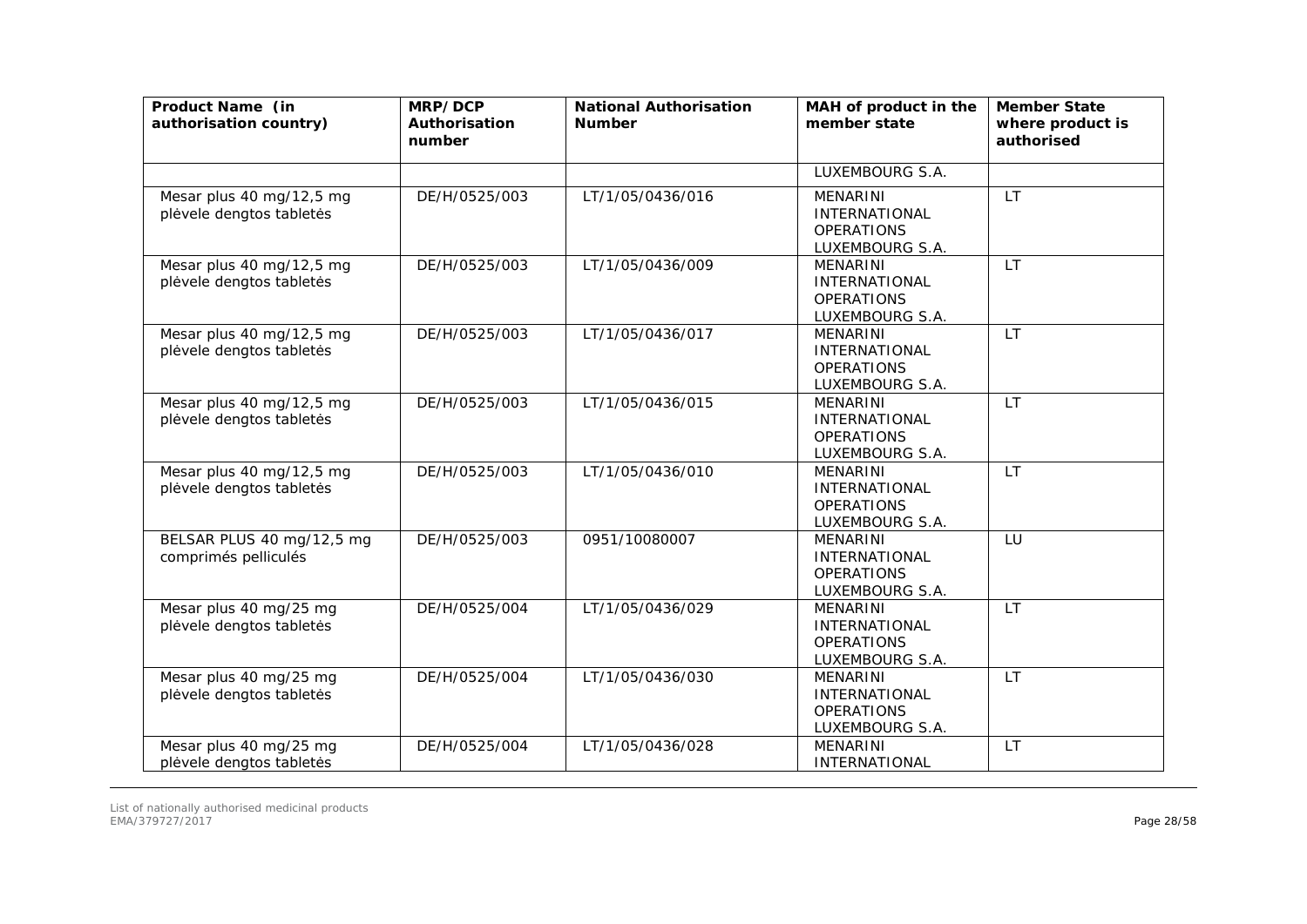| Product Name (in authorisation country) | MRP/DCP Authorisation number | National Authorisation Number | MAH of product in the member state | Member State where product is authorised |
|---|---|---|---|---|
| | | | LUXEMBOURG S.A. | |
| Mesar plus 40 mg/12,5 mg plėvele dengtos tabletės | DE/H/0525/003 | LT/1/05/0436/016 | MENARINI INTERNATIONAL OPERATIONS LUXEMBOURG S.A. | LT |
| Mesar plus 40 mg/12,5 mg plėvele dengtos tabletės | DE/H/0525/003 | LT/1/05/0436/009 | MENARINI INTERNATIONAL OPERATIONS LUXEMBOURG S.A. | LT |
| Mesar plus 40 mg/12,5 mg plėvele dengtos tabletės | DE/H/0525/003 | LT/1/05/0436/017 | MENARINI INTERNATIONAL OPERATIONS LUXEMBOURG S.A. | LT |
| Mesar plus 40 mg/12,5 mg plėvele dengtos tabletės | DE/H/0525/003 | LT/1/05/0436/015 | MENARINI INTERNATIONAL OPERATIONS LUXEMBOURG S.A. | LT |
| Mesar plus 40 mg/12,5 mg plėvele dengtos tabletės | DE/H/0525/003 | LT/1/05/0436/010 | MENARINI INTERNATIONAL OPERATIONS LUXEMBOURG S.A. | LT |
| BELSAR PLUS 40 mg/12,5 mg comprimés pelliculés | DE/H/0525/003 | 0951/10080007 | MENARINI INTERNATIONAL OPERATIONS LUXEMBOURG S.A. | LU |
| Mesar plus 40 mg/25 mg plėvele dengtos tabletės | DE/H/0525/004 | LT/1/05/0436/029 | MENARINI INTERNATIONAL OPERATIONS LUXEMBOURG S.A. | LT |
| Mesar plus 40 mg/25 mg plėvele dengtos tabletės | DE/H/0525/004 | LT/1/05/0436/030 | MENARINI INTERNATIONAL OPERATIONS LUXEMBOURG S.A. | LT |
| Mesar plus 40 mg/25 mg plėvele dengtos tabletės | DE/H/0525/004 | LT/1/05/0436/028 | MENARINI INTERNATIONAL | LT |

List of nationally authorised medicinal products
EMA/379727/2017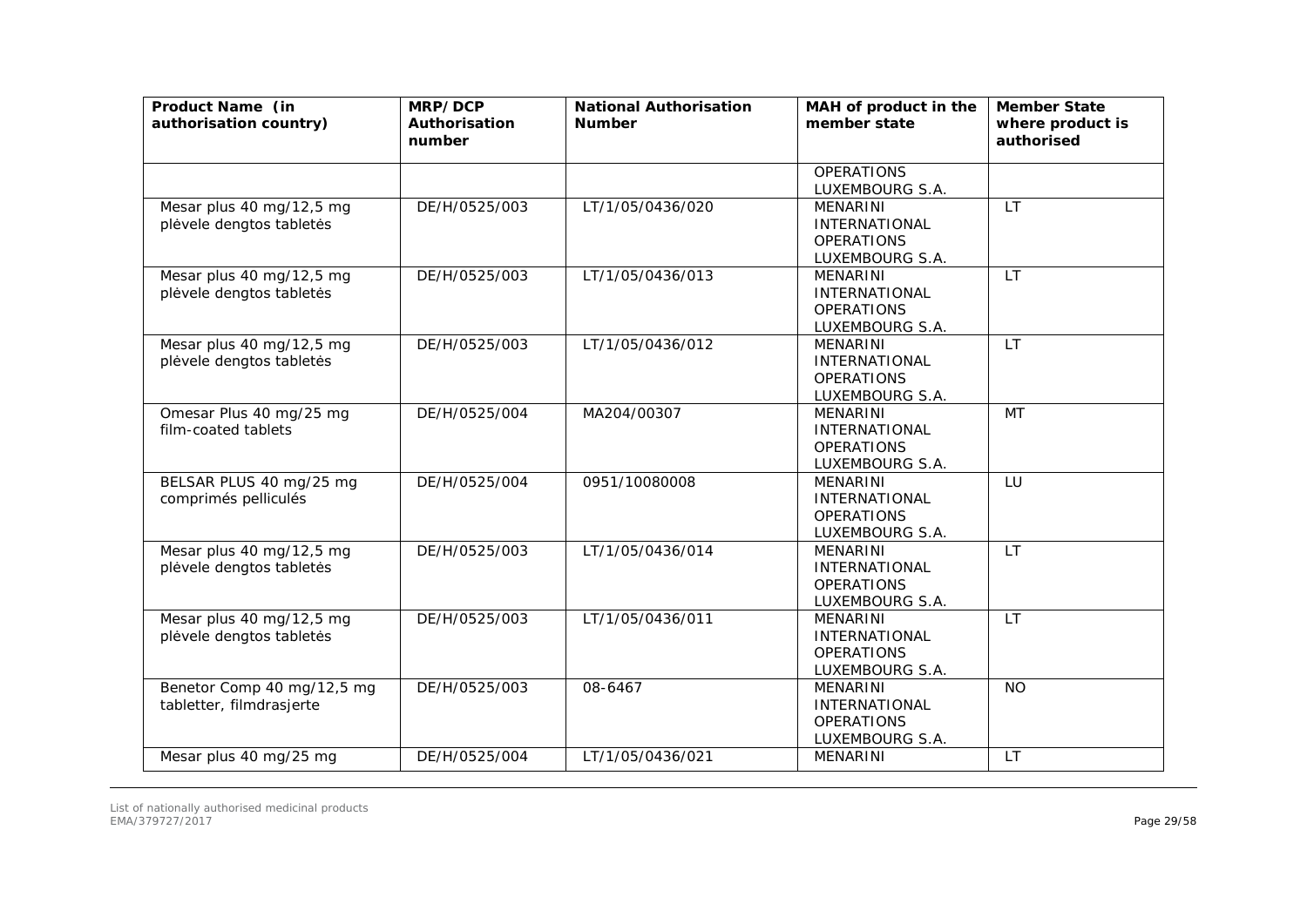| Product Name (in authorisation country) | MRP/DCP Authorisation number | National Authorisation Number | MAH of product in the member state | Member State where product is authorised |
|---|---|---|---|---|
| | | | OPERATIONS LUXEMBOURG S.A. | |
| Mesar plus 40 mg/12,5 mg plėvele dengtos tabletės | DE/H/0525/003 | LT/1/05/0436/020 | MENARINI INTERNATIONAL OPERATIONS LUXEMBOURG S.A. | LT |
| Mesar plus 40 mg/12,5 mg plėvele dengtos tabletės | DE/H/0525/003 | LT/1/05/0436/013 | MENARINI INTERNATIONAL OPERATIONS LUXEMBOURG S.A. | LT |
| Mesar plus 40 mg/12,5 mg plėvele dengtos tabletės | DE/H/0525/003 | LT/1/05/0436/012 | MENARINI INTERNATIONAL OPERATIONS LUXEMBOURG S.A. | LT |
| Omesar Plus 40 mg/25 mg film-coated tablets | DE/H/0525/004 | MA204/00307 | MENARINI INTERNATIONAL OPERATIONS LUXEMBOURG S.A. | MT |
| BELSAR PLUS 40 mg/25 mg comprimés pelliculés | DE/H/0525/004 | 0951/10080008 | MENARINI INTERNATIONAL OPERATIONS LUXEMBOURG S.A. | LU |
| Mesar plus 40 mg/12,5 mg plėvele dengtos tabletės | DE/H/0525/003 | LT/1/05/0436/014 | MENARINI INTERNATIONAL OPERATIONS LUXEMBOURG S.A. | LT |
| Mesar plus 40 mg/12,5 mg plėvele dengtos tabletės | DE/H/0525/003 | LT/1/05/0436/011 | MENARINI INTERNATIONAL OPERATIONS LUXEMBOURG S.A. | LT |
| Benetor Comp 40 mg/12,5 mg tabletter, filmdrasjerte | DE/H/0525/003 | 08-6467 | MENARINI INTERNATIONAL OPERATIONS LUXEMBOURG S.A. | NO |
| Mesar plus 40 mg/25 mg | DE/H/0525/004 | LT/1/05/0436/021 | MENARINI | LT |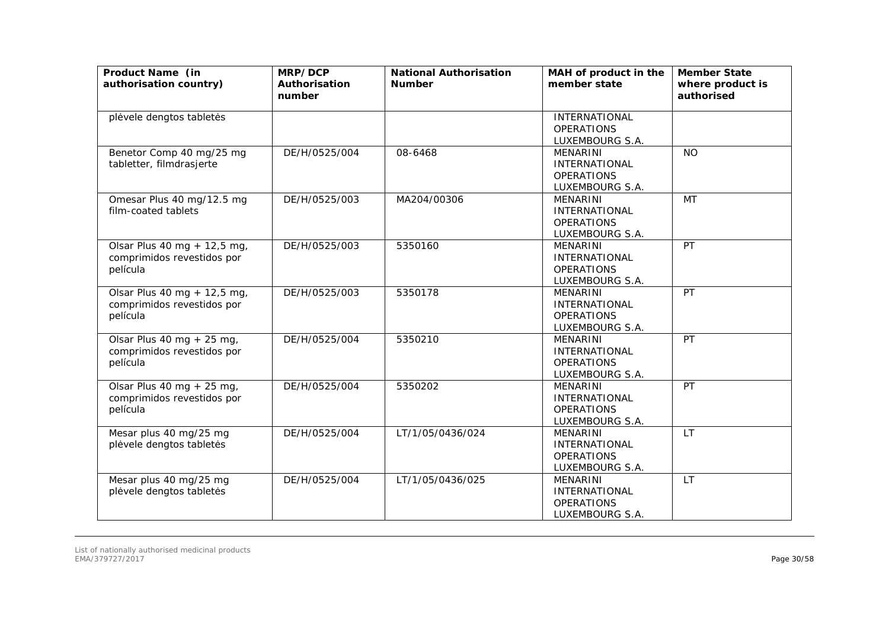| Product Name (in authorisation country) | MRP/DCP Authorisation number | National Authorisation Number | MAH of product in the member state | Member State where product is authorised |
|---|---|---|---|---|
| plėvele dengtos tabletės | | | INTERNATIONAL OPERATIONS LUXEMBOURG S.A. | |
| Benetor Comp 40 mg/25 mg tabletter, filmdrasjerte | DE/H/0525/004 | 08-6468 | MENARINI INTERNATIONAL OPERATIONS LUXEMBOURG S.A. | NO |
| Omesar Plus 40 mg/12.5 mg film-coated tablets | DE/H/0525/003 | MA204/00306 | MENARINI INTERNATIONAL OPERATIONS LUXEMBOURG S.A. | MT |
| Olsar Plus 40 mg + 12,5 mg, comprimidos revestidos por película | DE/H/0525/003 | 5350160 | MENARINI INTERNATIONAL OPERATIONS LUXEMBOURG S.A. | PT |
| Olsar Plus 40 mg + 12,5 mg, comprimidos revestidos por película | DE/H/0525/003 | 5350178 | MENARINI INTERNATIONAL OPERATIONS LUXEMBOURG S.A. | PT |
| Olsar Plus 40 mg + 25 mg, comprimidos revestidos por película | DE/H/0525/004 | 5350210 | MENARINI INTERNATIONAL OPERATIONS LUXEMBOURG S.A. | PT |
| Olsar Plus 40 mg + 25 mg, comprimidos revestidos por película | DE/H/0525/004 | 5350202 | MENARINI INTERNATIONAL OPERATIONS LUXEMBOURG S.A. | PT |
| Mesar plus 40 mg/25 mg plėvele dengtos tabletės | DE/H/0525/004 | LT/1/05/0436/024 | MENARINI INTERNATIONAL OPERATIONS LUXEMBOURG S.A. | LT |
| Mesar plus 40 mg/25 mg plėvele dengtos tabletės | DE/H/0525/004 | LT/1/05/0436/025 | MENARINI INTERNATIONAL OPERATIONS LUXEMBOURG S.A. | LT |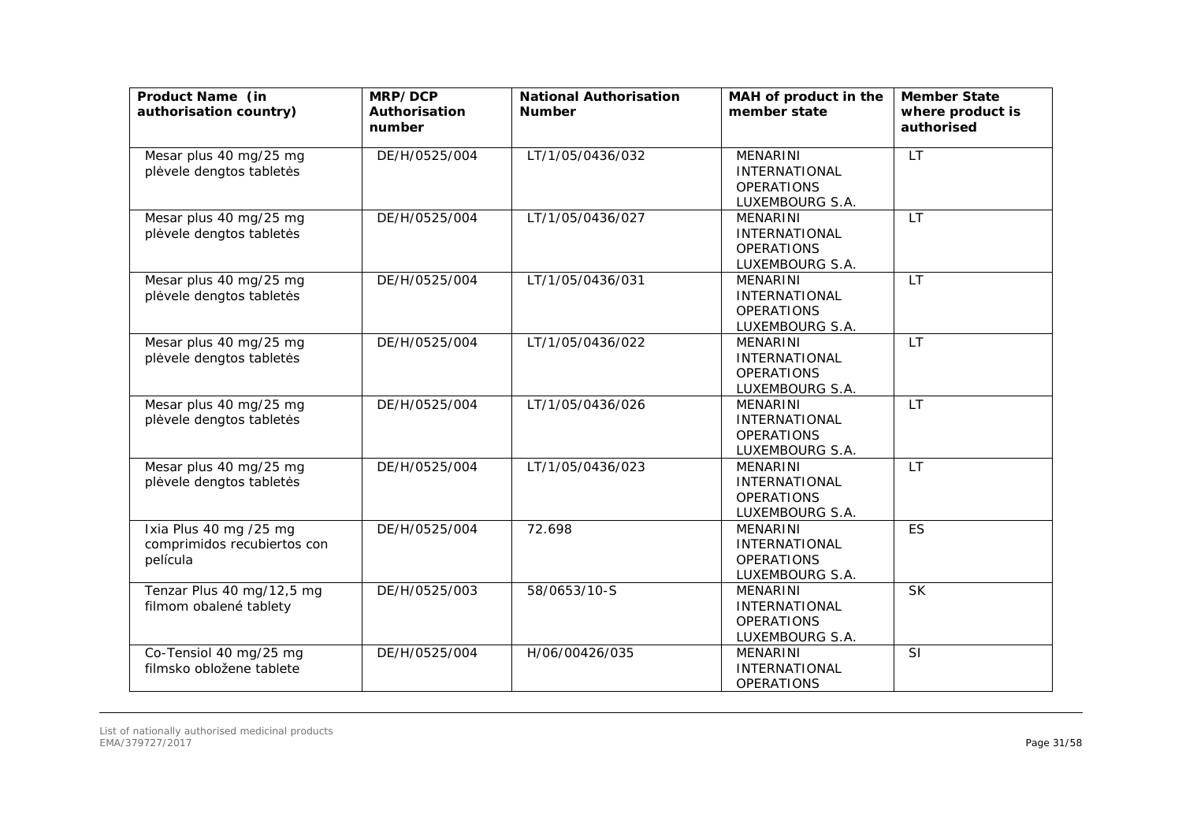| Product Name (in authorisation country) | MRP/DCP Authorisation number | National Authorisation Number | MAH of product in the member state | Member State where product is authorised |
|---|---|---|---|---|
| Mesar plus 40 mg/25 mg plėvele dengtos tabletės | DE/H/0525/004 | LT/1/05/0436/032 | MENARINI INTERNATIONAL OPERATIONS LUXEMBOURG S.A. | LT |
| Mesar plus 40 mg/25 mg plėvele dengtos tabletės | DE/H/0525/004 | LT/1/05/0436/027 | MENARINI INTERNATIONAL OPERATIONS LUXEMBOURG S.A. | LT |
| Mesar plus 40 mg/25 mg plėvele dengtos tabletės | DE/H/0525/004 | LT/1/05/0436/031 | MENARINI INTERNATIONAL OPERATIONS LUXEMBOURG S.A. | LT |
| Mesar plus 40 mg/25 mg plėvele dengtos tabletės | DE/H/0525/004 | LT/1/05/0436/022 | MENARINI INTERNATIONAL OPERATIONS LUXEMBOURG S.A. | LT |
| Mesar plus 40 mg/25 mg plėvele dengtos tabletės | DE/H/0525/004 | LT/1/05/0436/026 | MENARINI INTERNATIONAL OPERATIONS LUXEMBOURG S.A. | LT |
| Mesar plus 40 mg/25 mg plėvele dengtos tabletės | DE/H/0525/004 | LT/1/05/0436/023 | MENARINI INTERNATIONAL OPERATIONS LUXEMBOURG S.A. | LT |
| Ixia Plus 40 mg /25 mg comprimidos recubiertos con película | DE/H/0525/004 | 72.698 | MENARINI INTERNATIONAL OPERATIONS LUXEMBOURG S.A. | ES |
| Tenzar Plus 40 mg/12,5 mg filmom obalené tablety | DE/H/0525/003 | 58/0653/10-S | MENARINI INTERNATIONAL OPERATIONS LUXEMBOURG S.A. | SK |
| Co-Tensiol 40 mg/25 mg filmsko obložene tablete | DE/H/0525/004 | H/06/00426/035 | MENARINI INTERNATIONAL OPERATIONS | SI |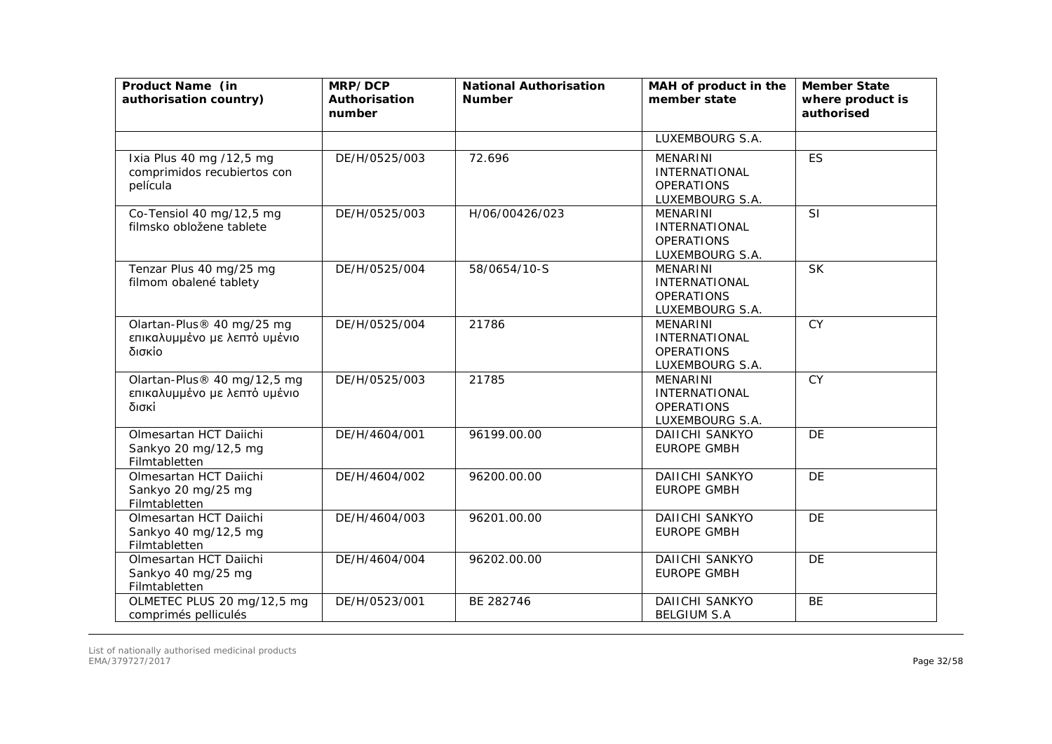| Product Name (in authorisation country) | MRP/DCP Authorisation number | National Authorisation Number | MAH of product in the member state | Member State where product is authorised |
| --- | --- | --- | --- | --- |
| | | | LUXEMBOURG S.A. | |
| Ixia Plus 40 mg /12,5 mg comprimidos recubiertos con película | DE/H/0525/003 | 72.696 | MENARINI INTERNATIONAL OPERATIONS LUXEMBOURG S.A. | ES |
| Co-Tensiol 40 mg/12,5 mg filmsko obložene tablete | DE/H/0525/003 | H/06/00426/023 | MENARINI INTERNATIONAL OPERATIONS LUXEMBOURG S.A. | SI |
| Tenzar Plus 40 mg/25 mg filmom obalené tablety | DE/H/0525/004 | 58/0654/10-S | MENARINI INTERNATIONAL OPERATIONS LUXEMBOURG S.A. | SK |
| Olartan-Plus® 40 mg/25 mg επικαλυμμένο με λεπτό υμένιο δισκίο | DE/H/0525/004 | 21786 | MENARINI INTERNATIONAL OPERATIONS LUXEMBOURG S.A. | CY |
| Olartan-Plus® 40 mg/12,5 mg επικαλυμμένο με λεπτό υμένιο δισκί | DE/H/0525/003 | 21785 | MENARINI INTERNATIONAL OPERATIONS LUXEMBOURG S.A. | CY |
| Olmesartan HCT Daiichi Sankyo 20 mg/12,5 mg Filmtabletten | DE/H/4604/001 | 96199.00.00 | DAIICHI SANKYO EUROPE GMBH | DE |
| Olmesartan HCT Daiichi Sankyo 20 mg/25 mg Filmtabletten | DE/H/4604/002 | 96200.00.00 | DAIICHI SANKYO EUROPE GMBH | DE |
| Olmesartan HCT Daiichi Sankyo 40 mg/12,5 mg Filmtabletten | DE/H/4604/003 | 96201.00.00 | DAIICHI SANKYO EUROPE GMBH | DE |
| Olmesartan HCT Daiichi Sankyo 40 mg/25 mg Filmtabletten | DE/H/4604/004 | 96202.00.00 | DAIICHI SANKYO EUROPE GMBH | DE |
| OLMETEC PLUS 20 mg/12,5 mg comprimés pelliculés | DE/H/0523/001 | BE 282746 | DAIICHI SANKYO BELGIUM S.A | BE |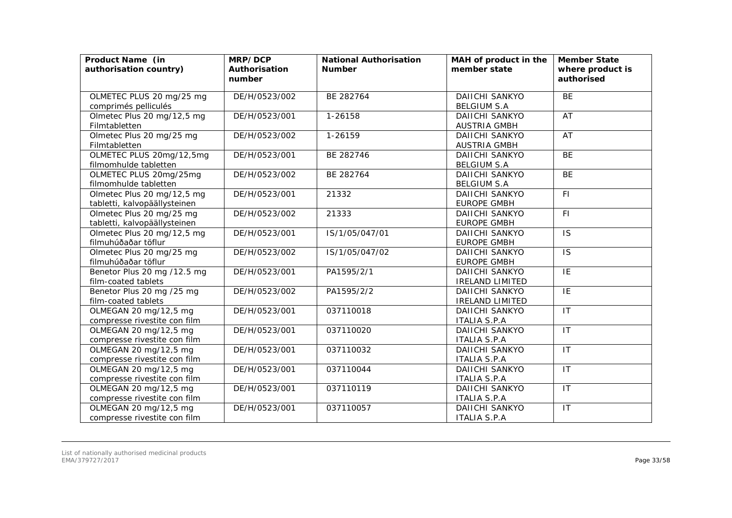| Product Name (in authorisation country) | MRP/DCP Authorisation number | National Authorisation Number | MAH of product in the member state | Member State where product is authorised |
|---|---|---|---|---|
| OLMETEC PLUS 20 mg/25 mg comprimés pelliculés | DE/H/0523/002 | BE 282764 | DAIICHI SANKYO BELGIUM S.A | BE |
| Olmetec Plus 20 mg/12,5 mg Filmtabletten | DE/H/0523/001 | 1-26158 | DAIICHI SANKYO AUSTRIA GMBH | AT |
| Olmetec Plus 20 mg/25 mg Filmtabletten | DE/H/0523/002 | 1-26159 | DAIICHI SANKYO AUSTRIA GMBH | AT |
| OLMETEC PLUS 20mg/12,5mg filmomhulde tabletten | DE/H/0523/001 | BE 282746 | DAIICHI SANKYO BELGIUM S.A | BE |
| OLMETEC PLUS 20mg/25mg filmomhulde tabletten | DE/H/0523/002 | BE 282764 | DAIICHI SANKYO BELGIUM S.A | BE |
| Olmetec Plus 20 mg/12,5 mg tabletti, kalvopäällysteinen | DE/H/0523/001 | 21332 | DAIICHI SANKYO EUROPE GMBH | FI |
| Olmetec Plus 20 mg/25 mg tabletti, kalvopäällysteinen | DE/H/0523/002 | 21333 | DAIICHI SANKYO EUROPE GMBH | FI |
| Olmetec Plus 20 mg/12,5 mg filmuhúðaðar töflur | DE/H/0523/001 | IS/1/05/047/01 | DAIICHI SANKYO EUROPE GMBH | IS |
| Olmetec Plus 20 mg/25 mg filmuhúðaðar töflur | DE/H/0523/002 | IS/1/05/047/02 | DAIICHI SANKYO EUROPE GMBH | IS |
| Benetor Plus 20 mg /12.5 mg film-coated tablets | DE/H/0523/001 | PA1595/2/1 | DAIICHI SANKYO IRELAND LIMITED | IE |
| Benetor Plus 20 mg /25 mg film-coated tablets | DE/H/0523/002 | PA1595/2/2 | DAIICHI SANKYO IRELAND LIMITED | IE |
| OLMEGAN 20 mg/12,5 mg compresse rivestite con film | DE/H/0523/001 | 037110018 | DAIICHI SANKYO ITALIA S.P.A | IT |
| OLMEGAN 20 mg/12,5 mg compresse rivestite con film | DE/H/0523/001 | 037110020 | DAIICHI SANKYO ITALIA S.P.A | IT |
| OLMEGAN 20 mg/12,5 mg compresse rivestite con film | DE/H/0523/001 | 037110032 | DAIICHI SANKYO ITALIA S.P.A | IT |
| OLMEGAN 20 mg/12,5 mg compresse rivestite con film | DE/H/0523/001 | 037110044 | DAIICHI SANKYO ITALIA S.P.A | IT |
| OLMEGAN 20 mg/12,5 mg compresse rivestite con film | DE/H/0523/001 | 037110119 | DAIICHI SANKYO ITALIA S.P.A | IT |
| OLMEGAN 20 mg/12,5 mg compresse rivestite con film | DE/H/0523/001 | 037110057 | DAIICHI SANKYO ITALIA S.P.A | IT |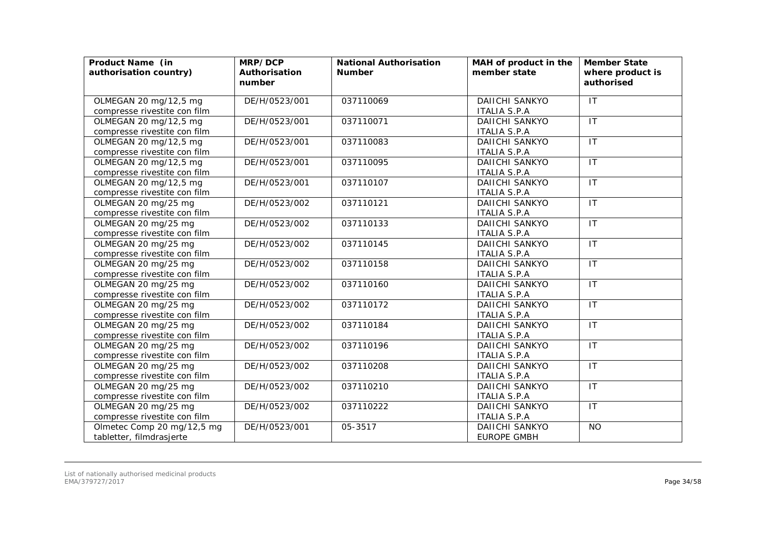| Product Name (in authorisation country) | MRP/DCP Authorisation number | National Authorisation Number | MAH of product in the member state | Member State where product is authorised |
| --- | --- | --- | --- | --- |
| OLMEGAN 20 mg/12,5 mg compresse rivestite con film | DE/H/0523/001 | 037110069 | DAIICHI SANKYO ITALIA S.P.A | IT |
| OLMEGAN 20 mg/12,5 mg compresse rivestite con film | DE/H/0523/001 | 037110071 | DAIICHI SANKYO ITALIA S.P.A | IT |
| OLMEGAN 20 mg/12,5 mg compresse rivestite con film | DE/H/0523/001 | 037110083 | DAIICHI SANKYO ITALIA S.P.A | IT |
| OLMEGAN 20 mg/12,5 mg compresse rivestite con film | DE/H/0523/001 | 037110095 | DAIICHI SANKYO ITALIA S.P.A | IT |
| OLMEGAN 20 mg/12,5 mg compresse rivestite con film | DE/H/0523/001 | 037110107 | DAIICHI SANKYO ITALIA S.P.A | IT |
| OLMEGAN 20 mg/25 mg compresse rivestite con film | DE/H/0523/002 | 037110121 | DAIICHI SANKYO ITALIA S.P.A | IT |
| OLMEGAN 20 mg/25 mg compresse rivestite con film | DE/H/0523/002 | 037110133 | DAIICHI SANKYO ITALIA S.P.A | IT |
| OLMEGAN 20 mg/25 mg compresse rivestite con film | DE/H/0523/002 | 037110145 | DAIICHI SANKYO ITALIA S.P.A | IT |
| OLMEGAN 20 mg/25 mg compresse rivestite con film | DE/H/0523/002 | 037110158 | DAIICHI SANKYO ITALIA S.P.A | IT |
| OLMEGAN 20 mg/25 mg compresse rivestite con film | DE/H/0523/002 | 037110160 | DAIICHI SANKYO ITALIA S.P.A | IT |
| OLMEGAN 20 mg/25 mg compresse rivestite con film | DE/H/0523/002 | 037110172 | DAIICHI SANKYO ITALIA S.P.A | IT |
| OLMEGAN 20 mg/25 mg compresse rivestite con film | DE/H/0523/002 | 037110184 | DAIICHI SANKYO ITALIA S.P.A | IT |
| OLMEGAN 20 mg/25 mg compresse rivestite con film | DE/H/0523/002 | 037110196 | DAIICHI SANKYO ITALIA S.P.A | IT |
| OLMEGAN 20 mg/25 mg compresse rivestite con film | DE/H/0523/002 | 037110208 | DAIICHI SANKYO ITALIA S.P.A | IT |
| OLMEGAN 20 mg/25 mg compresse rivestite con film | DE/H/0523/002 | 037110210 | DAIICHI SANKYO ITALIA S.P.A | IT |
| OLMEGAN 20 mg/25 mg compresse rivestite con film | DE/H/0523/002 | 037110222 | DAIICHI SANKYO ITALIA S.P.A | IT |
| Olmetec Comp 20 mg/12,5 mg tabletter, filmdrasjerte | DE/H/0523/001 | 05-3517 | DAIICHI SANKYO EUROPE GMBH | NO |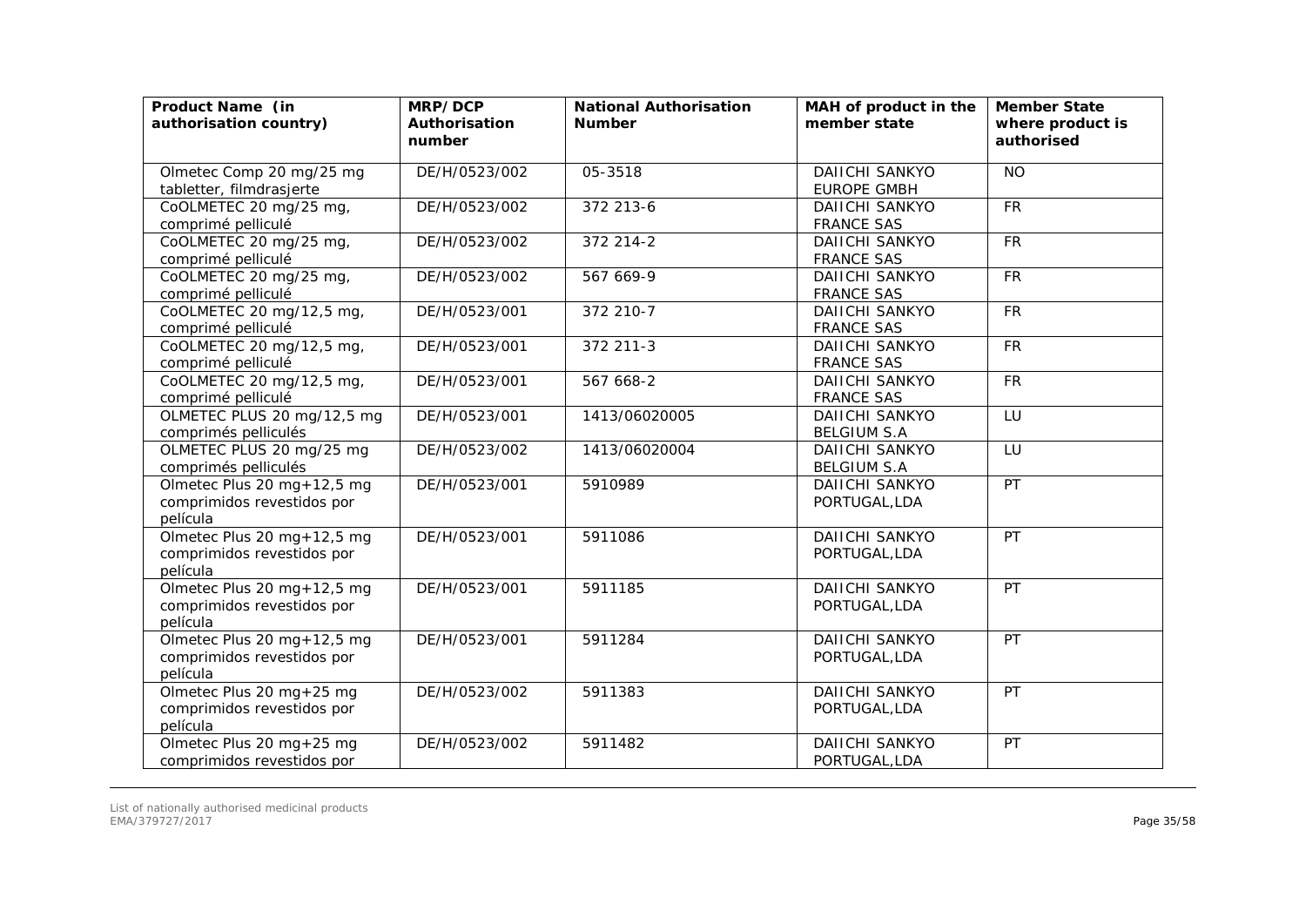| Product Name (in authorisation country) | MRP/DCP Authorisation number | National Authorisation Number | MAH of product in the member state | Member State where product is authorised |
|---|---|---|---|---|
| Olmetec Comp 20 mg/25 mg tabletter, filmdrasjerte | DE/H/0523/002 | 05-3518 | DAIICHI SANKYO EUROPE GMBH | NO |
| CoOLMETEC 20 mg/25 mg, comprimé pelliculé | DE/H/0523/002 | 372 213-6 | DAIICHI SANKYO FRANCE SAS | FR |
| CoOLMETEC 20 mg/25 mg, comprimé pelliculé | DE/H/0523/002 | 372 214-2 | DAIICHI SANKYO FRANCE SAS | FR |
| CoOLMETEC 20 mg/25 mg, comprimé pelliculé | DE/H/0523/002 | 567 669-9 | DAIICHI SANKYO FRANCE SAS | FR |
| CoOLMETEC 20 mg/12,5 mg, comprimé pelliculé | DE/H/0523/001 | 372 210-7 | DAIICHI SANKYO FRANCE SAS | FR |
| CoOLMETEC 20 mg/12,5 mg, comprimé pelliculé | DE/H/0523/001 | 372 211-3 | DAIICHI SANKYO FRANCE SAS | FR |
| CoOLMETEC 20 mg/12,5 mg, comprimé pelliculé | DE/H/0523/001 | 567 668-2 | DAIICHI SANKYO FRANCE SAS | FR |
| OLMETEC PLUS 20 mg/12,5 mg comprimés pelliculés | DE/H/0523/001 | 1413/06020005 | DAIICHI SANKYO BELGIUM S.A | LU |
| OLMETEC PLUS 20 mg/25 mg comprimés pelliculés | DE/H/0523/002 | 1413/06020004 | DAIICHI SANKYO BELGIUM S.A | LU |
| Olmetec Plus 20 mg+12,5 mg comprimidos revestidos por película | DE/H/0523/001 | 5910989 | DAIICHI SANKYO PORTUGAL,LDA | PT |
| Olmetec Plus 20 mg+12,5 mg comprimidos revestidos por película | DE/H/0523/001 | 5911086 | DAIICHI SANKYO PORTUGAL,LDA | PT |
| Olmetec Plus 20 mg+12,5 mg comprimidos revestidos por película | DE/H/0523/001 | 5911185 | DAIICHI SANKYO PORTUGAL,LDA | PT |
| Olmetec Plus 20 mg+12,5 mg comprimidos revestidos por película | DE/H/0523/001 | 5911284 | DAIICHI SANKYO PORTUGAL,LDA | PT |
| Olmetec Plus 20 mg+25 mg comprimidos revestidos por película | DE/H/0523/002 | 5911383 | DAIICHI SANKYO PORTUGAL,LDA | PT |
| Olmetec Plus 20 mg+25 mg comprimidos revestidos por | DE/H/0523/002 | 5911482 | DAIICHI SANKYO PORTUGAL,LDA | PT |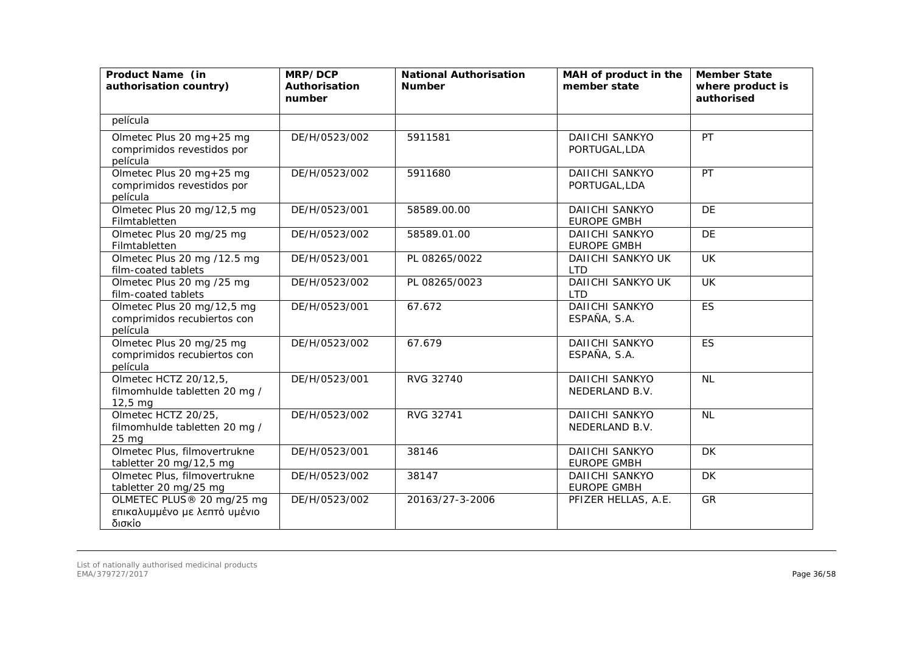| Product Name (in authorisation country) | MRP/DCP Authorisation number | National Authorisation Number | MAH of product in the member state | Member State where product is authorised |
|---|---|---|---|---|
| película | | | | |
| Olmetec Plus 20 mg+25 mg comprimidos revestidos por película | DE/H/0523/002 | 5911581 | DAIICHI SANKYO PORTUGAL,LDA | PT |
| Olmetec Plus 20 mg+25 mg comprimidos revestidos por película | DE/H/0523/002 | 5911680 | DAIICHI SANKYO PORTUGAL,LDA | PT |
| Olmetec Plus 20 mg/12,5 mg Filmtabletten | DE/H/0523/001 | 58589.00.00 | DAIICHI SANKYO EUROPE GMBH | DE |
| Olmetec Plus 20 mg/25 mg Filmtabletten | DE/H/0523/002 | 58589.01.00 | DAIICHI SANKYO EUROPE GMBH | DE |
| Olmetec Plus 20 mg /12.5 mg film-coated tablets | DE/H/0523/001 | PL 08265/0022 | DAIICHI SANKYO UK LTD | UK |
| Olmetec Plus 20 mg /25 mg film-coated tablets | DE/H/0523/002 | PL 08265/0023 | DAIICHI SANKYO UK LTD | UK |
| Olmetec Plus 20 mg/12,5 mg comprimidos recubiertos con película | DE/H/0523/001 | 67.672 | DAIICHI SANKYO ESPAÑA, S.A. | ES |
| Olmetec Plus 20 mg/25 mg comprimidos recubiertos con película | DE/H/0523/002 | 67.679 | DAIICHI SANKYO ESPAÑA, S.A. | ES |
| Olmetec HCTZ 20/12,5, filmomhulde tabletten 20 mg / 12,5 mg | DE/H/0523/001 | RVG 32740 | DAIICHI SANKYO NEDERLAND B.V. | NL |
| Olmetec HCTZ 20/25, filmomhulde tabletten 20 mg / 25 mg | DE/H/0523/002 | RVG 32741 | DAIICHI SANKYO NEDERLAND B.V. | NL |
| Olmetec Plus, filmovertrukne tabletter 20 mg/12,5 mg | DE/H/0523/001 | 38146 | DAIICHI SANKYO EUROPE GMBH | DK |
| Olmetec Plus, filmovertrukne tabletter 20 mg/25 mg | DE/H/0523/002 | 38147 | DAIICHI SANKYO EUROPE GMBH | DK |
| OLMETEC PLUS® 20 mg/25 mg επικαλυμμένο με λεπτό υμένιο δισκίο | DE/H/0523/002 | 20163/27-3-2006 | PFIZER HELLAS, A.E. | GR |

List of nationally authorised medicinal products
EMA/379727/2017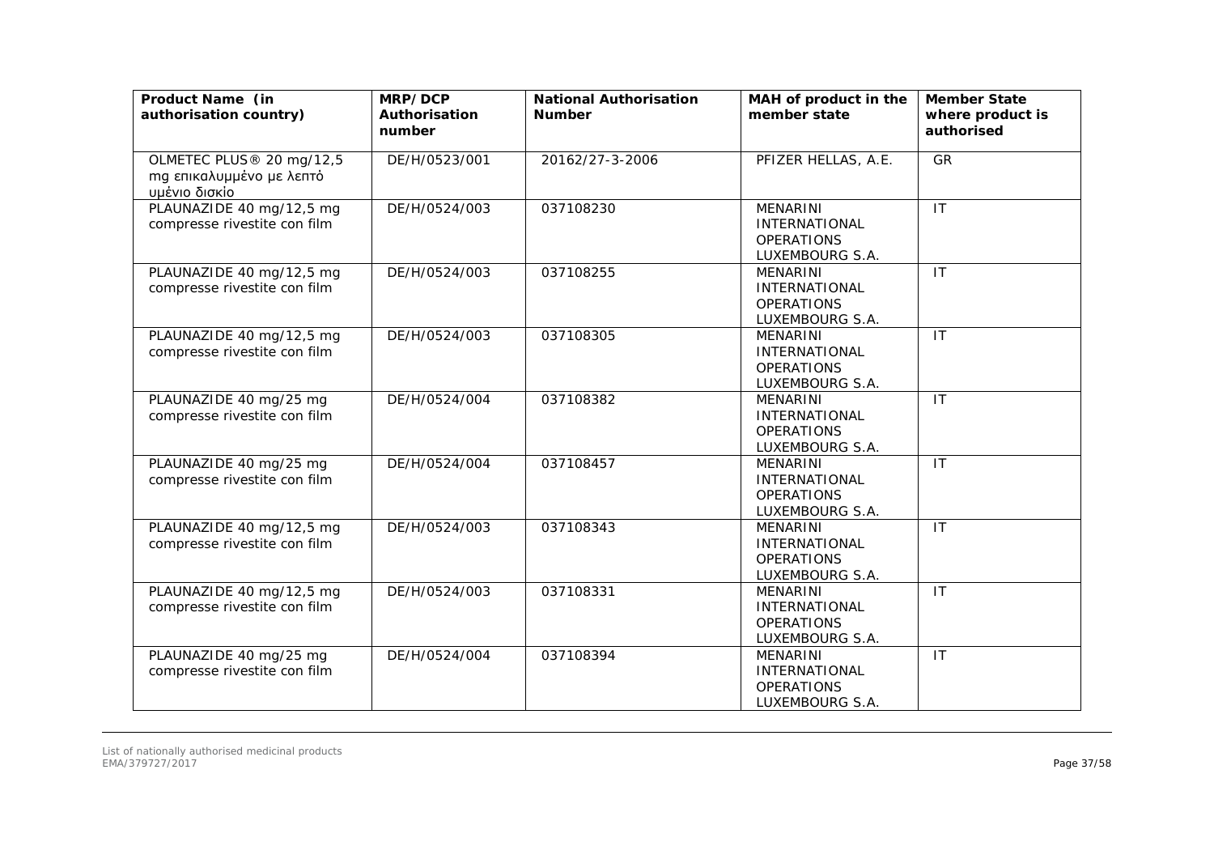| Product Name (in authorisation country) | MRP/DCP Authorisation number | National Authorisation Number | MAH of product in the member state | Member State where product is authorised |
|---|---|---|---|---|
| OLMETEC PLUS® 20 mg/12,5 mg επικαλυμμένο με λεπτό υμένιο δισκίο | DE/H/0523/001 | 20162/27-3-2006 | PFIZER HELLAS, A.E. | GR |
| PLAUNAZIDE 40 mg/12,5 mg compresse rivestite con film | DE/H/0524/003 | 037108230 | MENARINI INTERNATIONAL OPERATIONS LUXEMBOURG S.A. | IT |
| PLAUNAZIDE 40 mg/12,5 mg compresse rivestite con film | DE/H/0524/003 | 037108255 | MENARINI INTERNATIONAL OPERATIONS LUXEMBOURG S.A. | IT |
| PLAUNAZIDE 40 mg/12,5 mg compresse rivestite con film | DE/H/0524/003 | 037108305 | MENARINI INTERNATIONAL OPERATIONS LUXEMBOURG S.A. | IT |
| PLAUNAZIDE 40 mg/25 mg compresse rivestite con film | DE/H/0524/004 | 037108382 | MENARINI INTERNATIONAL OPERATIONS LUXEMBOURG S.A. | IT |
| PLAUNAZIDE 40 mg/25 mg compresse rivestite con film | DE/H/0524/004 | 037108457 | MENARINI INTERNATIONAL OPERATIONS LUXEMBOURG S.A. | IT |
| PLAUNAZIDE 40 mg/12,5 mg compresse rivestite con film | DE/H/0524/003 | 037108343 | MENARINI INTERNATIONAL OPERATIONS LUXEMBOURG S.A. | IT |
| PLAUNAZIDE 40 mg/12,5 mg compresse rivestite con film | DE/H/0524/003 | 037108331 | MENARINI INTERNATIONAL OPERATIONS LUXEMBOURG S.A. | IT |
| PLAUNAZIDE 40 mg/25 mg compresse rivestite con film | DE/H/0524/004 | 037108394 | MENARINI INTERNATIONAL OPERATIONS LUXEMBOURG S.A. | IT |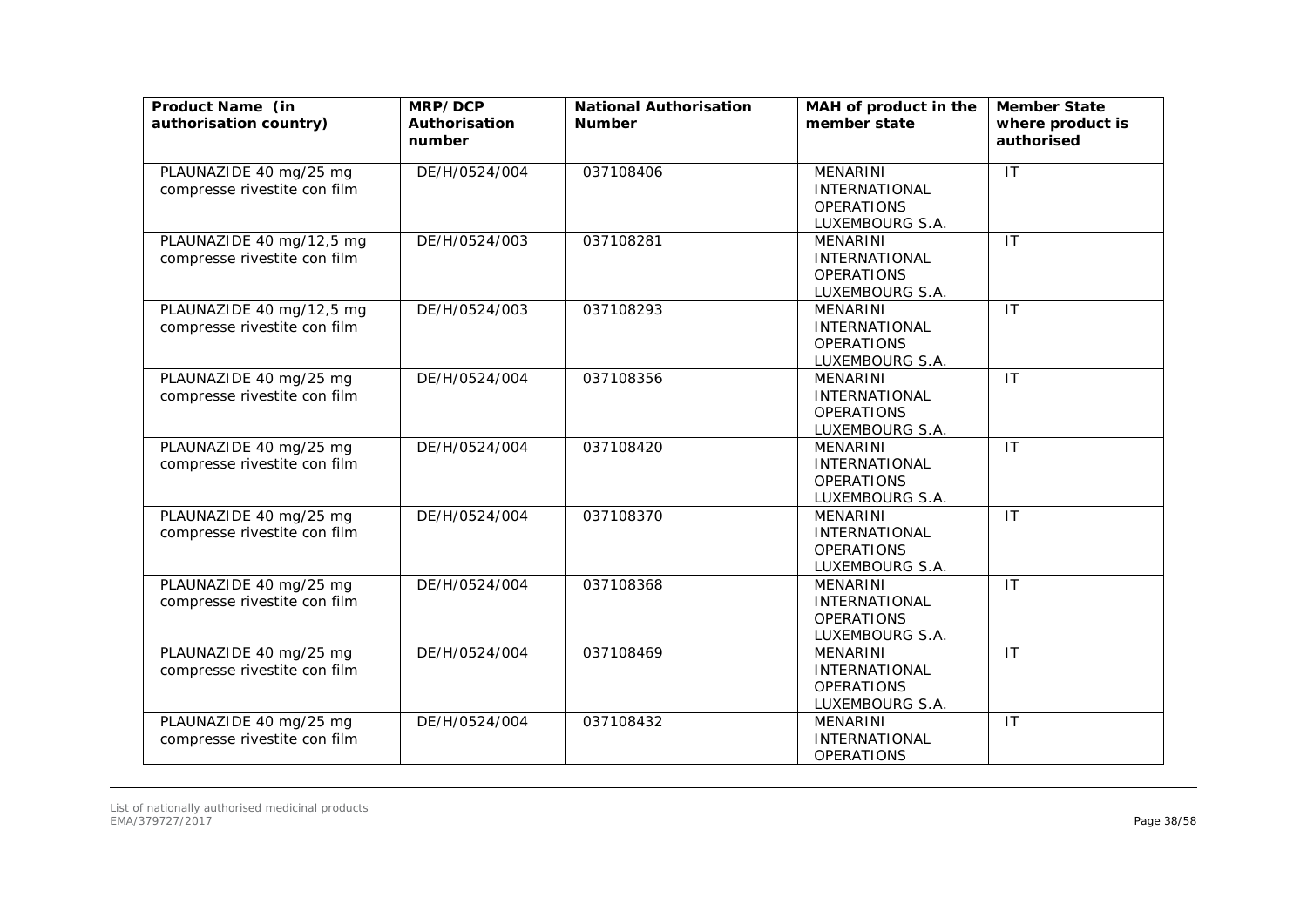| Product Name (in authorisation country) | MRP/DCP Authorisation number | National Authorisation Number | MAH of product in the member state | Member State where product is authorised |
|---|---|---|---|---|
| PLAUNAZIDE 40 mg/25 mg compresse rivestite con film | DE/H/0524/004 | 037108406 | MENARINI INTERNATIONAL OPERATIONS LUXEMBOURG S.A. | IT |
| PLAUNAZIDE 40 mg/12,5 mg compresse rivestite con film | DE/H/0524/003 | 037108281 | MENARINI INTERNATIONAL OPERATIONS LUXEMBOURG S.A. | IT |
| PLAUNAZIDE 40 mg/12,5 mg compresse rivestite con film | DE/H/0524/003 | 037108293 | MENARINI INTERNATIONAL OPERATIONS LUXEMBOURG S.A. | IT |
| PLAUNAZIDE 40 mg/25 mg compresse rivestite con film | DE/H/0524/004 | 037108356 | MENARINI INTERNATIONAL OPERATIONS LUXEMBOURG S.A. | IT |
| PLAUNAZIDE 40 mg/25 mg compresse rivestite con film | DE/H/0524/004 | 037108420 | MENARINI INTERNATIONAL OPERATIONS LUXEMBOURG S.A. | IT |
| PLAUNAZIDE 40 mg/25 mg compresse rivestite con film | DE/H/0524/004 | 037108370 | MENARINI INTERNATIONAL OPERATIONS LUXEMBOURG S.A. | IT |
| PLAUNAZIDE 40 mg/25 mg compresse rivestite con film | DE/H/0524/004 | 037108368 | MENARINI INTERNATIONAL OPERATIONS LUXEMBOURG S.A. | IT |
| PLAUNAZIDE 40 mg/25 mg compresse rivestite con film | DE/H/0524/004 | 037108469 | MENARINI INTERNATIONAL OPERATIONS LUXEMBOURG S.A. | IT |
| PLAUNAZIDE 40 mg/25 mg compresse rivestite con film | DE/H/0524/004 | 037108432 | MENARINI INTERNATIONAL OPERATIONS | IT |

List of nationally authorised medicinal products
EMA/379727/2017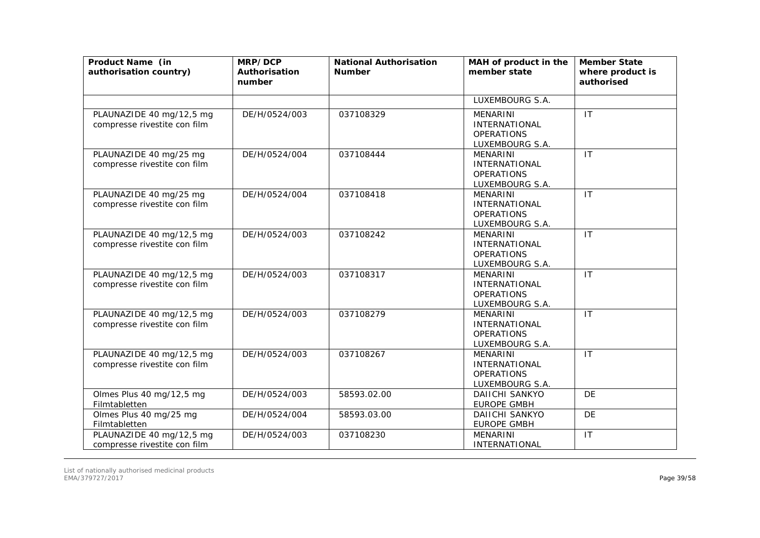| Product Name (in authorisation country) | MRP/DCP Authorisation number | National Authorisation Number | MAH of product in the member state | Member State where product is authorised |
|---|---|---|---|---|
| | | | LUXEMBOURG S.A. | |
| PLAUNAZIDE 40 mg/12,5 mg compresse rivestite con film | DE/H/0524/003 | 037108329 | MENARINI INTERNATIONAL OPERATIONS LUXEMBOURG S.A. | IT |
| PLAUNAZIDE 40 mg/25 mg compresse rivestite con film | DE/H/0524/004 | 037108444 | MENARINI INTERNATIONAL OPERATIONS LUXEMBOURG S.A. | IT |
| PLAUNAZIDE 40 mg/25 mg compresse rivestite con film | DE/H/0524/004 | 037108418 | MENARINI INTERNATIONAL OPERATIONS LUXEMBOURG S.A. | IT |
| PLAUNAZIDE 40 mg/12,5 mg compresse rivestite con film | DE/H/0524/003 | 037108242 | MENARINI INTERNATIONAL OPERATIONS LUXEMBOURG S.A. | IT |
| PLAUNAZIDE 40 mg/12,5 mg compresse rivestite con film | DE/H/0524/003 | 037108317 | MENARINI INTERNATIONAL OPERATIONS LUXEMBOURG S.A. | IT |
| PLAUNAZIDE 40 mg/12,5 mg compresse rivestite con film | DE/H/0524/003 | 037108279 | MENARINI INTERNATIONAL OPERATIONS LUXEMBOURG S.A. | IT |
| PLAUNAZIDE 40 mg/12,5 mg compresse rivestite con film | DE/H/0524/003 | 037108267 | MENARINI INTERNATIONAL OPERATIONS LUXEMBOURG S.A. | IT |
| Olmes Plus 40 mg/12,5 mg Filmtabletten | DE/H/0524/003 | 58593.02.00 | DAIICHI SANKYO EUROPE GMBH | DE |
| Olmes Plus 40 mg/25 mg Filmtabletten | DE/H/0524/004 | 58593.03.00 | DAIICHI SANKYO EUROPE GMBH | DE |
| PLAUNAZIDE 40 mg/12,5 mg compresse rivestite con film | DE/H/0524/003 | 037108230 | MENARINI INTERNATIONAL | IT |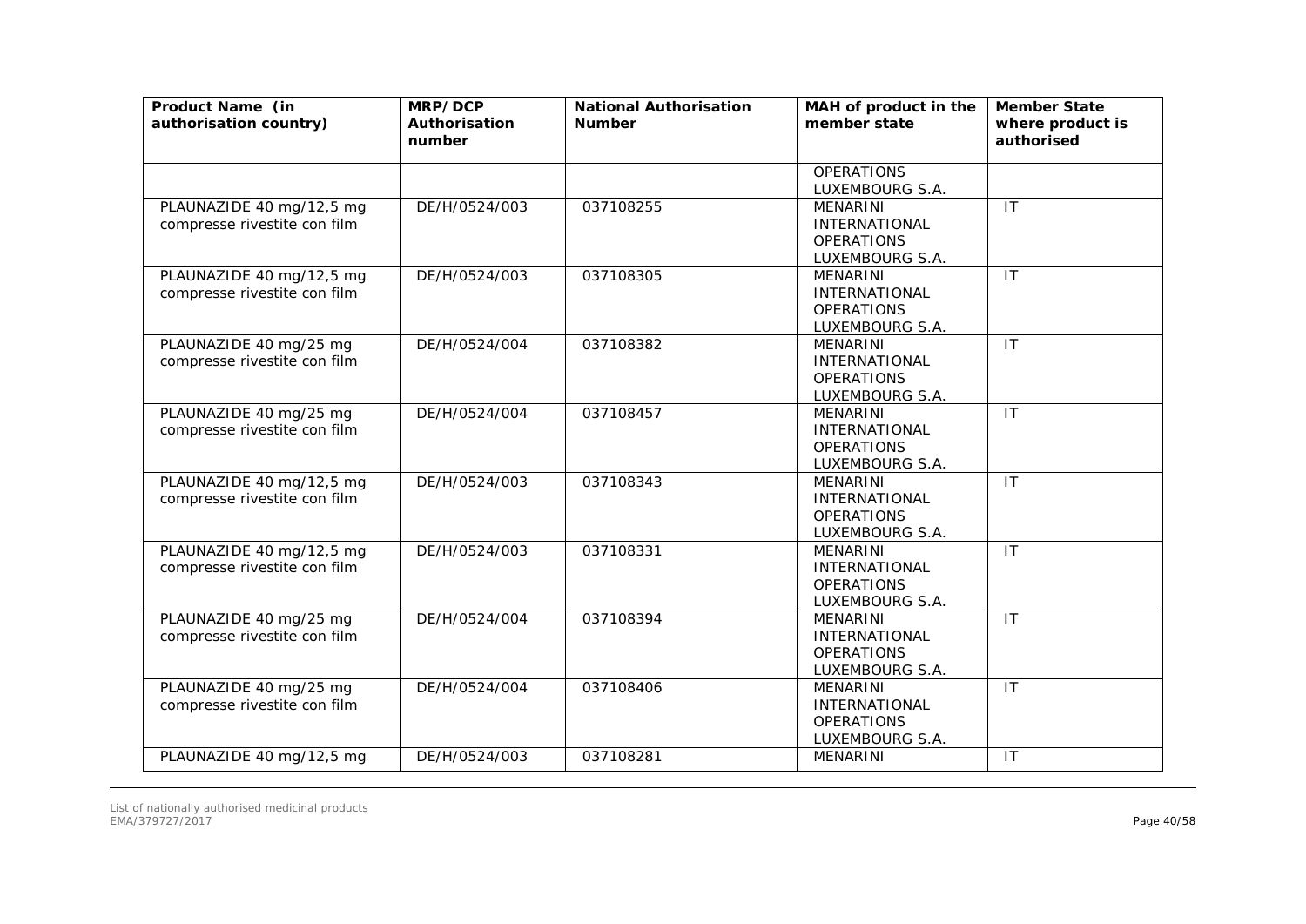| Product Name (in authorisation country) | MRP/DCP Authorisation number | National Authorisation Number | MAH of product in the member state | Member State where product is authorised |
|---|---|---|---|---|
| | | | OPERATIONS LUXEMBOURG S.A. | |
| PLAUNAZIDE 40 mg/12,5 mg compresse rivestite con film | DE/H/0524/003 | 037108255 | MENARINI INTERNATIONAL OPERATIONS LUXEMBOURG S.A. | IT |
| PLAUNAZIDE 40 mg/12,5 mg compresse rivestite con film | DE/H/0524/003 | 037108305 | MENARINI INTERNATIONAL OPERATIONS LUXEMBOURG S.A. | IT |
| PLAUNAZIDE 40 mg/25 mg compresse rivestite con film | DE/H/0524/004 | 037108382 | MENARINI INTERNATIONAL OPERATIONS LUXEMBOURG S.A. | IT |
| PLAUNAZIDE 40 mg/25 mg compresse rivestite con film | DE/H/0524/004 | 037108457 | MENARINI INTERNATIONAL OPERATIONS LUXEMBOURG S.A. | IT |
| PLAUNAZIDE 40 mg/12,5 mg compresse rivestite con film | DE/H/0524/003 | 037108343 | MENARINI INTERNATIONAL OPERATIONS LUXEMBOURG S.A. | IT |
| PLAUNAZIDE 40 mg/12,5 mg compresse rivestite con film | DE/H/0524/003 | 037108331 | MENARINI INTERNATIONAL OPERATIONS LUXEMBOURG S.A. | IT |
| PLAUNAZIDE 40 mg/25 mg compresse rivestite con film | DE/H/0524/004 | 037108394 | MENARINI INTERNATIONAL OPERATIONS LUXEMBOURG S.A. | IT |
| PLAUNAZIDE 40 mg/25 mg compresse rivestite con film | DE/H/0524/004 | 037108406 | MENARINI INTERNATIONAL OPERATIONS LUXEMBOURG S.A. | IT |
| PLAUNAZIDE 40 mg/12,5 mg | DE/H/0524/003 | 037108281 | MENARINI | IT |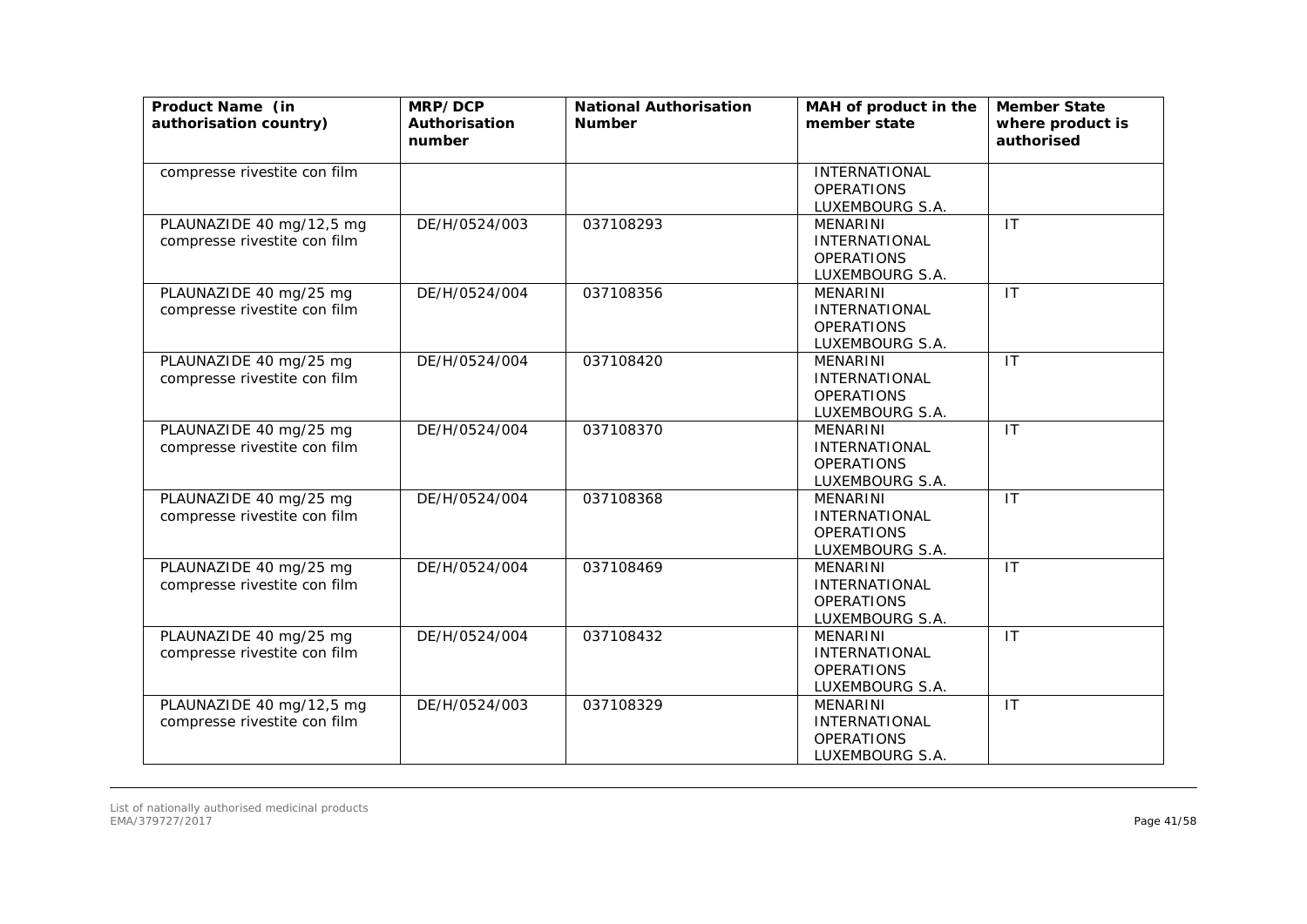| Product Name (in authorisation country) | MRP/DCP Authorisation number | National Authorisation Number | MAH of product in the member state | Member State where product is authorised |
|---|---|---|---|---|
| compresse rivestite con film | | | INTERNATIONAL OPERATIONS LUXEMBOURG S.A. | |
| PLAUNAZIDE 40 mg/12,5 mg compresse rivestite con film | DE/H/0524/003 | 037108293 | MENARINI INTERNATIONAL OPERATIONS LUXEMBOURG S.A. | IT |
| PLAUNAZIDE 40 mg/25 mg compresse rivestite con film | DE/H/0524/004 | 037108356 | MENARINI INTERNATIONAL OPERATIONS LUXEMBOURG S.A. | IT |
| PLAUNAZIDE 40 mg/25 mg compresse rivestite con film | DE/H/0524/004 | 037108420 | MENARINI INTERNATIONAL OPERATIONS LUXEMBOURG S.A. | IT |
| PLAUNAZIDE 40 mg/25 mg compresse rivestite con film | DE/H/0524/004 | 037108370 | MENARINI INTERNATIONAL OPERATIONS LUXEMBOURG S.A. | IT |
| PLAUNAZIDE 40 mg/25 mg compresse rivestite con film | DE/H/0524/004 | 037108368 | MENARINI INTERNATIONAL OPERATIONS LUXEMBOURG S.A. | IT |
| PLAUNAZIDE 40 mg/25 mg compresse rivestite con film | DE/H/0524/004 | 037108469 | MENARINI INTERNATIONAL OPERATIONS LUXEMBOURG S.A. | IT |
| PLAUNAZIDE 40 mg/25 mg compresse rivestite con film | DE/H/0524/004 | 037108432 | MENARINI INTERNATIONAL OPERATIONS LUXEMBOURG S.A. | IT |
| PLAUNAZIDE 40 mg/12,5 mg compresse rivestite con film | DE/H/0524/003 | 037108329 | MENARINI INTERNATIONAL OPERATIONS LUXEMBOURG S.A. | IT |

List of nationally authorised medicinal products
EMA/379727/2017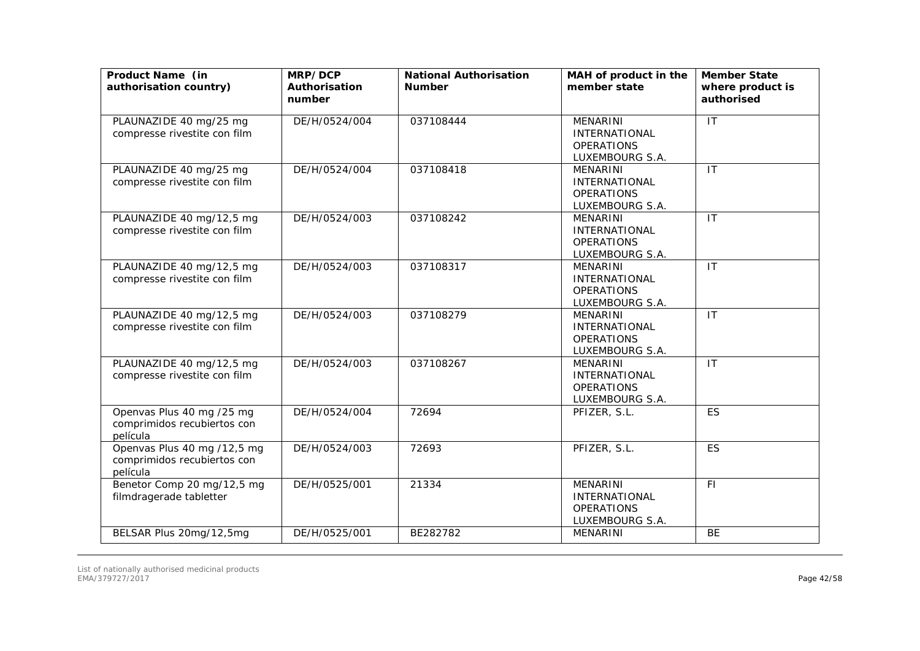| Product Name (in authorisation country) | MRP/DCP Authorisation number | National Authorisation Number | MAH of product in the member state | Member State where product is authorised |
|---|---|---|---|---|
| PLAUNAZIDE 40 mg/25 mg compresse rivestite con film | DE/H/0524/004 | 037108444 | MENARINI INTERNATIONAL OPERATIONS LUXEMBOURG S.A. | IT |
| PLAUNAZIDE 40 mg/25 mg compresse rivestite con film | DE/H/0524/004 | 037108418 | MENARINI INTERNATIONAL OPERATIONS LUXEMBOURG S.A. | IT |
| PLAUNAZIDE 40 mg/12,5 mg compresse rivestite con film | DE/H/0524/003 | 037108242 | MENARINI INTERNATIONAL OPERATIONS LUXEMBOURG S.A. | IT |
| PLAUNAZIDE 40 mg/12,5 mg compresse rivestite con film | DE/H/0524/003 | 037108317 | MENARINI INTERNATIONAL OPERATIONS LUXEMBOURG S.A. | IT |
| PLAUNAZIDE 40 mg/12,5 mg compresse rivestite con film | DE/H/0524/003 | 037108279 | MENARINI INTERNATIONAL OPERATIONS LUXEMBOURG S.A. | IT |
| PLAUNAZIDE 40 mg/12,5 mg compresse rivestite con film | DE/H/0524/003 | 037108267 | MENARINI INTERNATIONAL OPERATIONS LUXEMBOURG S.A. | IT |
| Openvas Plus 40 mg /25 mg comprimidos recubiertos con película | DE/H/0524/004 | 72694 | PFIZER, S.L. | ES |
| Openvas Plus 40 mg /12,5 mg comprimidos recubiertos con película | DE/H/0524/003 | 72693 | PFIZER, S.L. | ES |
| Benetor Comp 20 mg/12,5 mg filmdragerade tabletter | DE/H/0525/001 | 21334 | MENARINI INTERNATIONAL OPERATIONS LUXEMBOURG S.A. | FI |
| BELSAR Plus 20mg/12,5mg | DE/H/0525/001 | BE282782 | MENARINI | BE |

List of nationally authorised medicinal products
EMA/379727/2017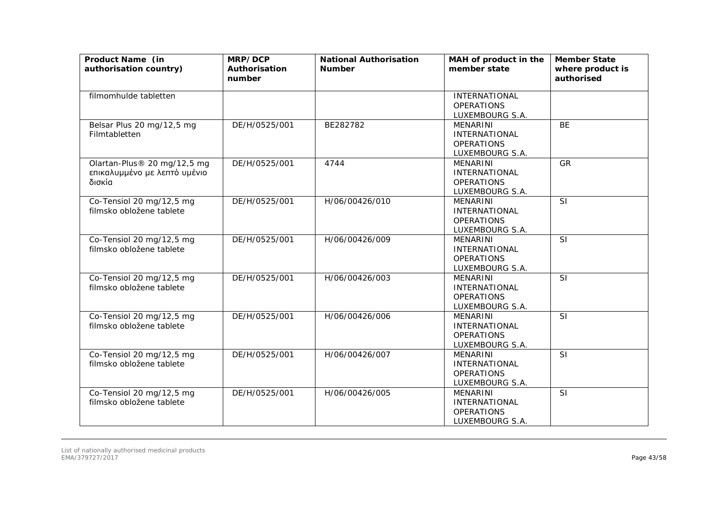| Product Name (in authorisation country) | MRP/DCP Authorisation number | National Authorisation Number | MAH of product in the member state | Member State where product is authorised |
|---|---|---|---|---|
| filmomhulde tabletten | | | INTERNATIONAL OPERATIONS LUXEMBOURG S.A. | |
| Belsar Plus 20 mg/12,5 mg Filmtabletten | DE/H/0525/001 | BE282782 | MENARINI INTERNATIONAL OPERATIONS LUXEMBOURG S.A. | BE |
| Olartan-Plus® 20 mg/12,5 mg επικαλυμμένο με λεπτό υμένιο δισκία | DE/H/0525/001 | 4744 | MENARINI INTERNATIONAL OPERATIONS LUXEMBOURG S.A. | GR |
| Co-Tensiol 20 mg/12,5 mg filmsko obložene tablete | DE/H/0525/001 | H/06/00426/010 | MENARINI INTERNATIONAL OPERATIONS LUXEMBOURG S.A. | SI |
| Co-Tensiol 20 mg/12,5 mg filmsko obložene tablete | DE/H/0525/001 | H/06/00426/009 | MENARINI INTERNATIONAL OPERATIONS LUXEMBOURG S.A. | SI |
| Co-Tensiol 20 mg/12,5 mg filmsko obložene tablete | DE/H/0525/001 | H/06/00426/003 | MENARINI INTERNATIONAL OPERATIONS LUXEMBOURG S.A. | SI |
| Co-Tensiol 20 mg/12,5 mg filmsko obložene tablete | DE/H/0525/001 | H/06/00426/006 | MENARINI INTERNATIONAL OPERATIONS LUXEMBOURG S.A. | SI |
| Co-Tensiol 20 mg/12,5 mg filmsko obložene tablete | DE/H/0525/001 | H/06/00426/007 | MENARINI INTERNATIONAL OPERATIONS LUXEMBOURG S.A. | SI |
| Co-Tensiol 20 mg/12,5 mg filmsko obložene tablete | DE/H/0525/001 | H/06/00426/005 | MENARINI INTERNATIONAL OPERATIONS LUXEMBOURG S.A. | SI |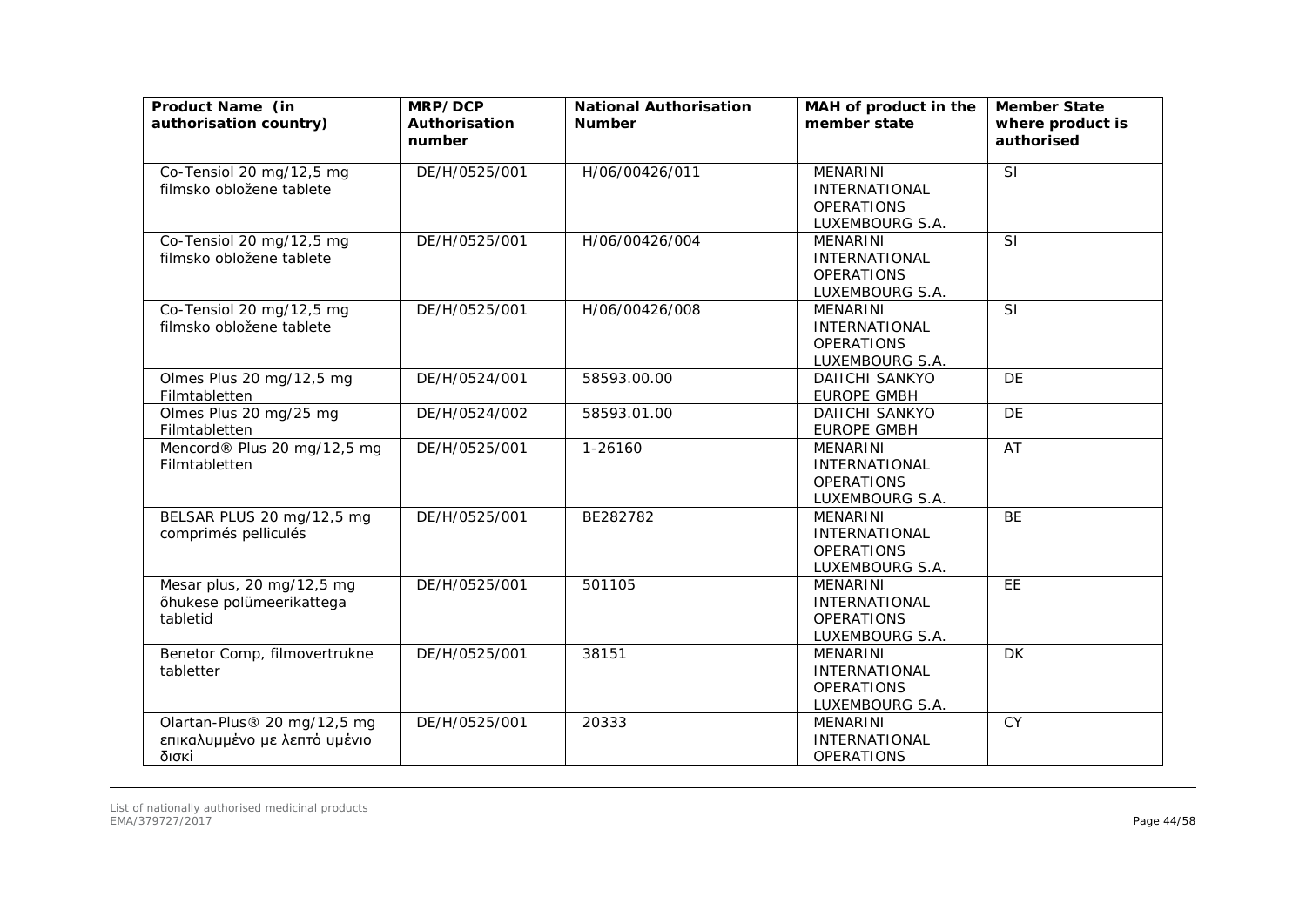| Product Name (in authorisation country) | MRP/DCP Authorisation number | National Authorisation Number | MAH of product in the member state | Member State where product is authorised |
|---|---|---|---|---|
| Co-Tensiol 20 mg/12,5 mg filmsko obložene tablete | DE/H/0525/001 | H/06/00426/011 | MENARINI INTERNATIONAL OPERATIONS LUXEMBOURG S.A. | SI |
| Co-Tensiol 20 mg/12,5 mg filmsko obložene tablete | DE/H/0525/001 | H/06/00426/004 | MENARINI INTERNATIONAL OPERATIONS LUXEMBOURG S.A. | SI |
| Co-Tensiol 20 mg/12,5 mg filmsko obložene tablete | DE/H/0525/001 | H/06/00426/008 | MENARINI INTERNATIONAL OPERATIONS LUXEMBOURG S.A. | SI |
| Olmes Plus 20 mg/12,5 mg Filmtabletten | DE/H/0524/001 | 58593.00.00 | DAIICHI SANKYO EUROPE GMBH | DE |
| Olmes Plus 20 mg/25 mg Filmtabletten | DE/H/0524/002 | 58593.01.00 | DAIICHI SANKYO EUROPE GMBH | DE |
| Mencord® Plus 20 mg/12,5 mg Filmtabletten | DE/H/0525/001 | 1-26160 | MENARINI INTERNATIONAL OPERATIONS LUXEMBOURG S.A. | AT |
| BELSAR PLUS 20 mg/12,5 mg comprimés pelliculés | DE/H/0525/001 | BE282782 | MENARINI INTERNATIONAL OPERATIONS LUXEMBOURG S.A. | BE |
| Mesar plus, 20 mg/12,5 mg õhukese polümeerikattega tabletid | DE/H/0525/001 | 501105 | MENARINI INTERNATIONAL OPERATIONS LUXEMBOURG S.A. | EE |
| Benetor Comp, filmovertrukne tabletter | DE/H/0525/001 | 38151 | MENARINI INTERNATIONAL OPERATIONS LUXEMBOURG S.A. | DK |
| Olartan-Plus® 20 mg/12,5 mg επικαλυμμένο με λεπτό υμένιο δισκί | DE/H/0525/001 | 20333 | MENARINI INTERNATIONAL OPERATIONS | CY |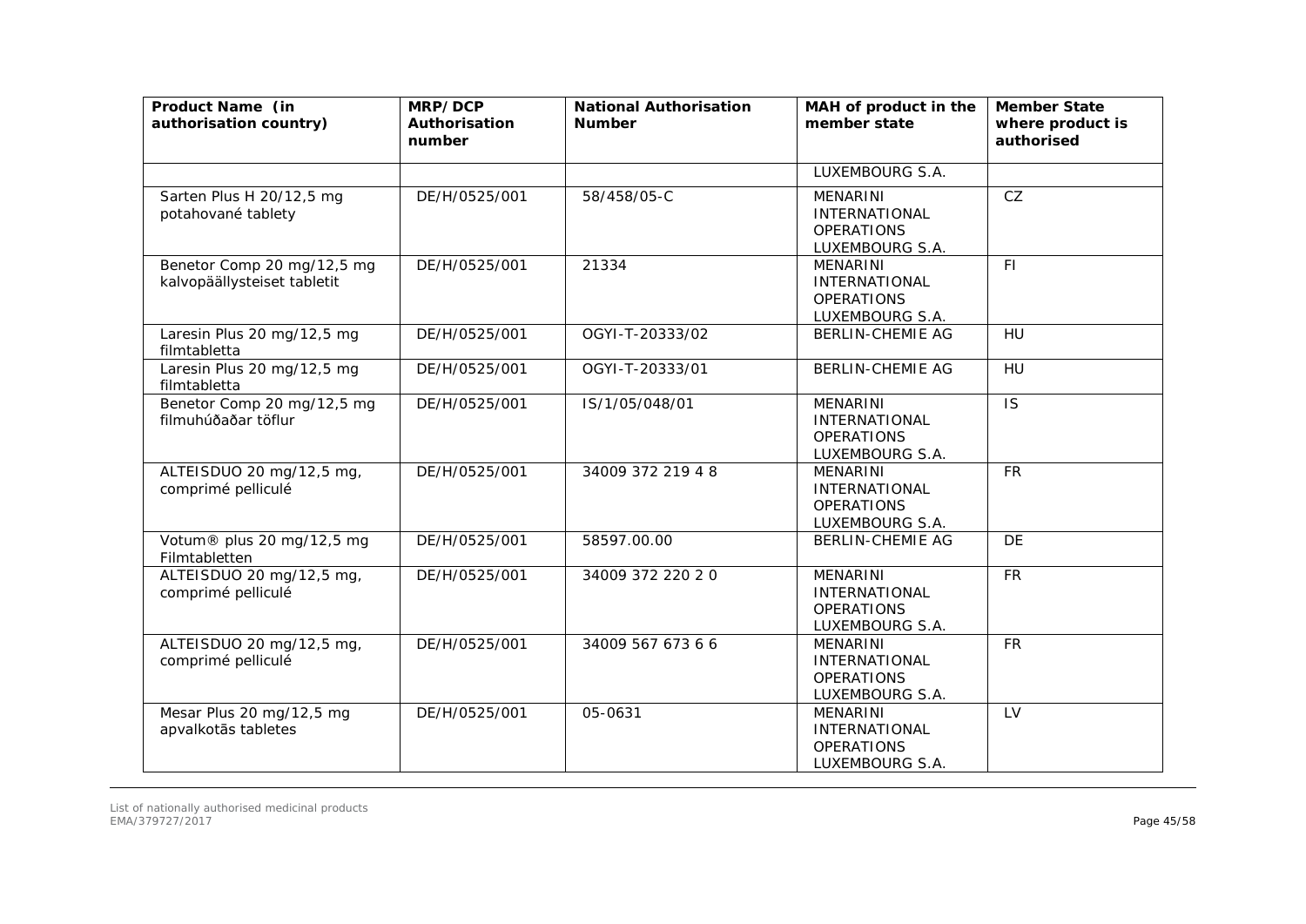| Product Name (in authorisation country) | MRP/DCP Authorisation number | National Authorisation Number | MAH of product in the member state | Member State where product is authorised |
|---|---|---|---|---|
| | | | LUXEMBOURG S.A. | |
| Sarten Plus H 20/12,5 mg potahované tablety | DE/H/0525/001 | 58/458/05-C | MENARINI INTERNATIONAL OPERATIONS LUXEMBOURG S.A. | CZ |
| Benetor Comp 20 mg/12,5 mg kalvopäällysteiset tabletit | DE/H/0525/001 | 21334 | MENARINI INTERNATIONAL OPERATIONS LUXEMBOURG S.A. | FI |
| Laresin Plus 20 mg/12,5 mg filmtabletta | DE/H/0525/001 | OGYI-T-20333/02 | BERLIN-CHEMIE AG | HU |
| Laresin Plus 20 mg/12,5 mg filmtabletta | DE/H/0525/001 | OGYI-T-20333/01 | BERLIN-CHEMIE AG | HU |
| Benetor Comp 20 mg/12,5 mg filmuhúðaðar töflur | DE/H/0525/001 | IS/1/05/048/01 | MENARINI INTERNATIONAL OPERATIONS LUXEMBOURG S.A. | IS |
| ALTEISDUO 20 mg/12,5 mg, comprimé pelliculé | DE/H/0525/001 | 34009 372 219 4 8 | MENARINI INTERNATIONAL OPERATIONS LUXEMBOURG S.A. | FR |
| Votum® plus 20 mg/12,5 mg Filmtabletten | DE/H/0525/001 | 58597.00.00 | BERLIN-CHEMIE AG | DE |
| ALTEISDUO 20 mg/12,5 mg, comprimé pelliculé | DE/H/0525/001 | 34009 372 220 2 0 | MENARINI INTERNATIONAL OPERATIONS LUXEMBOURG S.A. | FR |
| ALTEISDUO 20 mg/12,5 mg, comprimé pelliculé | DE/H/0525/001 | 34009 567 673 6 6 | MENARINI INTERNATIONAL OPERATIONS LUXEMBOURG S.A. | FR |
| Mesar Plus 20 mg/12,5 mg apvalkotās tabletes | DE/H/0525/001 | 05-0631 | MENARINI INTERNATIONAL OPERATIONS LUXEMBOURG S.A. | LV |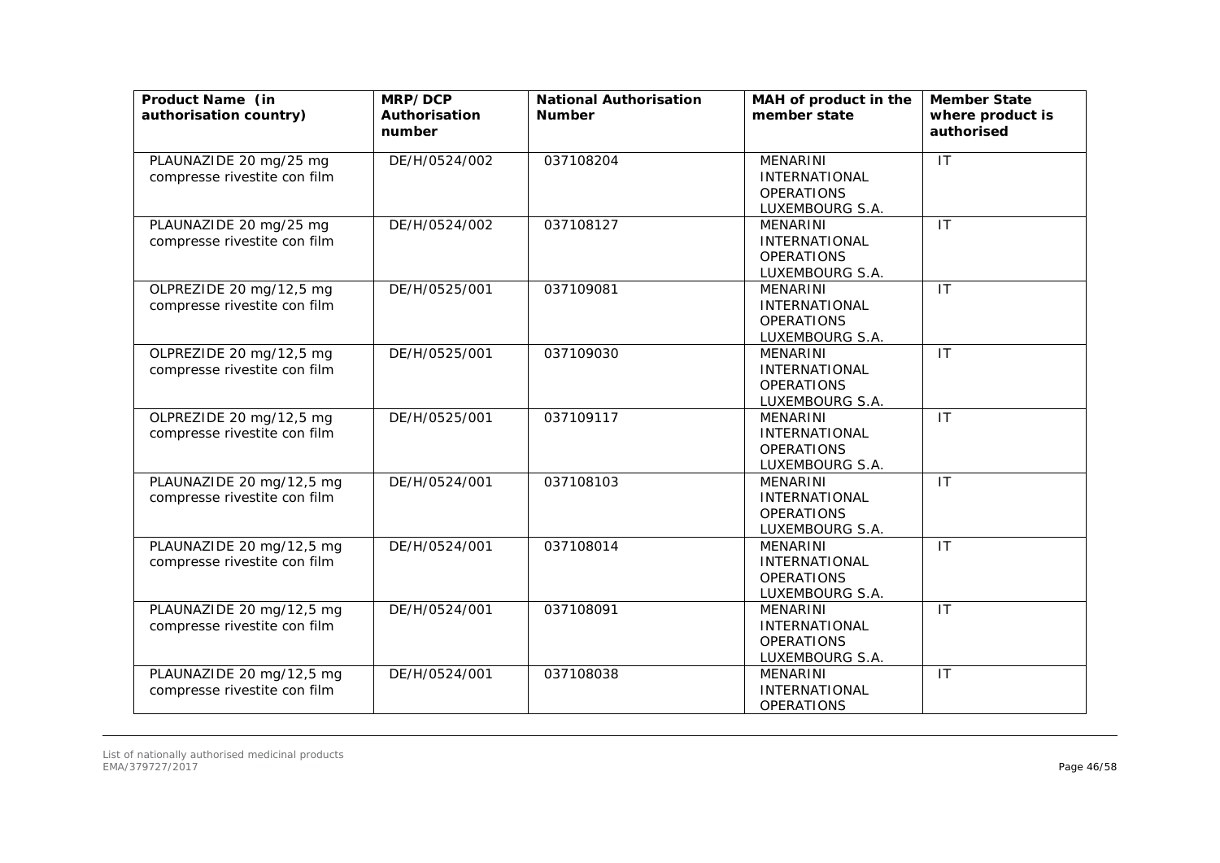| Product Name (in authorisation country) | MRP/DCP Authorisation number | National Authorisation Number | MAH of product in the member state | Member State where product is authorised |
|---|---|---|---|---|
| PLAUNAZIDE 20 mg/25 mg compresse rivestite con film | DE/H/0524/002 | 037108204 | MENARINI INTERNATIONAL OPERATIONS LUXEMBOURG S.A. | IT |
| PLAUNAZIDE 20 mg/25 mg compresse rivestite con film | DE/H/0524/002 | 037108127 | MENARINI INTERNATIONAL OPERATIONS LUXEMBOURG S.A. | IT |
| OLPREZIDE 20 mg/12,5 mg compresse rivestite con film | DE/H/0525/001 | 037109081 | MENARINI INTERNATIONAL OPERATIONS LUXEMBOURG S.A. | IT |
| OLPREZIDE 20 mg/12,5 mg compresse rivestite con film | DE/H/0525/001 | 037109030 | MENARINI INTERNATIONAL OPERATIONS LUXEMBOURG S.A. | IT |
| OLPREZIDE 20 mg/12,5 mg compresse rivestite con film | DE/H/0525/001 | 037109117 | MENARINI INTERNATIONAL OPERATIONS LUXEMBOURG S.A. | IT |
| PLAUNAZIDE 20 mg/12,5 mg compresse rivestite con film | DE/H/0524/001 | 037108103 | MENARINI INTERNATIONAL OPERATIONS LUXEMBOURG S.A. | IT |
| PLAUNAZIDE 20 mg/12,5 mg compresse rivestite con film | DE/H/0524/001 | 037108014 | MENARINI INTERNATIONAL OPERATIONS LUXEMBOURG S.A. | IT |
| PLAUNAZIDE 20 mg/12,5 mg compresse rivestite con film | DE/H/0524/001 | 037108091 | MENARINI INTERNATIONAL OPERATIONS LUXEMBOURG S.A. | IT |
| PLAUNAZIDE 20 mg/12,5 mg compresse rivestite con film | DE/H/0524/001 | 037108038 | MENARINI INTERNATIONAL OPERATIONS | IT |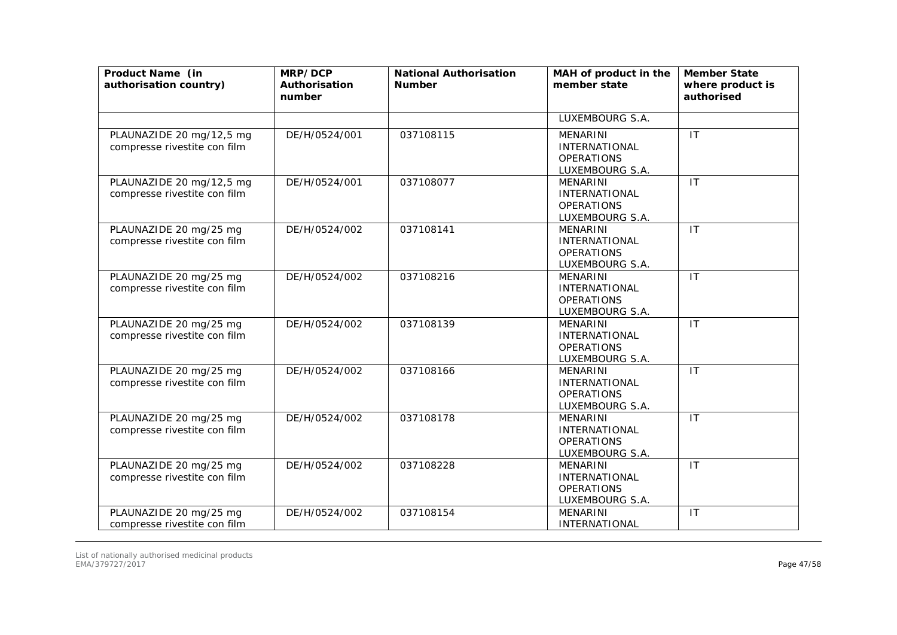| Product Name (in authorisation country) | MRP/DCP Authorisation number | National Authorisation Number | MAH of product in the member state | Member State where product is authorised |
|---|---|---|---|---|
| | | | LUXEMBOURG S.A. | |
| PLAUNAZIDE 20 mg/12,5 mg compresse rivestite con film | DE/H/0524/001 | 037108115 | MENARINI INTERNATIONAL OPERATIONS LUXEMBOURG S.A. | IT |
| PLAUNAZIDE 20 mg/12,5 mg compresse rivestite con film | DE/H/0524/001 | 037108077 | MENARINI INTERNATIONAL OPERATIONS LUXEMBOURG S.A. | IT |
| PLAUNAZIDE 20 mg/25 mg compresse rivestite con film | DE/H/0524/002 | 037108141 | MENARINI INTERNATIONAL OPERATIONS LUXEMBOURG S.A. | IT |
| PLAUNAZIDE 20 mg/25 mg compresse rivestite con film | DE/H/0524/002 | 037108216 | MENARINI INTERNATIONAL OPERATIONS LUXEMBOURG S.A. | IT |
| PLAUNAZIDE 20 mg/25 mg compresse rivestite con film | DE/H/0524/002 | 037108139 | MENARINI INTERNATIONAL OPERATIONS LUXEMBOURG S.A. | IT |
| PLAUNAZIDE 20 mg/25 mg compresse rivestite con film | DE/H/0524/002 | 037108166 | MENARINI INTERNATIONAL OPERATIONS LUXEMBOURG S.A. | IT |
| PLAUNAZIDE 20 mg/25 mg compresse rivestite con film | DE/H/0524/002 | 037108178 | MENARINI INTERNATIONAL OPERATIONS LUXEMBOURG S.A. | IT |
| PLAUNAZIDE 20 mg/25 mg compresse rivestite con film | DE/H/0524/002 | 037108228 | MENARINI INTERNATIONAL OPERATIONS LUXEMBOURG S.A. | IT |
| PLAUNAZIDE 20 mg/25 mg compresse rivestite con film | DE/H/0524/002 | 037108154 | MENARINI INTERNATIONAL | IT |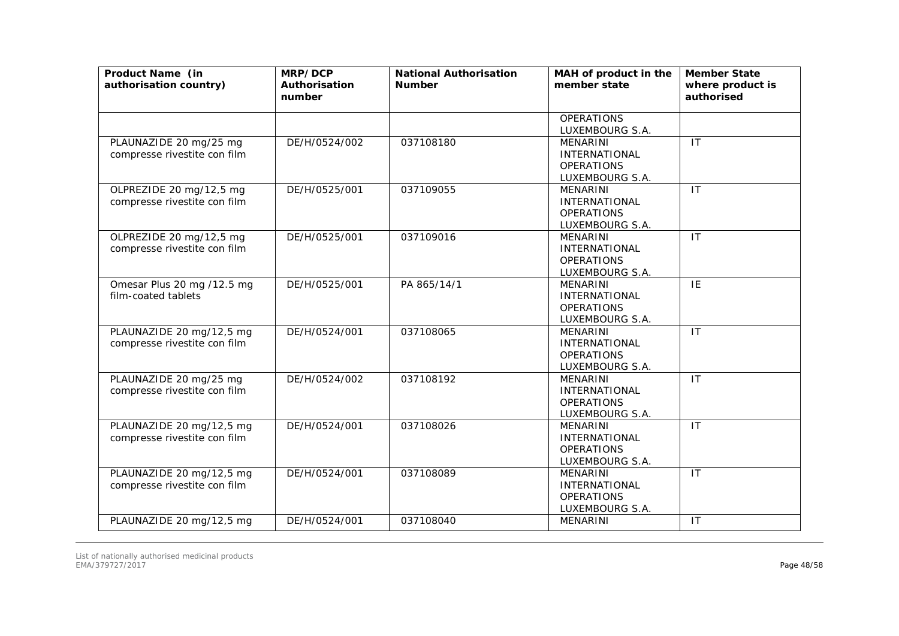| Product Name (in authorisation country) | MRP/DCP Authorisation number | National Authorisation Number | MAH of product in the member state | Member State where product is authorised |
|---|---|---|---|---|
| | | | OPERATIONS LUXEMBOURG S.A. | |
| PLAUNAZIDE 20 mg/25 mg compresse rivestite con film | DE/H/0524/002 | 037108180 | MENARINI INTERNATIONAL OPERATIONS LUXEMBOURG S.A. | IT |
| OLPREZIDE 20 mg/12,5 mg compresse rivestite con film | DE/H/0525/001 | 037109055 | MENARINI INTERNATIONAL OPERATIONS LUXEMBOURG S.A. | IT |
| OLPREZIDE 20 mg/12,5 mg compresse rivestite con film | DE/H/0525/001 | 037109016 | MENARINI INTERNATIONAL OPERATIONS LUXEMBOURG S.A. | IT |
| Omesar Plus 20 mg /12.5 mg film-coated tablets | DE/H/0525/001 | PA 865/14/1 | MENARINI INTERNATIONAL OPERATIONS LUXEMBOURG S.A. | IE |
| PLAUNAZIDE 20 mg/12,5 mg compresse rivestite con film | DE/H/0524/001 | 037108065 | MENARINI INTERNATIONAL OPERATIONS LUXEMBOURG S.A. | IT |
| PLAUNAZIDE 20 mg/25 mg compresse rivestite con film | DE/H/0524/002 | 037108192 | MENARINI INTERNATIONAL OPERATIONS LUXEMBOURG S.A. | IT |
| PLAUNAZIDE 20 mg/12,5 mg compresse rivestite con film | DE/H/0524/001 | 037108026 | MENARINI INTERNATIONAL OPERATIONS LUXEMBOURG S.A. | IT |
| PLAUNAZIDE 20 mg/12,5 mg compresse rivestite con film | DE/H/0524/001 | 037108089 | MENARINI INTERNATIONAL OPERATIONS LUXEMBOURG S.A. | IT |
| PLAUNAZIDE 20 mg/12,5 mg | DE/H/0524/001 | 037108040 | MENARINI | IT |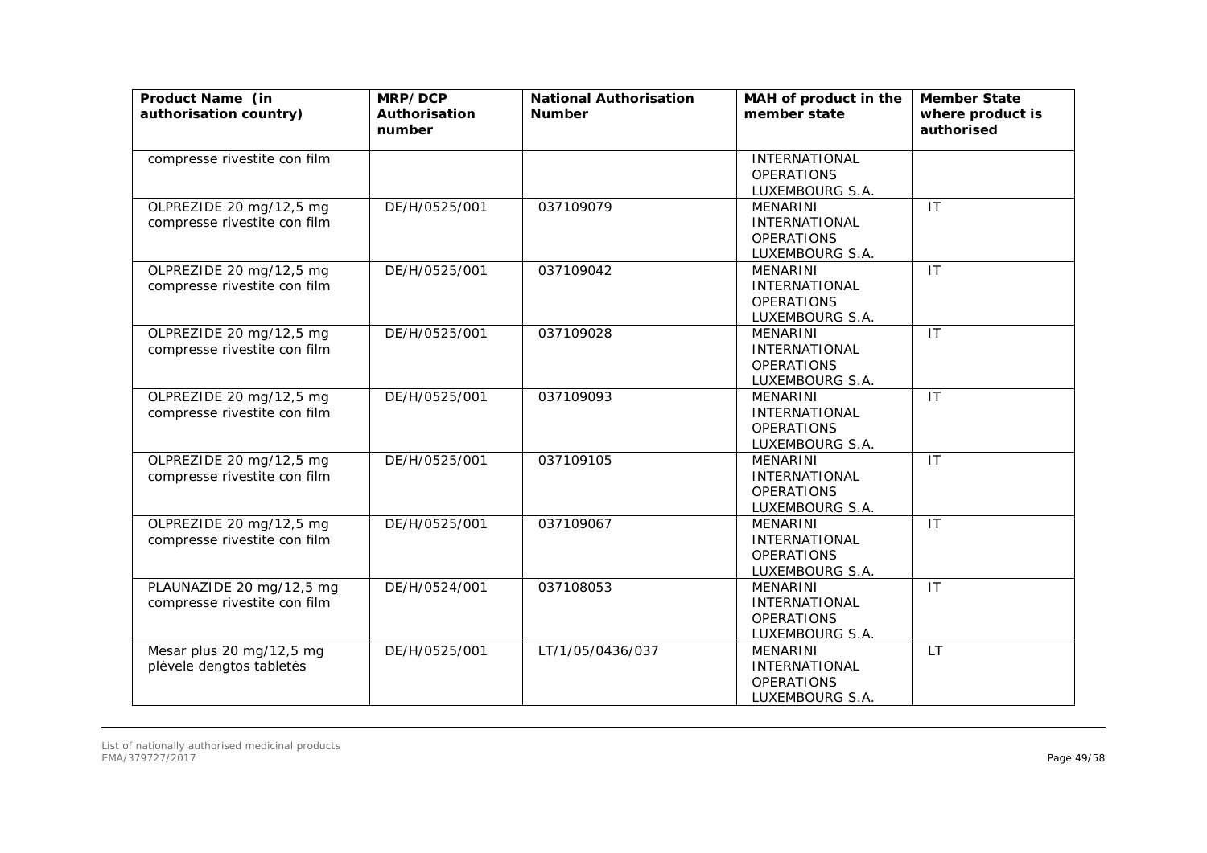| Product Name (in authorisation country) | MRP/DCP Authorisation number | National Authorisation Number | MAH of product in the member state | Member State where product is authorised |
|---|---|---|---|---|
| compresse rivestite con film | | | INTERNATIONAL OPERATIONS LUXEMBOURG S.A. | |
| OLPREZIDE 20 mg/12,5 mg compresse rivestite con film | DE/H/0525/001 | 037109079 | MENARINI INTERNATIONAL OPERATIONS LUXEMBOURG S.A. | IT |
| OLPREZIDE 20 mg/12,5 mg compresse rivestite con film | DE/H/0525/001 | 037109042 | MENARINI INTERNATIONAL OPERATIONS LUXEMBOURG S.A. | IT |
| OLPREZIDE 20 mg/12,5 mg compresse rivestite con film | DE/H/0525/001 | 037109028 | MENARINI INTERNATIONAL OPERATIONS LUXEMBOURG S.A. | IT |
| OLPREZIDE 20 mg/12,5 mg compresse rivestite con film | DE/H/0525/001 | 037109093 | MENARINI INTERNATIONAL OPERATIONS LUXEMBOURG S.A. | IT |
| OLPREZIDE 20 mg/12,5 mg compresse rivestite con film | DE/H/0525/001 | 037109105 | MENARINI INTERNATIONAL OPERATIONS LUXEMBOURG S.A. | IT |
| OLPREZIDE 20 mg/12,5 mg compresse rivestite con film | DE/H/0525/001 | 037109067 | MENARINI INTERNATIONAL OPERATIONS LUXEMBOURG S.A. | IT |
| PLAUNAZIDE 20 mg/12,5 mg compresse rivestite con film | DE/H/0524/001 | 037108053 | MENARINI INTERNATIONAL OPERATIONS LUXEMBOURG S.A. | IT |
| Mesar plus 20 mg/12,5 mg plėvele dengtos tabletės | DE/H/0525/001 | LT/1/05/0436/037 | MENARINI INTERNATIONAL OPERATIONS LUXEMBOURG S.A. | LT |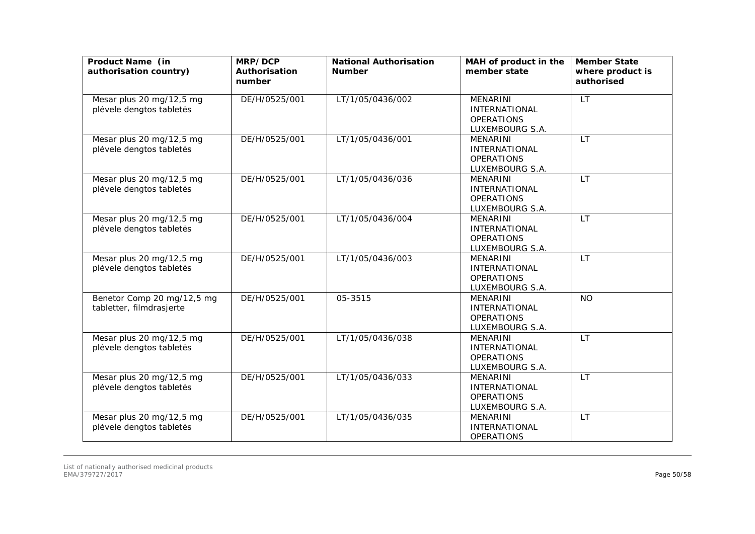| Product Name (in authorisation country) | MRP/DCP Authorisation number | National Authorisation Number | MAH of product in the member state | Member State where product is authorised |
|---|---|---|---|---|
| Mesar plus 20 mg/12,5 mg plėvele dengtos tabletės | DE/H/0525/001 | LT/1/05/0436/002 | MENARINI INTERNATIONAL OPERATIONS LUXEMBOURG S.A. | LT |
| Mesar plus 20 mg/12,5 mg plėvele dengtos tabletės | DE/H/0525/001 | LT/1/05/0436/001 | MENARINI INTERNATIONAL OPERATIONS LUXEMBOURG S.A. | LT |
| Mesar plus 20 mg/12,5 mg plėvele dengtos tabletės | DE/H/0525/001 | LT/1/05/0436/036 | MENARINI INTERNATIONAL OPERATIONS LUXEMBOURG S.A. | LT |
| Mesar plus 20 mg/12,5 mg plėvele dengtos tabletės | DE/H/0525/001 | LT/1/05/0436/004 | MENARINI INTERNATIONAL OPERATIONS LUXEMBOURG S.A. | LT |
| Mesar plus 20 mg/12,5 mg plėvele dengtos tabletės | DE/H/0525/001 | LT/1/05/0436/003 | MENARINI INTERNATIONAL OPERATIONS LUXEMBOURG S.A. | LT |
| Benetor Comp 20 mg/12,5 mg tabletter, filmdrasjerte | DE/H/0525/001 | 05-3515 | MENARINI INTERNATIONAL OPERATIONS LUXEMBOURG S.A. | NO |
| Mesar plus 20 mg/12,5 mg plėvele dengtos tabletės | DE/H/0525/001 | LT/1/05/0436/038 | MENARINI INTERNATIONAL OPERATIONS LUXEMBOURG S.A. | LT |
| Mesar plus 20 mg/12,5 mg plėvele dengtos tabletės | DE/H/0525/001 | LT/1/05/0436/033 | MENARINI INTERNATIONAL OPERATIONS LUXEMBOURG S.A. | LT |
| Mesar plus 20 mg/12,5 mg plėvele dengtos tabletės | DE/H/0525/001 | LT/1/05/0436/035 | MENARINI INTERNATIONAL OPERATIONS | LT |

List of nationally authorised medicinal products
EMA/379727/2017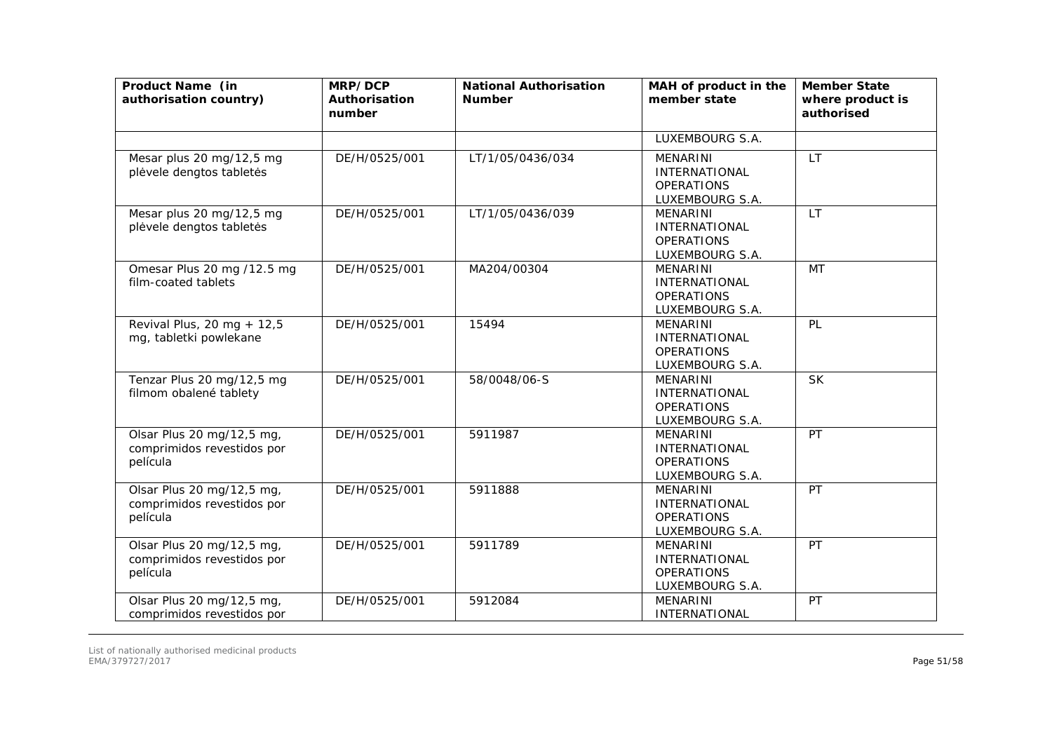| Product Name (in authorisation country) | MRP/DCP Authorisation number | National Authorisation Number | MAH of product in the member state | Member State where product is authorised |
| --- | --- | --- | --- | --- |
| | | | LUXEMBOURG S.A. | |
| Mesar plus 20 mg/12,5 mg plėvele dengtos tabletės | DE/H/0525/001 | LT/1/05/0436/034 | MENARINI INTERNATIONAL OPERATIONS LUXEMBOURG S.A. | LT |
| Mesar plus 20 mg/12,5 mg plėvele dengtos tabletės | DE/H/0525/001 | LT/1/05/0436/039 | MENARINI INTERNATIONAL OPERATIONS LUXEMBOURG S.A. | LT |
| Omesar Plus 20 mg /12.5 mg film-coated tablets | DE/H/0525/001 | MA204/00304 | MENARINI INTERNATIONAL OPERATIONS LUXEMBOURG S.A. | MT |
| Revival Plus, 20 mg + 12,5 mg, tabletki powlekane | DE/H/0525/001 | 15494 | MENARINI INTERNATIONAL OPERATIONS LUXEMBOURG S.A. | PL |
| Tenzar Plus 20 mg/12,5 mg filmom obalené tablety | DE/H/0525/001 | 58/0048/06-S | MENARINI INTERNATIONAL OPERATIONS LUXEMBOURG S.A. | SK |
| Olsar Plus 20 mg/12,5 mg, comprimidos revestidos por película | DE/H/0525/001 | 5911987 | MENARINI INTERNATIONAL OPERATIONS LUXEMBOURG S.A. | PT |
| Olsar Plus 20 mg/12,5 mg, comprimidos revestidos por película | DE/H/0525/001 | 5911888 | MENARINI INTERNATIONAL OPERATIONS LUXEMBOURG S.A. | PT |
| Olsar Plus 20 mg/12,5 mg, comprimidos revestidos por película | DE/H/0525/001 | 5911789 | MENARINI INTERNATIONAL OPERATIONS LUXEMBOURG S.A. | PT |
| Olsar Plus 20 mg/12,5 mg, comprimidos revestidos por | DE/H/0525/001 | 5912084 | MENARINI INTERNATIONAL | PT |

List of nationally authorised medicinal products
EMA/379727/2017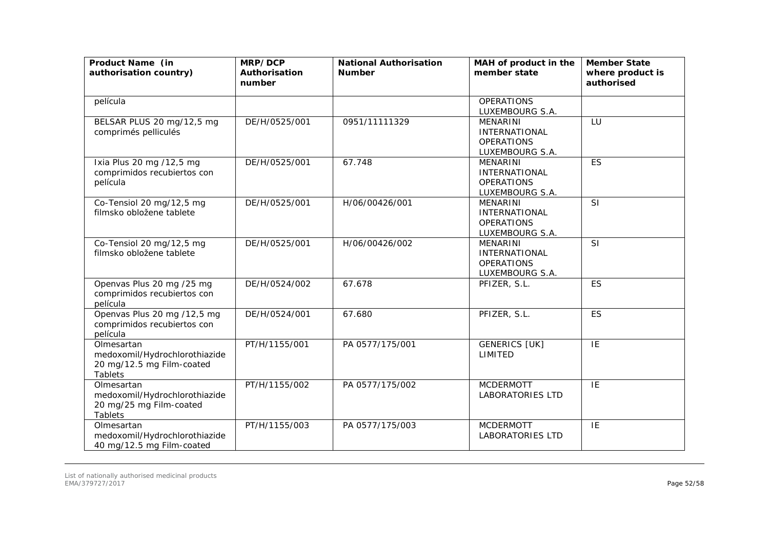| Product Name (in authorisation country) | MRP/DCP Authorisation number | National Authorisation Number | MAH of product in the member state | Member State where product is authorised |
|---|---|---|---|---|
| película | | | OPERATIONS LUXEMBOURG S.A. | |
| BELSAR PLUS 20 mg/12,5 mg comprimés pelliculés | DE/H/0525/001 | 0951/11111329 | MENARINI INTERNATIONAL OPERATIONS LUXEMBOURG S.A. | LU |
| Ixia Plus 20 mg /12,5 mg comprimidos recubiertos con película | DE/H/0525/001 | 67.748 | MENARINI INTERNATIONAL OPERATIONS LUXEMBOURG S.A. | ES |
| Co-Tensiol 20 mg/12,5 mg filmsko obložene tablete | DE/H/0525/001 | H/06/00426/001 | MENARINI INTERNATIONAL OPERATIONS LUXEMBOURG S.A. | SI |
| Co-Tensiol 20 mg/12,5 mg filmsko obložene tablete | DE/H/0525/001 | H/06/00426/002 | MENARINI INTERNATIONAL OPERATIONS LUXEMBOURG S.A. | SI |
| Openvas Plus 20 mg /25 mg comprimidos recubiertos con película | DE/H/0524/002 | 67.678 | PFIZER, S.L. | ES |
| Openvas Plus 20 mg /12,5 mg comprimidos recubiertos con película | DE/H/0524/001 | 67.680 | PFIZER, S.L. | ES |
| Olmesartan medoxomil/Hydrochlorothiazide 20 mg/12.5 mg Film-coated Tablets | PT/H/1155/001 | PA 0577/175/001 | GENERICS [UK] LIMITED | IE |
| Olmesartan medoxomil/Hydrochlorothiazide 20 mg/25 mg Film-coated Tablets | PT/H/1155/002 | PA 0577/175/002 | MCDERMOTT LABORATORIES LTD | IE |
| Olmesartan medoxomil/Hydrochlorothiazide 40 mg/12.5 mg Film-coated | PT/H/1155/003 | PA 0577/175/003 | MCDERMOTT LABORATORIES LTD | IE |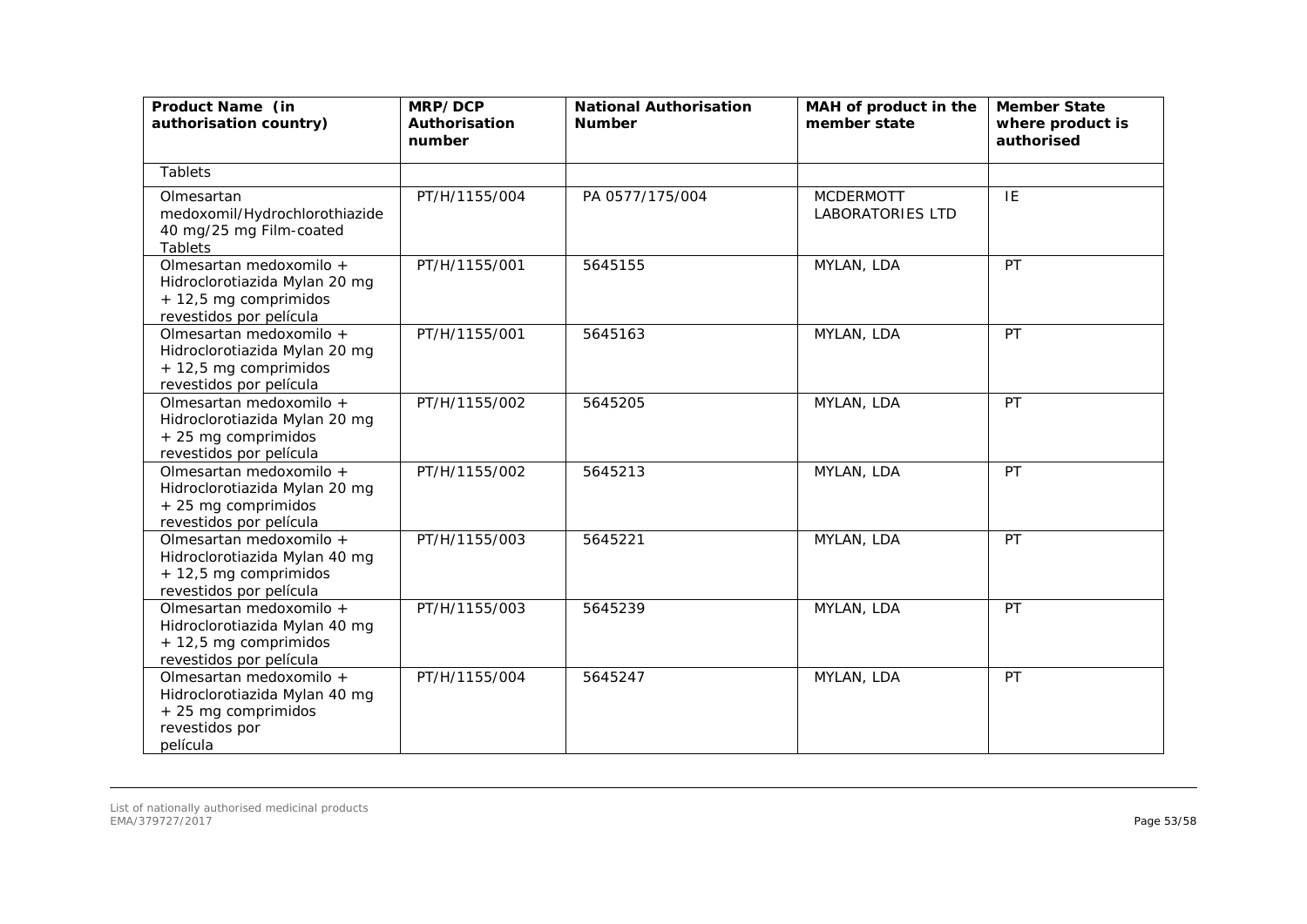| Product Name (in authorisation country) | MRP/DCP Authorisation number | National Authorisation Number | MAH of product in the member state | Member State where product is authorised |
|---|---|---|---|---|
| Tablets | | | | |
| Olmesartan medoxomil/Hydrochlorothiazide 40 mg/25 mg Film-coated Tablets | PT/H/1155/004 | PA 0577/175/004 | MCDERMOTT LABORATORIES LTD | IE |
| Olmesartan medoxomilo + Hidroclorotiazida Mylan 20 mg + 12,5 mg comprimidos revestidos por película | PT/H/1155/001 | 5645155 | MYLAN, LDA | PT |
| Olmesartan medoxomilo + Hidroclorotiazida Mylan 20 mg + 12,5 mg comprimidos revestidos por película | PT/H/1155/001 | 5645163 | MYLAN, LDA | PT |
| Olmesartan medoxomilo + Hidroclorotiazida Mylan 20 mg + 25 mg comprimidos revestidos por película | PT/H/1155/002 | 5645205 | MYLAN, LDA | PT |
| Olmesartan medoxomilo + Hidroclorotiazida Mylan 20 mg + 25 mg comprimidos revestidos por película | PT/H/1155/002 | 5645213 | MYLAN, LDA | PT |
| Olmesartan medoxomilo + Hidroclorotiazida Mylan 40 mg + 12,5 mg comprimidos revestidos por película | PT/H/1155/003 | 5645221 | MYLAN, LDA | PT |
| Olmesartan medoxomilo + Hidroclorotiazida Mylan 40 mg + 12,5 mg comprimidos revestidos por película | PT/H/1155/003 | 5645239 | MYLAN, LDA | PT |
| Olmesartan medoxomilo + Hidroclorotiazida Mylan 40 mg + 25 mg comprimidos revestidos por película | PT/H/1155/004 | 5645247 | MYLAN, LDA | PT |

List of nationally authorised medicinal products
EMA/379727/2017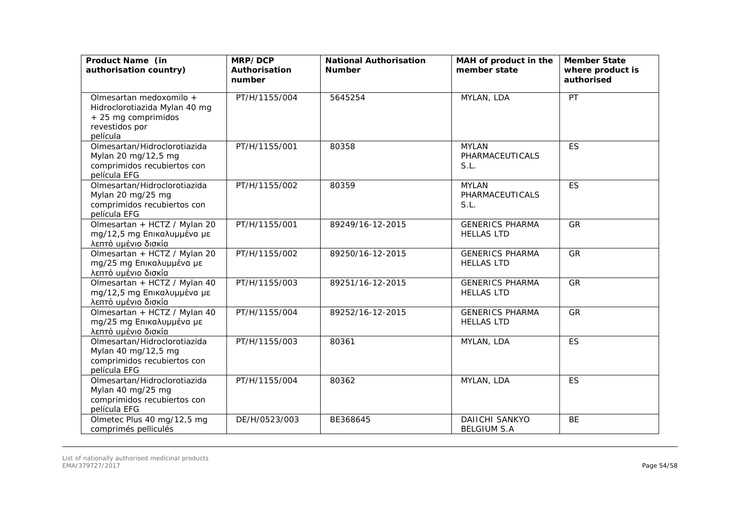| Product Name (in authorisation country) | MRP/DCP Authorisation number | National Authorisation Number | MAH of product in the member state | Member State where product is authorised |
|---|---|---|---|---|
| Olmesartan medoxomilo + Hidroclorotiazida Mylan 40 mg + 25 mg comprimidos revestidos por película | PT/H/1155/004 | 5645254 | MYLAN, LDA | PT |
| Olmesartan/Hidroclorotiazida Mylan 20 mg/12,5 mg comprimidos recubiertos con película EFG | PT/H/1155/001 | 80358 | MYLAN PHARMACEUTICALS S.L. | ES |
| Olmesartan/Hidroclorotiazida Mylan 20 mg/25 mg comprimidos recubiertos con película EFG | PT/H/1155/002 | 80359 | MYLAN PHARMACEUTICALS S.L. | ES |
| Olmesartan + HCTZ / Mylan 20 mg/12,5 mg Επικαλυμμένα με λεπτό υμένιο δισκία | PT/H/1155/001 | 89249/16-12-2015 | GENERICS PHARMA HELLAS LTD | GR |
| Olmesartan + HCTZ / Mylan 20 mg/25 mg Επικαλυμμένα με λεπτό υμένιο δισκία | PT/H/1155/002 | 89250/16-12-2015 | GENERICS PHARMA HELLAS LTD | GR |
| Olmesartan + HCTZ / Mylan 40 mg/12,5 mg Επικαλυμμένα με λεπτό υμένιο δισκία | PT/H/1155/003 | 89251/16-12-2015 | GENERICS PHARMA HELLAS LTD | GR |
| Olmesartan + HCTZ / Mylan 40 mg/25 mg Επικαλυμμένα με λεπτό υμένιο δισκία | PT/H/1155/004 | 89252/16-12-2015 | GENERICS PHARMA HELLAS LTD | GR |
| Olmesartan/Hidroclorotiazida Mylan 40 mg/12,5 mg comprimidos recubiertos con película EFG | PT/H/1155/003 | 80361 | MYLAN, LDA | ES |
| Olmesartan/Hidroclorotiazida Mylan 40 mg/25 mg comprimidos recubiertos con película EFG | PT/H/1155/004 | 80362 | MYLAN, LDA | ES |
| Olmetec Plus 40 mg/12,5 mg comprimés pelliculés | DE/H/0523/003 | BE368645 | DAIICHI SANKYO BELGIUM S.A | BE |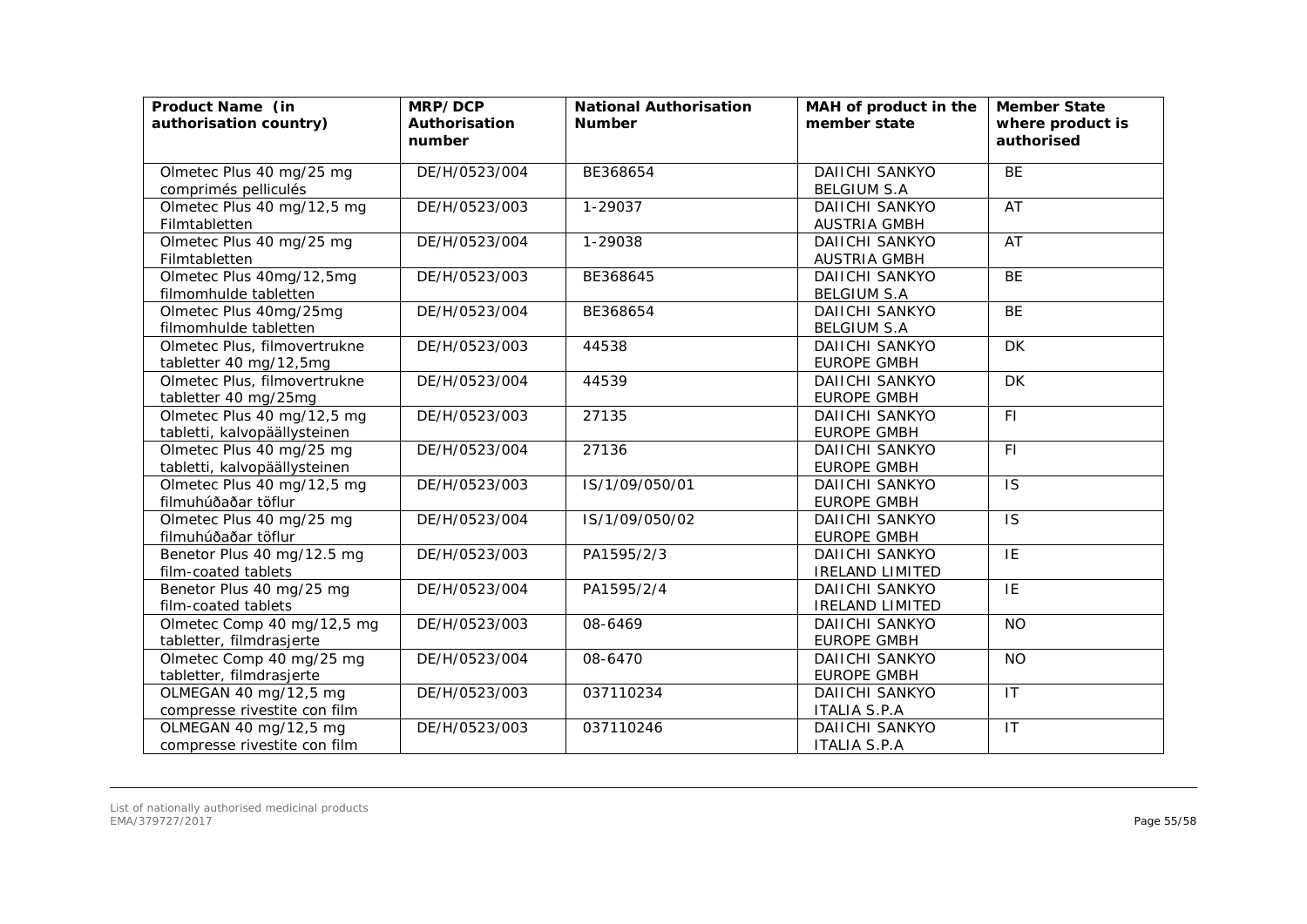| Product Name (in authorisation country) | MRP/DCP Authorisation number | National Authorisation Number | MAH of product in the member state | Member State where product is authorised |
|---|---|---|---|---|
| Olmetec Plus 40 mg/25 mg comprimés pelliculés | DE/H/0523/004 | BE368654 | DAIICHI SANKYO BELGIUM S.A | BE |
| Olmetec Plus 40 mg/12,5 mg Filmtabletten | DE/H/0523/003 | 1-29037 | DAIICHI SANKYO AUSTRIA GMBH | AT |
| Olmetec Plus 40 mg/25 mg Filmtabletten | DE/H/0523/004 | 1-29038 | DAIICHI SANKYO AUSTRIA GMBH | AT |
| Olmetec Plus 40mg/12,5mg filmomhulde tabletten | DE/H/0523/003 | BE368645 | DAIICHI SANKYO BELGIUM S.A | BE |
| Olmetec Plus 40mg/25mg filmomhulde tabletten | DE/H/0523/004 | BE368654 | DAIICHI SANKYO BELGIUM S.A | BE |
| Olmetec Plus, filmovertrukne tabletter 40 mg/12,5mg | DE/H/0523/003 | 44538 | DAIICHI SANKYO EUROPE GMBH | DK |
| Olmetec Plus, filmovertrukne tabletter 40 mg/25mg | DE/H/0523/004 | 44539 | DAIICHI SANKYO EUROPE GMBH | DK |
| Olmetec Plus 40 mg/12,5 mg tabletti, kalvopäällysteinen | DE/H/0523/003 | 27135 | DAIICHI SANKYO EUROPE GMBH | FI |
| Olmetec Plus 40 mg/25 mg tabletti, kalvopäällysteinen | DE/H/0523/004 | 27136 | DAIICHI SANKYO EUROPE GMBH | FI |
| Olmetec Plus 40 mg/12,5 mg filmuhúðaðar töflur | DE/H/0523/003 | IS/1/09/050/01 | DAIICHI SANKYO EUROPE GMBH | IS |
| Olmetec Plus 40 mg/25 mg filmuhúðaðar töflur | DE/H/0523/004 | IS/1/09/050/02 | DAIICHI SANKYO EUROPE GMBH | IS |
| Benetor Plus 40 mg/12.5 mg film-coated tablets | DE/H/0523/003 | PA1595/2/3 | DAIICHI SANKYO IRELAND LIMITED | IE |
| Benetor Plus 40 mg/25 mg film-coated tablets | DE/H/0523/004 | PA1595/2/4 | DAIICHI SANKYO IRELAND LIMITED | IE |
| Olmetec Comp 40 mg/12,5 mg tabletter, filmdrasjerte | DE/H/0523/003 | 08-6469 | DAIICHI SANKYO EUROPE GMBH | NO |
| Olmetec Comp 40 mg/25 mg tabletter, filmdrasjerte | DE/H/0523/004 | 08-6470 | DAIICHI SANKYO EUROPE GMBH | NO |
| OLMEGAN 40 mg/12,5 mg compresse rivestite con film | DE/H/0523/003 | 037110234 | DAIICHI SANKYO ITALIA S.P.A | IT |
| OLMEGAN 40 mg/12,5 mg compresse rivestite con film | DE/H/0523/003 | 037110246 | DAIICHI SANKYO ITALIA S.P.A | IT |

List of nationally authorised medicinal products
EMA/379727/2017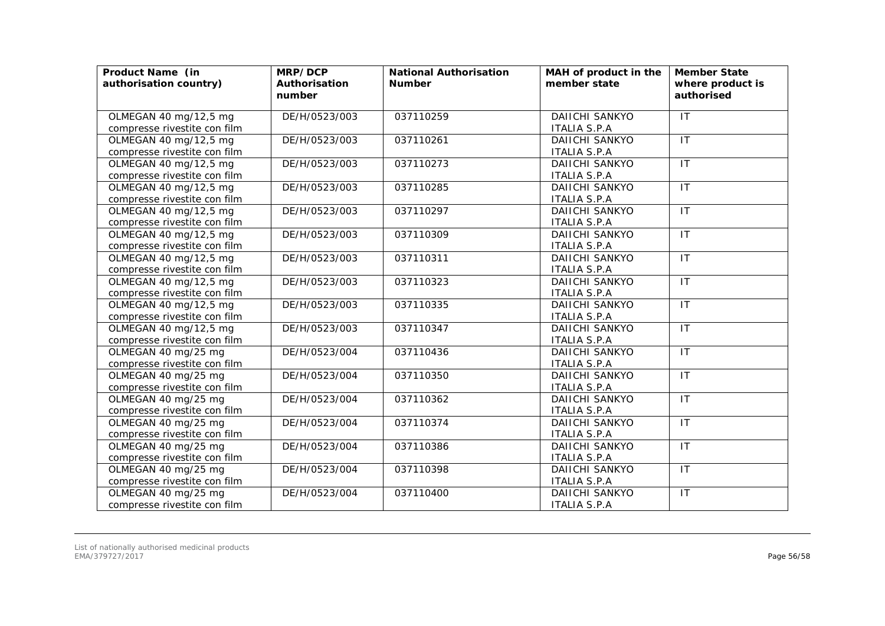| Product Name (in authorisation country) | MRP/DCP Authorisation number | National Authorisation Number | MAH of product in the member state | Member State where product is authorised |
|---|---|---|---|---|
| OLMEGAN 40 mg/12,5 mg compresse rivestite con film | DE/H/0523/003 | 037110259 | DAIICHI SANKYO ITALIA S.P.A | IT |
| OLMEGAN 40 mg/12,5 mg compresse rivestite con film | DE/H/0523/003 | 037110261 | DAIICHI SANKYO ITALIA S.P.A | IT |
| OLMEGAN 40 mg/12,5 mg compresse rivestite con film | DE/H/0523/003 | 037110273 | DAIICHI SANKYO ITALIA S.P.A | IT |
| OLMEGAN 40 mg/12,5 mg compresse rivestite con film | DE/H/0523/003 | 037110285 | DAIICHI SANKYO ITALIA S.P.A | IT |
| OLMEGAN 40 mg/12,5 mg compresse rivestite con film | DE/H/0523/003 | 037110297 | DAIICHI SANKYO ITALIA S.P.A | IT |
| OLMEGAN 40 mg/12,5 mg compresse rivestite con film | DE/H/0523/003 | 037110309 | DAIICHI SANKYO ITALIA S.P.A | IT |
| OLMEGAN 40 mg/12,5 mg compresse rivestite con film | DE/H/0523/003 | 037110311 | DAIICHI SANKYO ITALIA S.P.A | IT |
| OLMEGAN 40 mg/12,5 mg compresse rivestite con film | DE/H/0523/003 | 037110323 | DAIICHI SANKYO ITALIA S.P.A | IT |
| OLMEGAN 40 mg/12,5 mg compresse rivestite con film | DE/H/0523/003 | 037110335 | DAIICHI SANKYO ITALIA S.P.A | IT |
| OLMEGAN 40 mg/12,5 mg compresse rivestite con film | DE/H/0523/003 | 037110347 | DAIICHI SANKYO ITALIA S.P.A | IT |
| OLMEGAN 40 mg/25 mg compresse rivestite con film | DE/H/0523/004 | 037110436 | DAIICHI SANKYO ITALIA S.P.A | IT |
| OLMEGAN 40 mg/25 mg compresse rivestite con film | DE/H/0523/004 | 037110350 | DAIICHI SANKYO ITALIA S.P.A | IT |
| OLMEGAN 40 mg/25 mg compresse rivestite con film | DE/H/0523/004 | 037110362 | DAIICHI SANKYO ITALIA S.P.A | IT |
| OLMEGAN 40 mg/25 mg compresse rivestite con film | DE/H/0523/004 | 037110374 | DAIICHI SANKYO ITALIA S.P.A | IT |
| OLMEGAN 40 mg/25 mg compresse rivestite con film | DE/H/0523/004 | 037110386 | DAIICHI SANKYO ITALIA S.P.A | IT |
| OLMEGAN 40 mg/25 mg compresse rivestite con film | DE/H/0523/004 | 037110398 | DAIICHI SANKYO ITALIA S.P.A | IT |
| OLMEGAN 40 mg/25 mg compresse rivestite con film | DE/H/0523/004 | 037110400 | DAIICHI SANKYO ITALIA S.P.A | IT |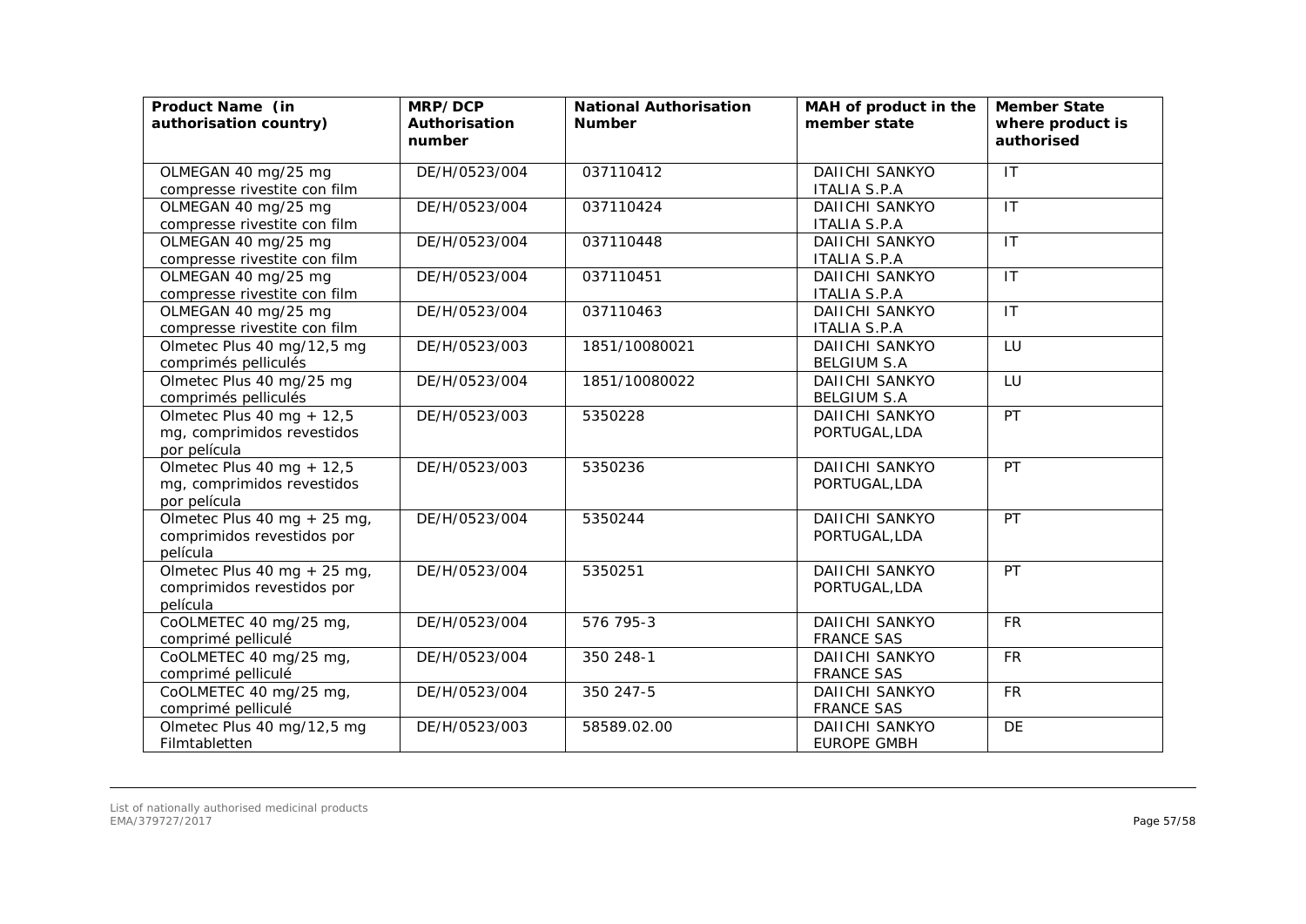| Product Name (in authorisation country) | MRP/DCP Authorisation number | National Authorisation Number | MAH of product in the member state | Member State where product is authorised |
|---|---|---|---|---|
| OLMEGAN 40 mg/25 mg compresse rivestite con film | DE/H/0523/004 | 037110412 | DAIICHI SANKYO ITALIA S.P.A | IT |
| OLMEGAN 40 mg/25 mg compresse rivestite con film | DE/H/0523/004 | 037110424 | DAIICHI SANKYO ITALIA S.P.A | IT |
| OLMEGAN 40 mg/25 mg compresse rivestite con film | DE/H/0523/004 | 037110448 | DAIICHI SANKYO ITALIA S.P.A | IT |
| OLMEGAN 40 mg/25 mg compresse rivestite con film | DE/H/0523/004 | 037110451 | DAIICHI SANKYO ITALIA S.P.A | IT |
| OLMEGAN 40 mg/25 mg compresse rivestite con film | DE/H/0523/004 | 037110463 | DAIICHI SANKYO ITALIA S.P.A | IT |
| Olmetec Plus 40 mg/12,5 mg comprimés pelliculés | DE/H/0523/003 | 1851/10080021 | DAIICHI SANKYO BELGIUM S.A | LU |
| Olmetec Plus 40 mg/25 mg comprimés pelliculés | DE/H/0523/004 | 1851/10080022 | DAIICHI SANKYO BELGIUM S.A | LU |
| Olmetec Plus 40 mg + 12,5 mg, comprimidos revestidos por película | DE/H/0523/003 | 5350228 | DAIICHI SANKYO PORTUGAL,LDA | PT |
| Olmetec Plus 40 mg + 12,5 mg, comprimidos revestidos por película | DE/H/0523/003 | 5350236 | DAIICHI SANKYO PORTUGAL,LDA | PT |
| Olmetec Plus 40 mg + 25 mg, comprimidos revestidos por película | DE/H/0523/004 | 5350244 | DAIICHI SANKYO PORTUGAL,LDA | PT |
| Olmetec Plus 40 mg + 25 mg, comprimidos revestidos por película | DE/H/0523/004 | 5350251 | DAIICHI SANKYO PORTUGAL,LDA | PT |
| CoOLMETEC 40 mg/25 mg, comprimé pelliculé | DE/H/0523/004 | 576 795-3 | DAIICHI SANKYO FRANCE SAS | FR |
| CoOLMETEC 40 mg/25 mg, comprimé pelliculé | DE/H/0523/004 | 350 248-1 | DAIICHI SANKYO FRANCE SAS | FR |
| CoOLMETEC 40 mg/25 mg, comprimé pelliculé | DE/H/0523/004 | 350 247-5 | DAIICHI SANKYO FRANCE SAS | FR |
| Olmetec Plus 40 mg/12,5 mg Filmtabletten | DE/H/0523/003 | 58589.02.00 | DAIICHI SANKYO EUROPE GMBH | DE |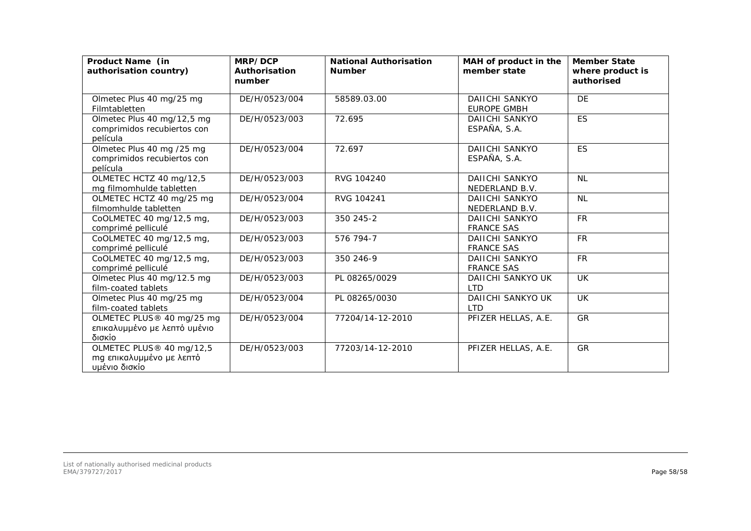| Product Name (in authorisation country) | MRP/DCP Authorisation number | National Authorisation Number | MAH of product in the member state | Member State where product is authorised |
|---|---|---|---|---|
| Olmetec Plus 40 mg/25 mg Filmtabletten | DE/H/0523/004 | 58589.03.00 | DAIICHI SANKYO EUROPE GMBH | DE |
| Olmetec Plus 40 mg/12,5 mg comprimidos recubiertos con película | DE/H/0523/003 | 72.695 | DAIICHI SANKYO ESPAÑA, S.A. | ES |
| Olmetec Plus 40 mg /25 mg comprimidos recubiertos con película | DE/H/0523/004 | 72.697 | DAIICHI SANKYO ESPAÑA, S.A. | ES |
| OLMETEC HCTZ 40 mg/12,5 mg filmomhulde tabletten | DE/H/0523/003 | RVG 104240 | DAIICHI SANKYO NEDERLAND B.V. | NL |
| OLMETEC HCTZ 40 mg/25 mg filmomhulde tabletten | DE/H/0523/004 | RVG 104241 | DAIICHI SANKYO NEDERLAND B.V. | NL |
| CoOLMETEC 40 mg/12,5 mg, comprimé pelliculé | DE/H/0523/003 | 350 245-2 | DAIICHI SANKYO FRANCE SAS | FR |
| CoOLMETEC 40 mg/12,5 mg, comprimé pelliculé | DE/H/0523/003 | 576 794-7 | DAIICHI SANKYO FRANCE SAS | FR |
| CoOLMETEC 40 mg/12,5 mg, comprimé pelliculé | DE/H/0523/003 | 350 246-9 | DAIICHI SANKYO FRANCE SAS | FR |
| Olmetec Plus 40 mg/12.5 mg film-coated tablets | DE/H/0523/003 | PL 08265/0029 | DAIICHI SANKYO UK LTD | UK |
| Olmetec Plus 40 mg/25 mg film-coated tablets | DE/H/0523/004 | PL 08265/0030 | DAIICHI SANKYO UK LTD | UK |
| OLMETEC PLUS® 40 mg/25 mg επικαλυμμένο με λεπτό υμένιο δισκίο | DE/H/0523/004 | 77204/14-12-2010 | PFIZER HELLAS, A.E. | GR |
| OLMETEC PLUS® 40 mg/12,5 mg επικαλυμμένο με λεπτό υμένιο δισκίο | DE/H/0523/003 | 77203/14-12-2010 | PFIZER HELLAS, A.E. | GR |